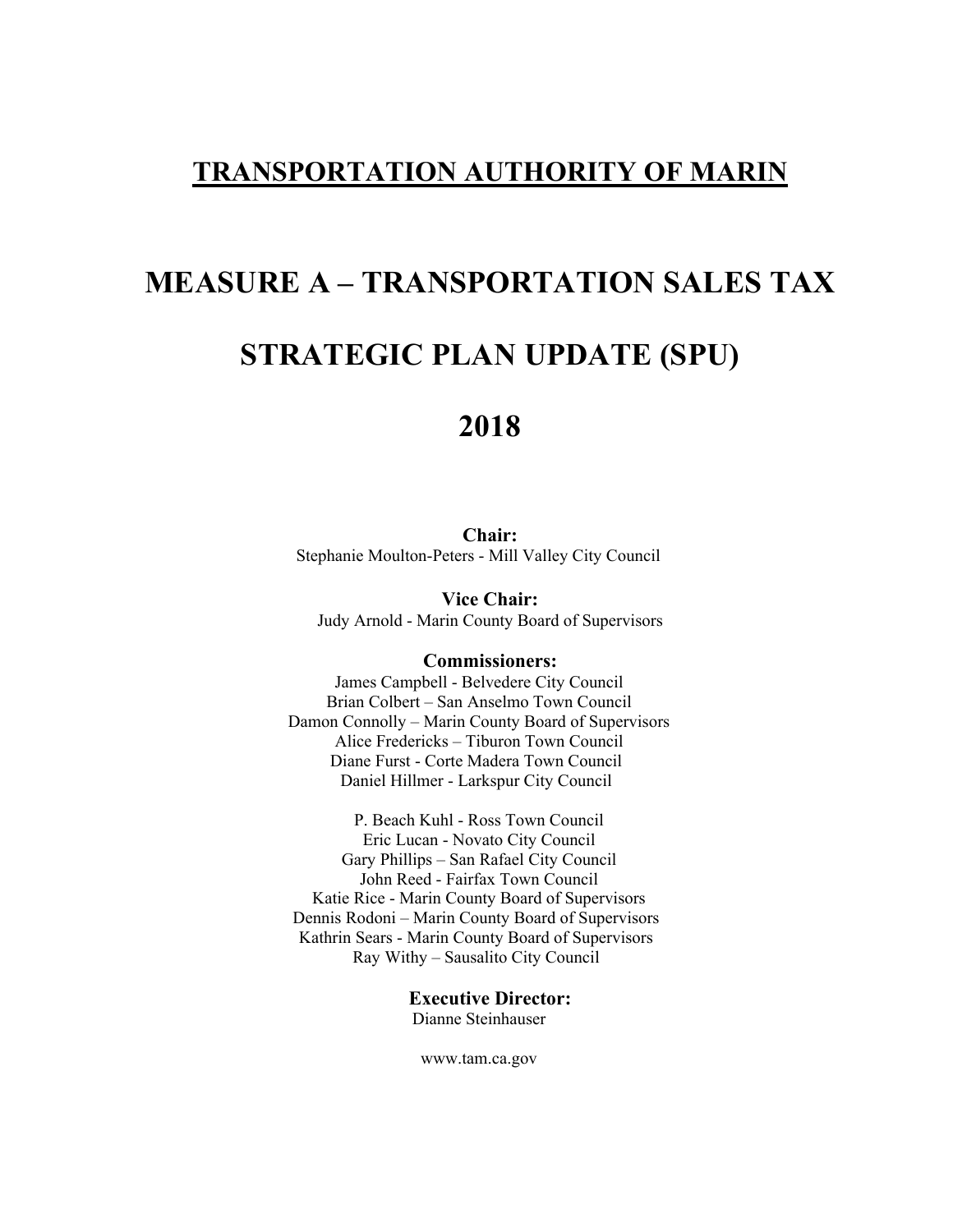# TRANSPORTATION AUTHORITY OF MARIN

# MEASURE A – TRANSPORTATION SALES TAX

# STRATEGIC PLAN UPDATE (SPU)

# 2018

**Chair:**
Stephanie Moulton-Peters - Mill Valley City Council

**Vice Chair:**
Judy Arnold - Marin County Board of Supervisors

**Commissioners:**
James Campbell - Belvedere City Council
Brian Colbert – San Anselmo Town Council
Damon Connolly – Marin County Board of Supervisors
Alice Fredericks – Tiburon Town Council
Diane Furst - Corte Madera Town Council
Daniel Hillmer - Larkspur City Council

P. Beach Kuhl - Ross Town Council
Eric Lucan - Novato City Council
Gary Phillips – San Rafael City Council
John Reed - Fairfax Town Council
Katie Rice - Marin County Board of Supervisors
Dennis Rodoni – Marin County Board of Supervisors
Kathrin Sears - Marin County Board of Supervisors
Ray Withy – Sausalito City Council

**Executive Director:**
Dianne Steinhauser

www.tam.ca.gov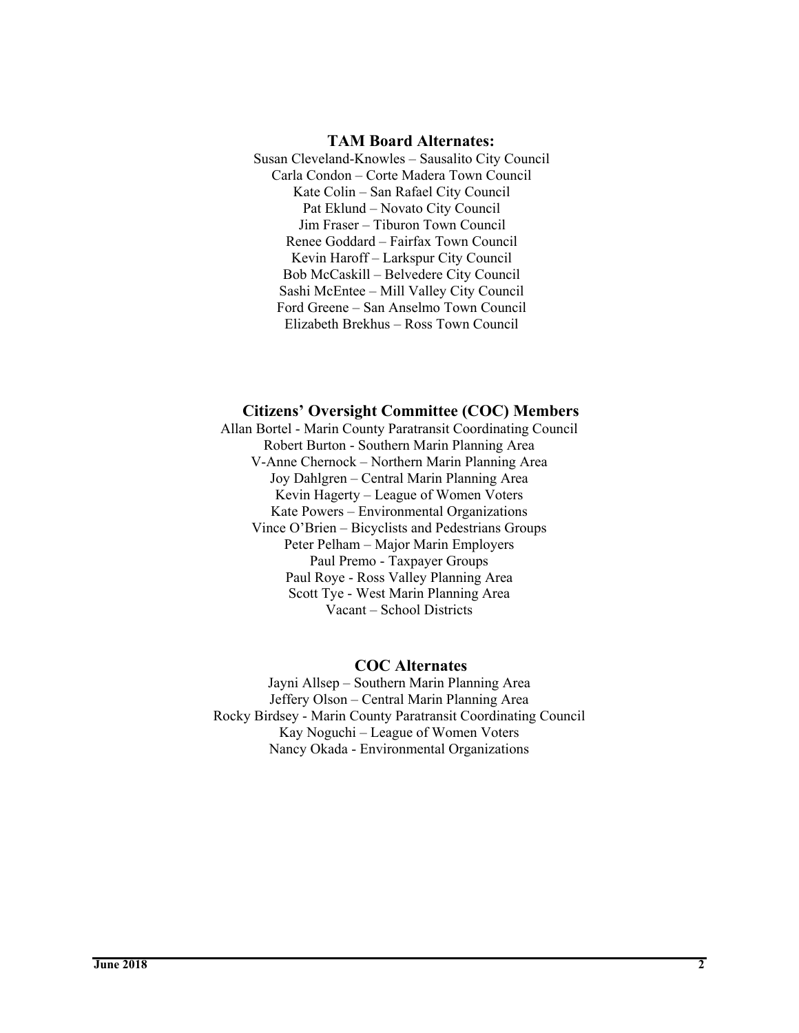### TAM Board Alternates:

Susan Cleveland-Knowles – Sausalito City Council
Carla Condon – Corte Madera Town Council
Kate Colin – San Rafael City Council
Pat Eklund – Novato City Council
Jim Fraser – Tiburon Town Council
Renee Goddard – Fairfax Town Council
Kevin Haroff – Larkspur City Council
Bob McCaskill – Belvedere City Council
Sashi McEntee – Mill Valley City Council
Ford Greene – San Anselmo Town Council
Elizabeth Brekhus – Ross Town Council

### Citizens' Oversight Committee (COC) Members

Allan Bortel - Marin County Paratransit Coordinating Council
Robert Burton - Southern Marin Planning Area
V-Anne Chernock – Northern Marin Planning Area
Joy Dahlgren – Central Marin Planning Area
Kevin Hagerty – League of Women Voters
Kate Powers – Environmental Organizations
Vince O'Brien – Bicyclists and Pedestrians Groups
Peter Pelham – Major Marin Employers
Paul Premo - Taxpayer Groups
Paul Roye - Ross Valley Planning Area
Scott Tye - West Marin Planning Area
Vacant – School Districts

### COC Alternates

Jayni Allsep – Southern Marin Planning Area
Jeffery Olson – Central Marin Planning Area
Rocky Birdsey - Marin County Paratransit Coordinating Council
Kay Noguchi – League of Women Voters
Nancy Okada - Environmental Organizations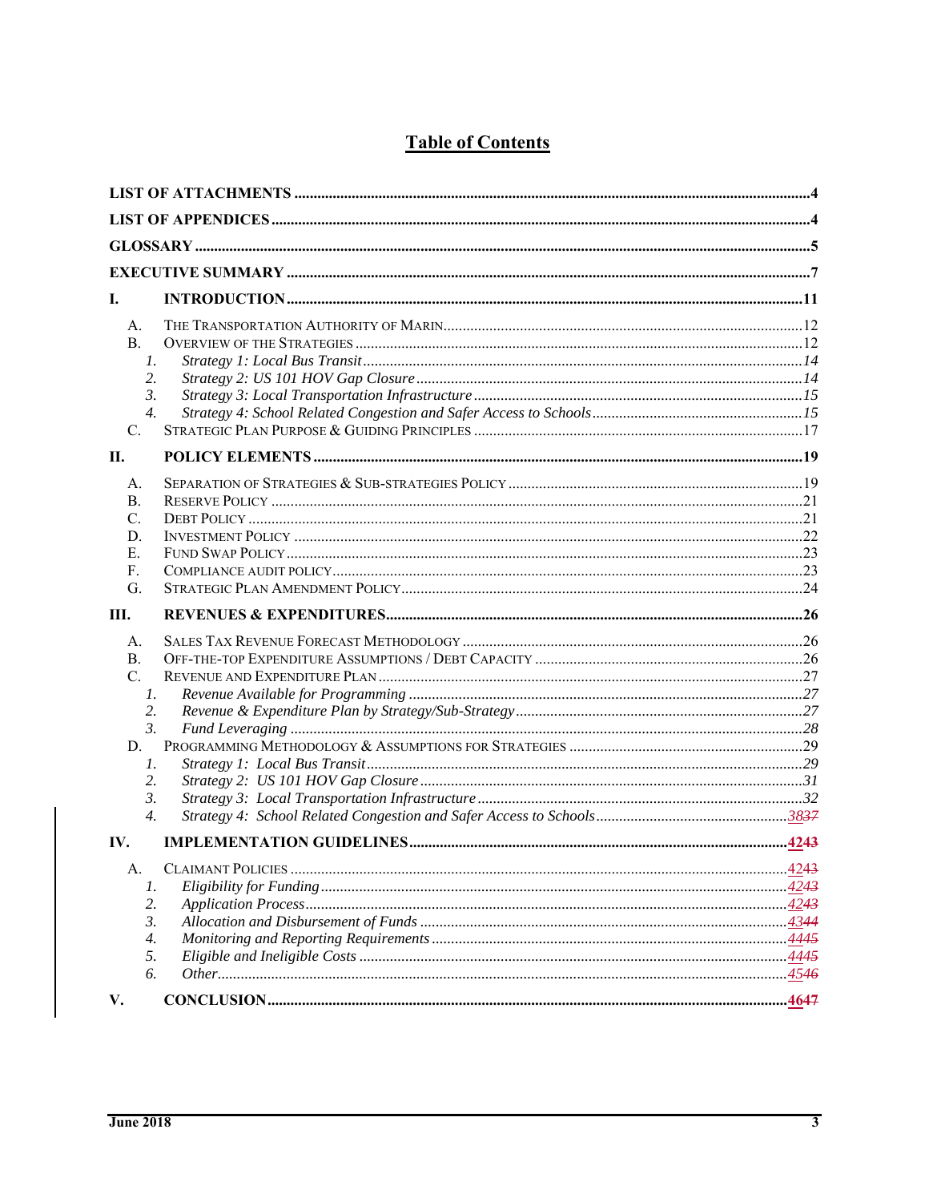# Table of Contents

LIST OF ATTACHMENTS ..... 4

LIST OF APPENDICES ..... 4

GLOSSARY ..... 5

EXECUTIVE SUMMARY ..... 7

I. INTRODUCTION ..... 11

- A. The Transportation Authority of Marin ..... 12
- B. Overview of the Strategies ..... 12
  1. *Strategy 1: Local Bus Transit* ..... 14
  2. *Strategy 2: US 101 HOV Gap Closure* ..... 14
  3. *Strategy 3: Local Transportation Infrastructure* ..... 15
  4. *Strategy 4: School Related Congestion and Safer Access to Schools* ..... 15
- C. Strategic Plan Purpose & Guiding Principles ..... 17

II. POLICY ELEMENTS ..... 19

- A. Separation of Strategies & Sub-strategies Policy ..... 19
- B. Reserve Policy ..... 21
- C. Debt Policy ..... 21
- D. Investment Policy ..... 22
- E. Fund Swap Policy ..... 23
- F. Compliance audit policy ..... 23
- G. Strategic Plan Amendment Policy ..... 24

III. REVENUES & EXPENDITURES ..... 26

- A. Sales Tax Revenue Forecast Methodology ..... 26
- B. Off-the-top Expenditure Assumptions / Debt Capacity ..... 26
- C. Revenue and Expenditure Plan ..... 27
  1. *Revenue Available for Programming* ..... 27
  2. *Revenue & Expenditure Plan by Strategy/Sub-Strategy* ..... 27
  3. *Fund Leveraging* ..... 28
- D. Programming Methodology & Assumptions for Strategies ..... 29
  1. *Strategy 1: Local Bus Transit* ..... 29
  2. *Strategy 2: US 101 HOV Gap Closure* ..... 31
  3. *Strategy 3: Local Transportation Infrastructure* ..... 32
  4. *Strategy 4: School Related Congestion and Safer Access to Schools* ..... 38~~37~~

IV. IMPLEMENTATION GUIDELINES ..... 42~~43~~

- A. Claimant Policies ..... 42~~43~~
  1. *Eligibility for Funding* ..... 42~~43~~
  2. *Application Process* ..... 42~~43~~
  3. *Allocation and Disbursement of Funds* ..... 43~~44~~
  4. *Monitoring and Reporting Requirements* ..... 44~~45~~
  5. *Eligible and Ineligible Costs* ..... 44~~45~~
  6. *Other* ..... 45~~46~~

V. CONCLUSION ..... 46~~47~~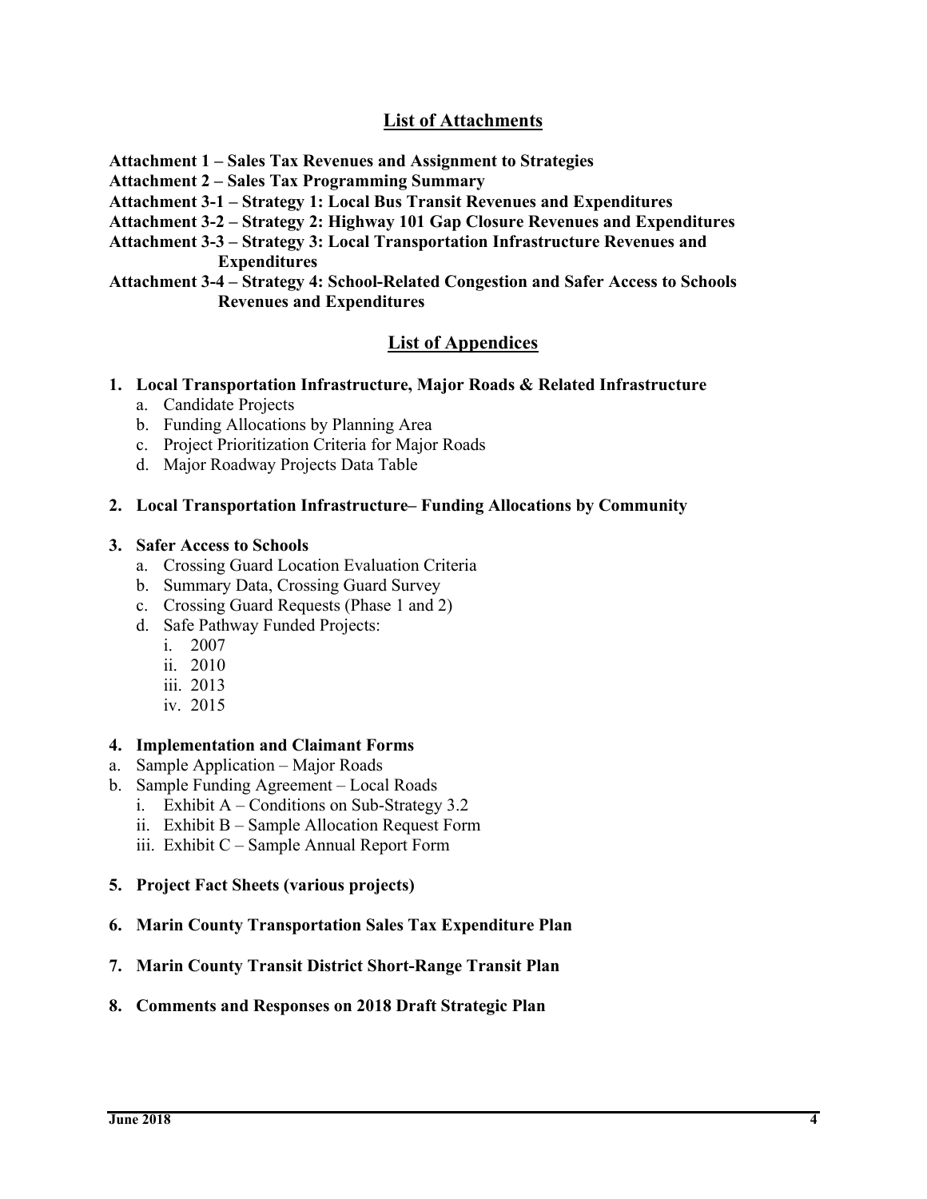## List of Attachments

**Attachment 1 – Sales Tax Revenues and Assignment to Strategies**
**Attachment 2 – Sales Tax Programming Summary**
**Attachment 3-1 – Strategy 1: Local Bus Transit Revenues and Expenditures**
**Attachment 3-2 – Strategy 2: Highway 101 Gap Closure Revenues and Expenditures**
**Attachment 3-3 – Strategy 3: Local Transportation Infrastructure Revenues and Expenditures**
**Attachment 3-4 – Strategy 4: School-Related Congestion and Safer Access to Schools Revenues and Expenditures**

## List of Appendices

1. **Local Transportation Infrastructure, Major Roads & Related Infrastructure**
   a. Candidate Projects
   b. Funding Allocations by Planning Area
   c. Project Prioritization Criteria for Major Roads
   d. Major Roadway Projects Data Table

2. **Local Transportation Infrastructure– Funding Allocations by Community**

3. **Safer Access to Schools**
   a. Crossing Guard Location Evaluation Criteria
   b. Summary Data, Crossing Guard Survey
   c. Crossing Guard Requests (Phase 1 and 2)
   d. Safe Pathway Funded Projects:
      i. 2007
      ii. 2010
      iii. 2013
      iv. 2015

4. **Implementation and Claimant Forms**

a. Sample Application – Major Roads
b. Sample Funding Agreement – Local Roads
   i. Exhibit A – Conditions on Sub-Strategy 3.2
   ii. Exhibit B – Sample Allocation Request Form
   iii. Exhibit C – Sample Annual Report Form

5. **Project Fact Sheets (various projects)**

6. **Marin County Transportation Sales Tax Expenditure Plan**

7. **Marin County Transit District Short-Range Transit Plan**

8. **Comments and Responses on 2018 Draft Strategic Plan**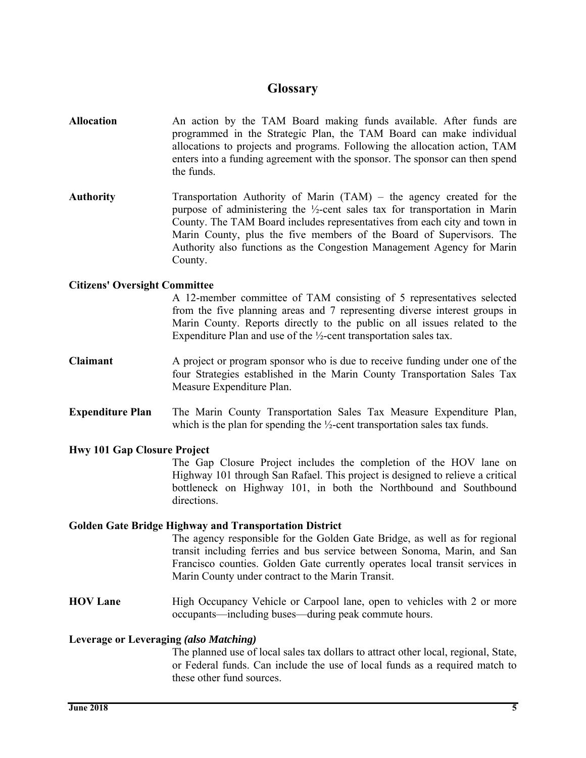# Glossary

**Allocation**

An action by the TAM Board making funds available. After funds are programmed in the Strategic Plan, the TAM Board can make individual allocations to projects and programs. Following the allocation action, TAM enters into a funding agreement with the sponsor. The sponsor can then spend the funds.

**Authority**

Transportation Authority of Marin (TAM) – the agency created for the purpose of administering the ½-cent sales tax for transportation in Marin County. The TAM Board includes representatives from each city and town in Marin County, plus the five members of the Board of Supervisors. The Authority also functions as the Congestion Management Agency for Marin County.

**Citizens' Oversight Committee**

A 12-member committee of TAM consisting of 5 representatives selected from the five planning areas and 7 representing diverse interest groups in Marin County. Reports directly to the public on all issues related to the Expenditure Plan and use of the ½-cent transportation sales tax.

**Claimant**

A project or program sponsor who is due to receive funding under one of the four Strategies established in the Marin County Transportation Sales Tax Measure Expenditure Plan.

**Expenditure Plan**

The Marin County Transportation Sales Tax Measure Expenditure Plan, which is the plan for spending the ½-cent transportation sales tax funds.

**Hwy 101 Gap Closure Project**

The Gap Closure Project includes the completion of the HOV lane on Highway 101 through San Rafael. This project is designed to relieve a critical bottleneck on Highway 101, in both the Northbound and Southbound directions.

**Golden Gate Bridge Highway and Transportation District**

The agency responsible for the Golden Gate Bridge, as well as for regional transit including ferries and bus service between Sonoma, Marin, and San Francisco counties. Golden Gate currently operates local transit services in Marin County under contract to the Marin Transit.

**HOV Lane**

High Occupancy Vehicle or Carpool lane, open to vehicles with 2 or more occupants—including buses—during peak commute hours.

**Leverage or Leveraging *(also Matching)***

The planned use of local sales tax dollars to attract other local, regional, State, or Federal funds. Can include the use of local funds as a required match to these other fund sources.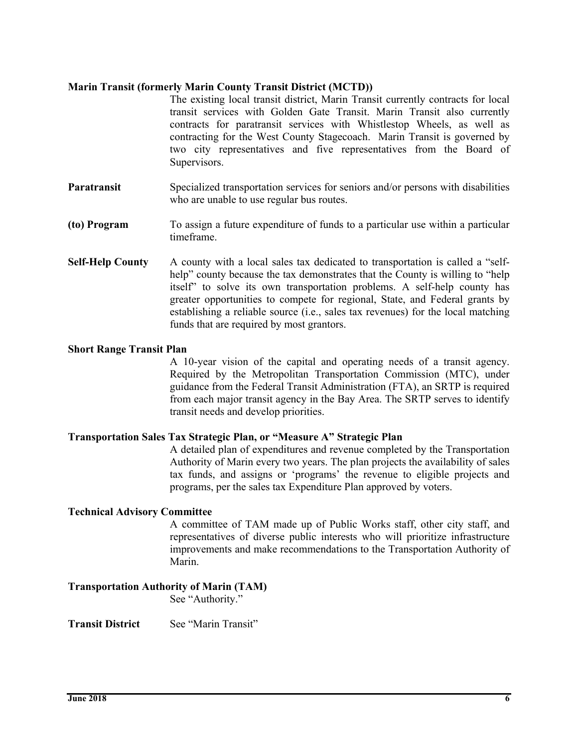**Marin Transit (formerly Marin County Transit District (MCTD))**

The existing local transit district, Marin Transit currently contracts for local transit services with Golden Gate Transit. Marin Transit also currently contracts for paratransit services with Whistlestop Wheels, as well as contracting for the West County Stagecoach. Marin Transit is governed by two city representatives and five representatives from the Board of Supervisors.

**Paratransit**

Specialized transportation services for seniors and/or persons with disabilities who are unable to use regular bus routes.

**(to) Program**

To assign a future expenditure of funds to a particular use within a particular timeframe.

**Self-Help County**

A county with a local sales tax dedicated to transportation is called a "self-help" county because the tax demonstrates that the County is willing to "help itself" to solve its own transportation problems. A self-help county has greater opportunities to compete for regional, State, and Federal grants by establishing a reliable source (i.e., sales tax revenues) for the local matching funds that are required by most grantors.

**Short Range Transit Plan**

A 10-year vision of the capital and operating needs of a transit agency. Required by the Metropolitan Transportation Commission (MTC), under guidance from the Federal Transit Administration (FTA), an SRTP is required from each major transit agency in the Bay Area. The SRTP serves to identify transit needs and develop priorities.

**Transportation Sales Tax Strategic Plan, or "Measure A" Strategic Plan**

A detailed plan of expenditures and revenue completed by the Transportation Authority of Marin every two years. The plan projects the availability of sales tax funds, and assigns or 'programs' the revenue to eligible projects and programs, per the sales tax Expenditure Plan approved by voters.

**Technical Advisory Committee**

A committee of TAM made up of Public Works staff, other city staff, and representatives of diverse public interests who will prioritize infrastructure improvements and make recommendations to the Transportation Authority of Marin.

**Transportation Authority of Marin (TAM)**

See "Authority."

**Transit District**

See "Marin Transit"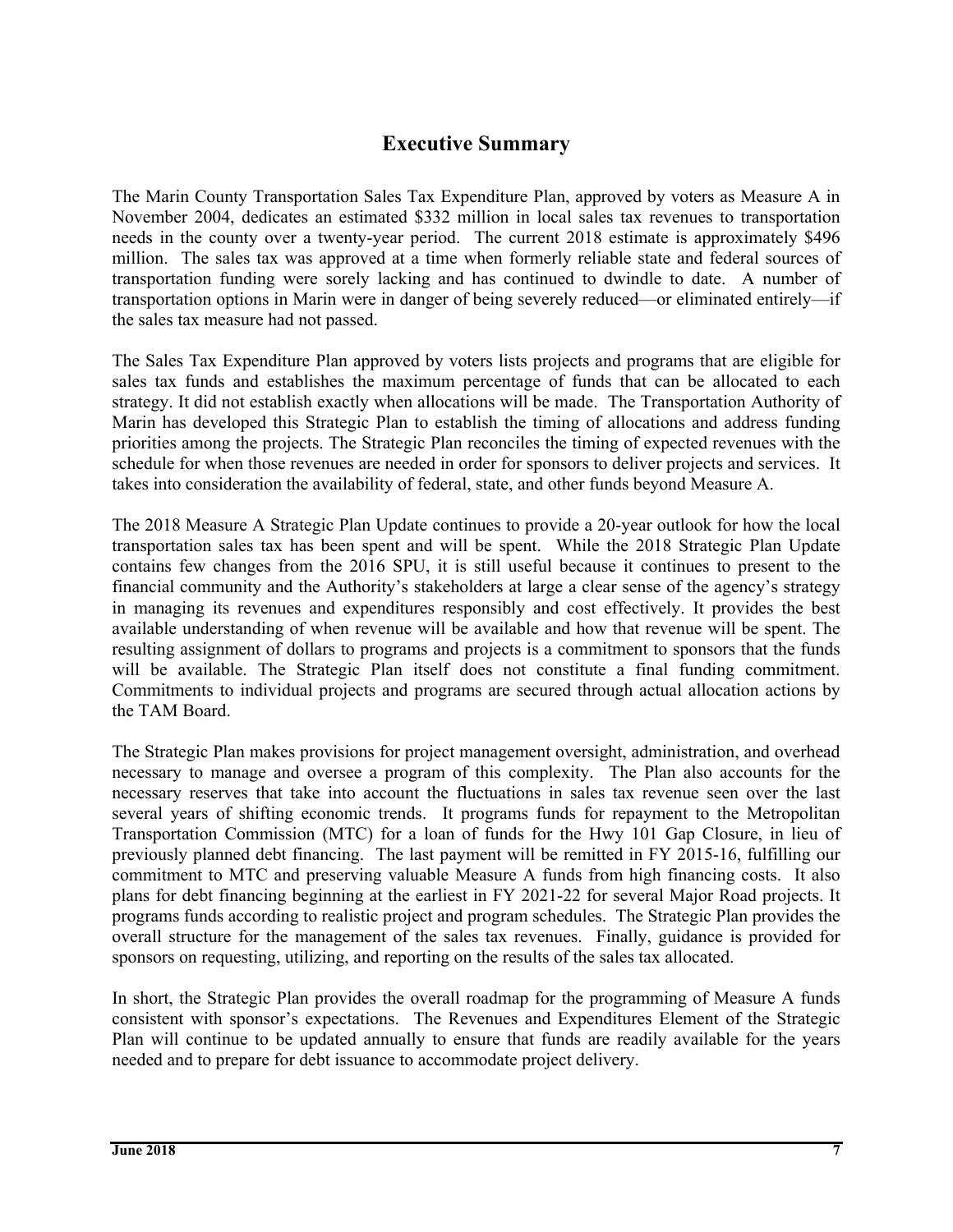# Executive Summary

The Marin County Transportation Sales Tax Expenditure Plan, approved by voters as Measure A in November 2004, dedicates an estimated $332 million in local sales tax revenues to transportation needs in the county over a twenty-year period. The current 2018 estimate is approximately $496 million. The sales tax was approved at a time when formerly reliable state and federal sources of transportation funding were sorely lacking and has continued to dwindle to date. A number of transportation options in Marin were in danger of being severely reduced—or eliminated entirely—if the sales tax measure had not passed.

The Sales Tax Expenditure Plan approved by voters lists projects and programs that are eligible for sales tax funds and establishes the maximum percentage of funds that can be allocated to each strategy. It did not establish exactly when allocations will be made. The Transportation Authority of Marin has developed this Strategic Plan to establish the timing of allocations and address funding priorities among the projects. The Strategic Plan reconciles the timing of expected revenues with the schedule for when those revenues are needed in order for sponsors to deliver projects and services. It takes into consideration the availability of federal, state, and other funds beyond Measure A.

The 2018 Measure A Strategic Plan Update continues to provide a 20-year outlook for how the local transportation sales tax has been spent and will be spent. While the 2018 Strategic Plan Update contains few changes from the 2016 SPU, it is still useful because it continues to present to the financial community and the Authority's stakeholders at large a clear sense of the agency's strategy in managing its revenues and expenditures responsibly and cost effectively. It provides the best available understanding of when revenue will be available and how that revenue will be spent. The resulting assignment of dollars to programs and projects is a commitment to sponsors that the funds will be available. The Strategic Plan itself does not constitute a final funding commitment. Commitments to individual projects and programs are secured through actual allocation actions by the TAM Board.

The Strategic Plan makes provisions for project management oversight, administration, and overhead necessary to manage and oversee a program of this complexity. The Plan also accounts for the necessary reserves that take into account the fluctuations in sales tax revenue seen over the last several years of shifting economic trends. It programs funds for repayment to the Metropolitan Transportation Commission (MTC) for a loan of funds for the Hwy 101 Gap Closure, in lieu of previously planned debt financing. The last payment will be remitted in FY 2015-16, fulfilling our commitment to MTC and preserving valuable Measure A funds from high financing costs. It also plans for debt financing beginning at the earliest in FY 2021-22 for several Major Road projects. It programs funds according to realistic project and program schedules. The Strategic Plan provides the overall structure for the management of the sales tax revenues. Finally, guidance is provided for sponsors on requesting, utilizing, and reporting on the results of the sales tax allocated.

In short, the Strategic Plan provides the overall roadmap for the programming of Measure A funds consistent with sponsor's expectations. The Revenues and Expenditures Element of the Strategic Plan will continue to be updated annually to ensure that funds are readily available for the years needed and to prepare for debt issuance to accommodate project delivery.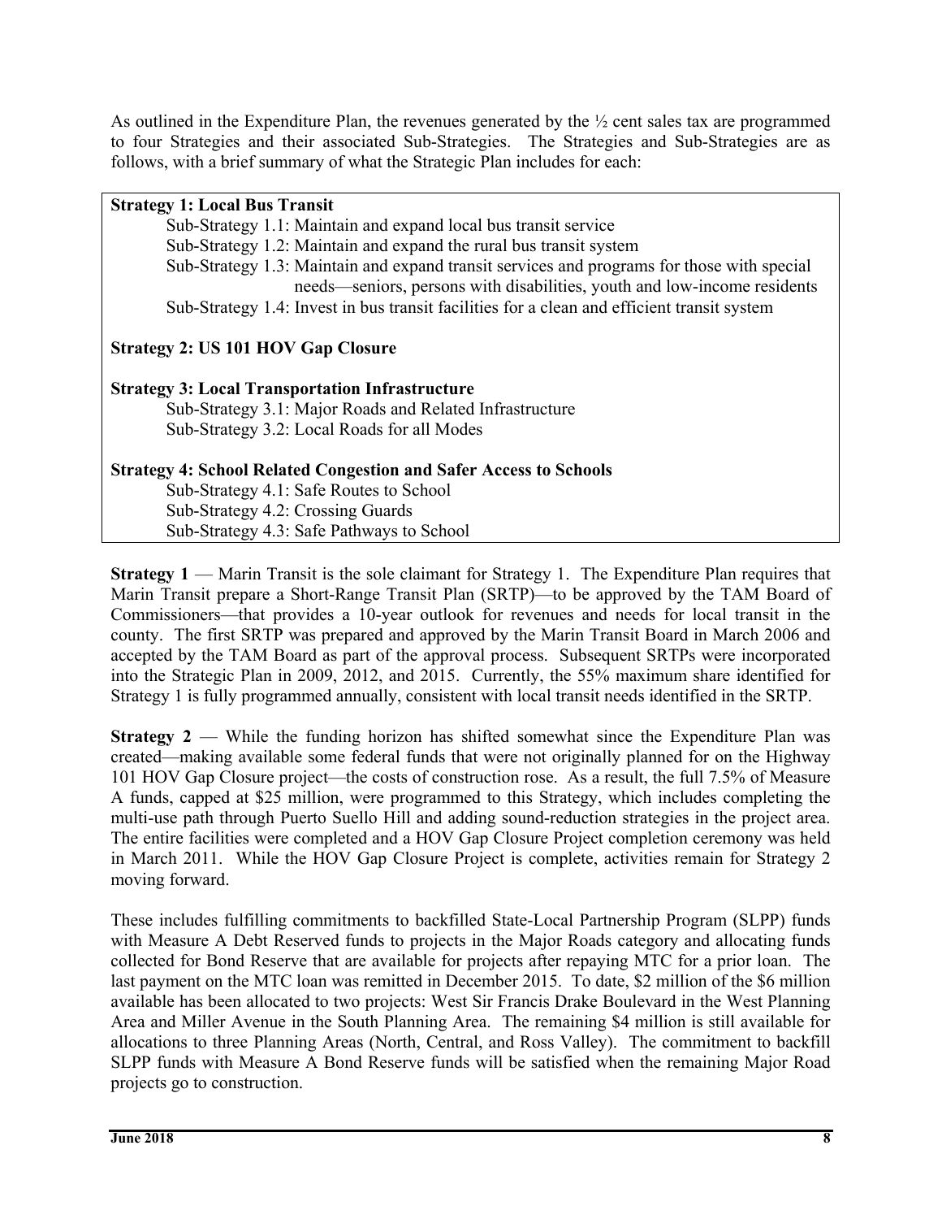As outlined in the Expenditure Plan, the revenues generated by the ½ cent sales tax are programmed to four Strategies and their associated Sub-Strategies. The Strategies and Sub-Strategies are as follows, with a brief summary of what the Strategic Plan includes for each:

**Strategy 1: Local Bus Transit**

- Sub-Strategy 1.1: Maintain and expand local bus transit service
- Sub-Strategy 1.2: Maintain and expand the rural bus transit system
- Sub-Strategy 1.3: Maintain and expand transit services and programs for those with special needs—seniors, persons with disabilities, youth and low-income residents
- Sub-Strategy 1.4: Invest in bus transit facilities for a clean and efficient transit system

**Strategy 2: US 101 HOV Gap Closure**

**Strategy 3: Local Transportation Infrastructure**

- Sub-Strategy 3.1: Major Roads and Related Infrastructure
- Sub-Strategy 3.2: Local Roads for all Modes

**Strategy 4: School Related Congestion and Safer Access to Schools**

- Sub-Strategy 4.1: Safe Routes to School
- Sub-Strategy 4.2: Crossing Guards
- Sub-Strategy 4.3: Safe Pathways to School

**Strategy 1** — Marin Transit is the sole claimant for Strategy 1. The Expenditure Plan requires that Marin Transit prepare a Short-Range Transit Plan (SRTP)—to be approved by the TAM Board of Commissioners—that provides a 10-year outlook for revenues and needs for local transit in the county. The first SRTP was prepared and approved by the Marin Transit Board in March 2006 and accepted by the TAM Board as part of the approval process. Subsequent SRTPs were incorporated into the Strategic Plan in 2009, 2012, and 2015. Currently, the 55% maximum share identified for Strategy 1 is fully programmed annually, consistent with local transit needs identified in the SRTP.

**Strategy 2** — While the funding horizon has shifted somewhat since the Expenditure Plan was created—making available some federal funds that were not originally planned for on the Highway 101 HOV Gap Closure project—the costs of construction rose. As a result, the full 7.5% of Measure A funds, capped at $25 million, were programmed to this Strategy, which includes completing the multi-use path through Puerto Suello Hill and adding sound-reduction strategies in the project area. The entire facilities were completed and a HOV Gap Closure Project completion ceremony was held in March 2011. While the HOV Gap Closure Project is complete, activities remain for Strategy 2 moving forward.

These includes fulfilling commitments to backfilled State-Local Partnership Program (SLPP) funds with Measure A Debt Reserved funds to projects in the Major Roads category and allocating funds collected for Bond Reserve that are available for projects after repaying MTC for a prior loan. The last payment on the MTC loan was remitted in December 2015. To date, $2 million of the $6 million available has been allocated to two projects: West Sir Francis Drake Boulevard in the West Planning Area and Miller Avenue in the South Planning Area. The remaining $4 million is still available for allocations to three Planning Areas (North, Central, and Ross Valley). The commitment to backfill SLPP funds with Measure A Bond Reserve funds will be satisfied when the remaining Major Road projects go to construction.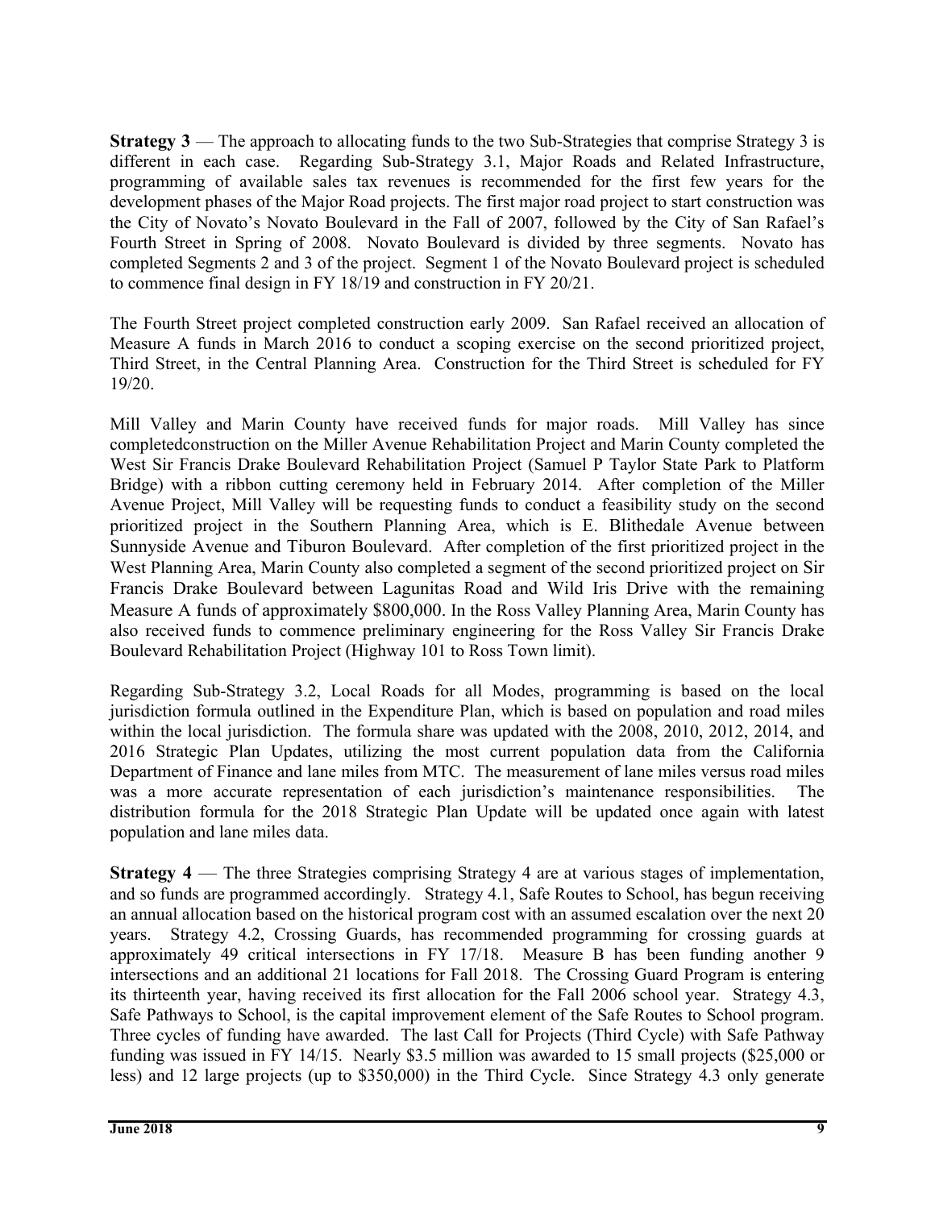**Strategy 3** — The approach to allocating funds to the two Sub-Strategies that comprise Strategy 3 is different in each case. Regarding Sub-Strategy 3.1, Major Roads and Related Infrastructure, programming of available sales tax revenues is recommended for the first few years for the development phases of the Major Road projects. The first major road project to start construction was the City of Novato's Novato Boulevard in the Fall of 2007, followed by the City of San Rafael's Fourth Street in Spring of 2008. Novato Boulevard is divided by three segments. Novato has completed Segments 2 and 3 of the project. Segment 1 of the Novato Boulevard project is scheduled to commence final design in FY 18/19 and construction in FY 20/21.

The Fourth Street project completed construction early 2009. San Rafael received an allocation of Measure A funds in March 2016 to conduct a scoping exercise on the second prioritized project, Third Street, in the Central Planning Area. Construction for the Third Street is scheduled for FY 19/20.

Mill Valley and Marin County have received funds for major roads. Mill Valley has since completedconstruction on the Miller Avenue Rehabilitation Project and Marin County completed the West Sir Francis Drake Boulevard Rehabilitation Project (Samuel P Taylor State Park to Platform Bridge) with a ribbon cutting ceremony held in February 2014. After completion of the Miller Avenue Project, Mill Valley will be requesting funds to conduct a feasibility study on the second prioritized project in the Southern Planning Area, which is E. Blithedale Avenue between Sunnyside Avenue and Tiburon Boulevard. After completion of the first prioritized project in the West Planning Area, Marin County also completed a segment of the second prioritized project on Sir Francis Drake Boulevard between Lagunitas Road and Wild Iris Drive with the remaining Measure A funds of approximately $800,000. In the Ross Valley Planning Area, Marin County has also received funds to commence preliminary engineering for the Ross Valley Sir Francis Drake Boulevard Rehabilitation Project (Highway 101 to Ross Town limit).

Regarding Sub-Strategy 3.2, Local Roads for all Modes, programming is based on the local jurisdiction formula outlined in the Expenditure Plan, which is based on population and road miles within the local jurisdiction. The formula share was updated with the 2008, 2010, 2012, 2014, and 2016 Strategic Plan Updates, utilizing the most current population data from the California Department of Finance and lane miles from MTC. The measurement of lane miles versus road miles was a more accurate representation of each jurisdiction's maintenance responsibilities. The distribution formula for the 2018 Strategic Plan Update will be updated once again with latest population and lane miles data.

**Strategy 4** — The three Strategies comprising Strategy 4 are at various stages of implementation, and so funds are programmed accordingly. Strategy 4.1, Safe Routes to School, has begun receiving an annual allocation based on the historical program cost with an assumed escalation over the next 20 years. Strategy 4.2, Crossing Guards, has recommended programming for crossing guards at approximately 49 critical intersections in FY 17/18. Measure B has been funding another 9 intersections and an additional 21 locations for Fall 2018. The Crossing Guard Program is entering its thirteenth year, having received its first allocation for the Fall 2006 school year. Strategy 4.3, Safe Pathways to School, is the capital improvement element of the Safe Routes to School program. Three cycles of funding have awarded. The last Call for Projects (Third Cycle) with Safe Pathway funding was issued in FY 14/15. Nearly $3.5 million was awarded to 15 small projects ($25,000 or less) and 12 large projects (up to $350,000) in the Third Cycle. Since Strategy 4.3 only generate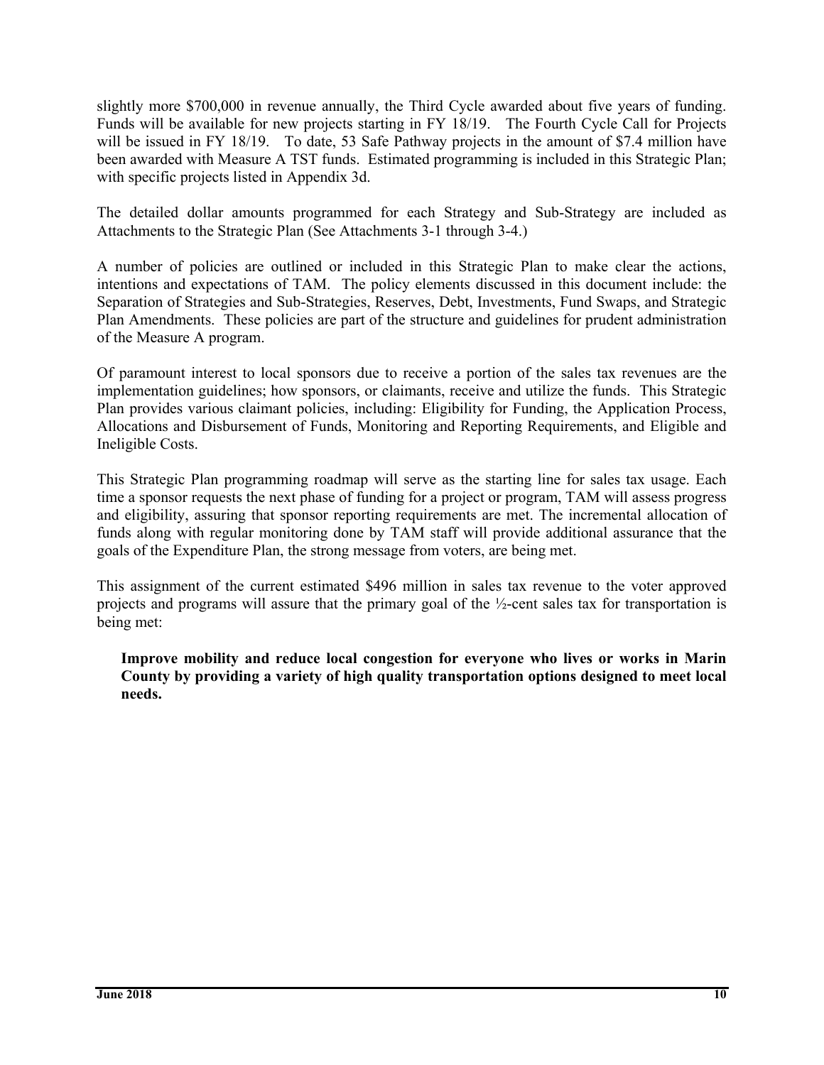slightly more $700,000 in revenue annually, the Third Cycle awarded about five years of funding. Funds will be available for new projects starting in FY 18/19. The Fourth Cycle Call for Projects will be issued in FY 18/19. To date, 53 Safe Pathway projects in the amount of $7.4 million have been awarded with Measure A TST funds. Estimated programming is included in this Strategic Plan; with specific projects listed in Appendix 3d.

The detailed dollar amounts programmed for each Strategy and Sub-Strategy are included as Attachments to the Strategic Plan (See Attachments 3-1 through 3-4.)

A number of policies are outlined or included in this Strategic Plan to make clear the actions, intentions and expectations of TAM. The policy elements discussed in this document include: the Separation of Strategies and Sub-Strategies, Reserves, Debt, Investments, Fund Swaps, and Strategic Plan Amendments. These policies are part of the structure and guidelines for prudent administration of the Measure A program.

Of paramount interest to local sponsors due to receive a portion of the sales tax revenues are the implementation guidelines; how sponsors, or claimants, receive and utilize the funds. This Strategic Plan provides various claimant policies, including: Eligibility for Funding, the Application Process, Allocations and Disbursement of Funds, Monitoring and Reporting Requirements, and Eligible and Ineligible Costs.

This Strategic Plan programming roadmap will serve as the starting line for sales tax usage. Each time a sponsor requests the next phase of funding for a project or program, TAM will assess progress and eligibility, assuring that sponsor reporting requirements are met. The incremental allocation of funds along with regular monitoring done by TAM staff will provide additional assurance that the goals of the Expenditure Plan, the strong message from voters, are being met.

This assignment of the current estimated $496 million in sales tax revenue to the voter approved projects and programs will assure that the primary goal of the ½-cent sales tax for transportation is being met:

> **Improve mobility and reduce local congestion for everyone who lives or works in Marin County by providing a variety of high quality transportation options designed to meet local needs.**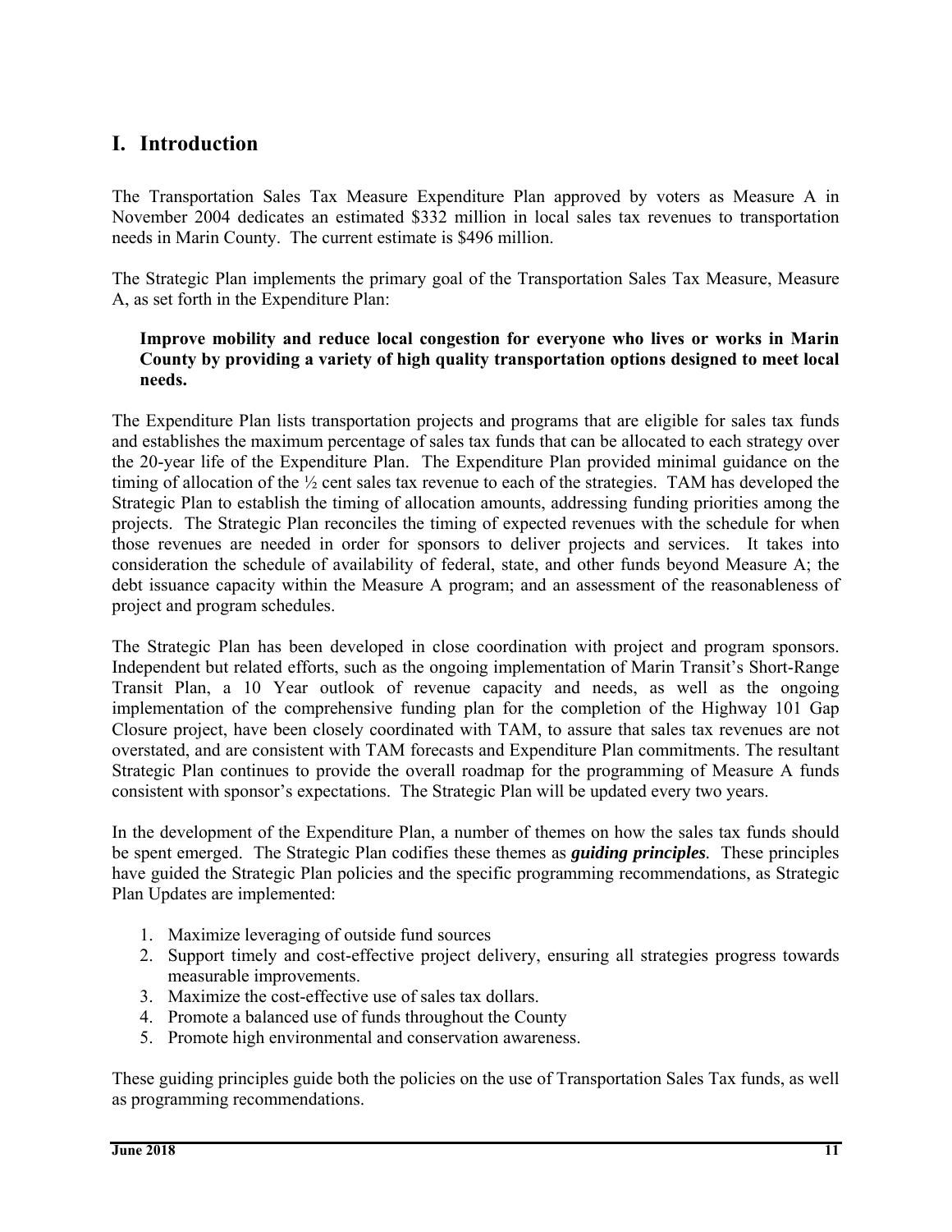# I. Introduction

The Transportation Sales Tax Measure Expenditure Plan approved by voters as Measure A in November 2004 dedicates an estimated $332 million in local sales tax revenues to transportation needs in Marin County. The current estimate is $496 million.

The Strategic Plan implements the primary goal of the Transportation Sales Tax Measure, Measure A, as set forth in the Expenditure Plan:

> **Improve mobility and reduce local congestion for everyone who lives or works in Marin County by providing a variety of high quality transportation options designed to meet local needs.**

The Expenditure Plan lists transportation projects and programs that are eligible for sales tax funds and establishes the maximum percentage of sales tax funds that can be allocated to each strategy over the 20-year life of the Expenditure Plan. The Expenditure Plan provided minimal guidance on the timing of allocation of the ½ cent sales tax revenue to each of the strategies. TAM has developed the Strategic Plan to establish the timing of allocation amounts, addressing funding priorities among the projects. The Strategic Plan reconciles the timing of expected revenues with the schedule for when those revenues are needed in order for sponsors to deliver projects and services. It takes into consideration the schedule of availability of federal, state, and other funds beyond Measure A; the debt issuance capacity within the Measure A program; and an assessment of the reasonableness of project and program schedules.

The Strategic Plan has been developed in close coordination with project and program sponsors. Independent but related efforts, such as the ongoing implementation of Marin Transit's Short-Range Transit Plan, a 10 Year outlook of revenue capacity and needs, as well as the ongoing implementation of the comprehensive funding plan for the completion of the Highway 101 Gap Closure project, have been closely coordinated with TAM, to assure that sales tax revenues are not overstated, and are consistent with TAM forecasts and Expenditure Plan commitments. The resultant Strategic Plan continues to provide the overall roadmap for the programming of Measure A funds consistent with sponsor's expectations. The Strategic Plan will be updated every two years.

In the development of the Expenditure Plan, a number of themes on how the sales tax funds should be spent emerged. The Strategic Plan codifies these themes as ***guiding principles***. These principles have guided the Strategic Plan policies and the specific programming recommendations, as Strategic Plan Updates are implemented:

1. Maximize leveraging of outside fund sources
2. Support timely and cost-effective project delivery, ensuring all strategies progress towards measurable improvements.
3. Maximize the cost-effective use of sales tax dollars.
4. Promote a balanced use of funds throughout the County
5. Promote high environmental and conservation awareness.

These guiding principles guide both the policies on the use of Transportation Sales Tax funds, as well as programming recommendations.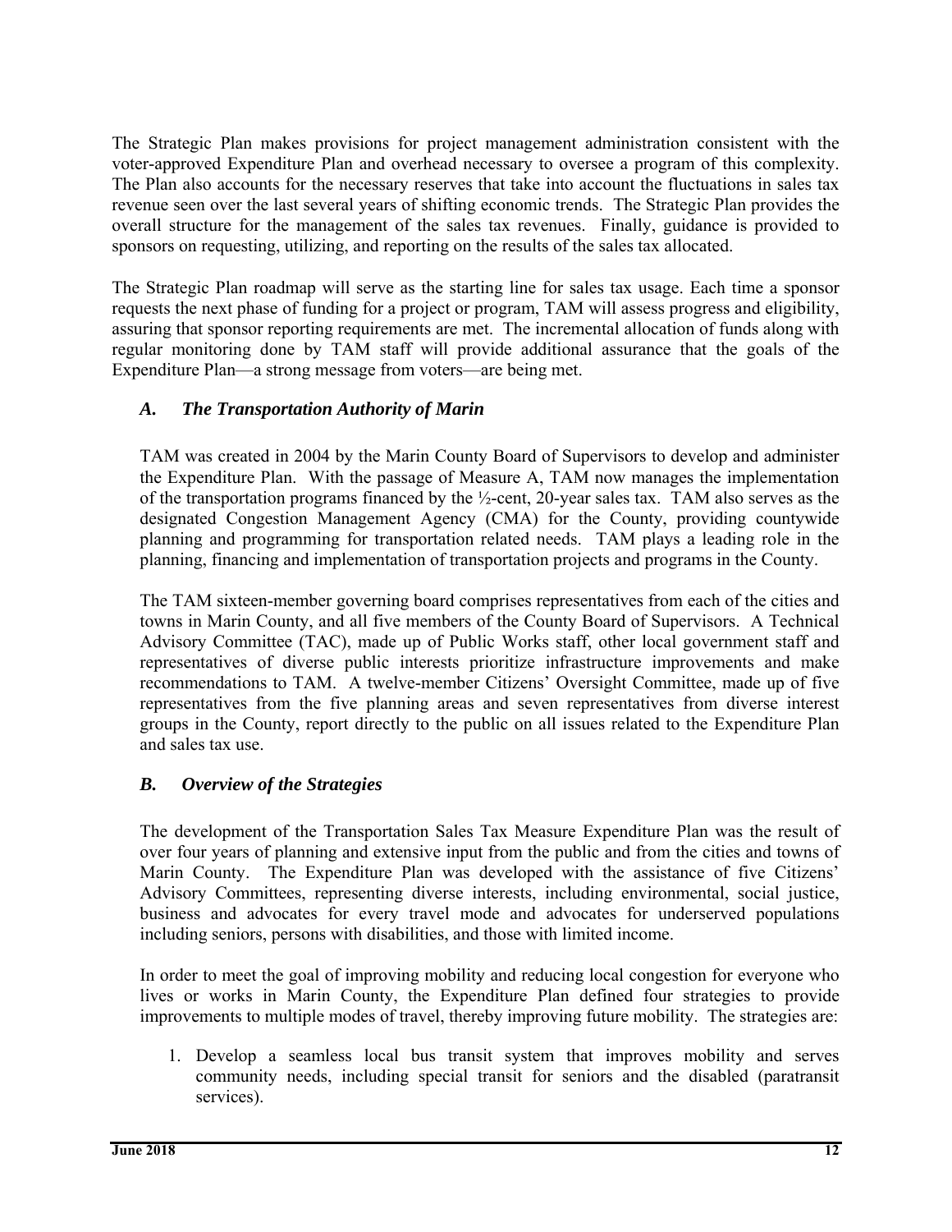The Strategic Plan makes provisions for project management administration consistent with the voter-approved Expenditure Plan and overhead necessary to oversee a program of this complexity. The Plan also accounts for the necessary reserves that take into account the fluctuations in sales tax revenue seen over the last several years of shifting economic trends. The Strategic Plan provides the overall structure for the management of the sales tax revenues. Finally, guidance is provided to sponsors on requesting, utilizing, and reporting on the results of the sales tax allocated.

The Strategic Plan roadmap will serve as the starting line for sales tax usage. Each time a sponsor requests the next phase of funding for a project or program, TAM will assess progress and eligibility, assuring that sponsor reporting requirements are met. The incremental allocation of funds along with regular monitoring done by TAM staff will provide additional assurance that the goals of the Expenditure Plan—a strong message from voters—are being met.

### *A. The Transportation Authority of Marin*

TAM was created in 2004 by the Marin County Board of Supervisors to develop and administer the Expenditure Plan. With the passage of Measure A, TAM now manages the implementation of the transportation programs financed by the ½-cent, 20-year sales tax. TAM also serves as the designated Congestion Management Agency (CMA) for the County, providing countywide planning and programming for transportation related needs. TAM plays a leading role in the planning, financing and implementation of transportation projects and programs in the County.

The TAM sixteen-member governing board comprises representatives from each of the cities and towns in Marin County, and all five members of the County Board of Supervisors. A Technical Advisory Committee (TAC), made up of Public Works staff, other local government staff and representatives of diverse public interests prioritize infrastructure improvements and make recommendations to TAM. A twelve-member Citizens' Oversight Committee, made up of five representatives from the five planning areas and seven representatives from diverse interest groups in the County, report directly to the public on all issues related to the Expenditure Plan and sales tax use.

### *B. Overview of the Strategies*

The development of the Transportation Sales Tax Measure Expenditure Plan was the result of over four years of planning and extensive input from the public and from the cities and towns of Marin County. The Expenditure Plan was developed with the assistance of five Citizens' Advisory Committees, representing diverse interests, including environmental, social justice, business and advocates for every travel mode and advocates for underserved populations including seniors, persons with disabilities, and those with limited income.

In order to meet the goal of improving mobility and reducing local congestion for everyone who lives or works in Marin County, the Expenditure Plan defined four strategies to provide improvements to multiple modes of travel, thereby improving future mobility. The strategies are:

1. Develop a seamless local bus transit system that improves mobility and serves community needs, including special transit for seniors and the disabled (paratransit services).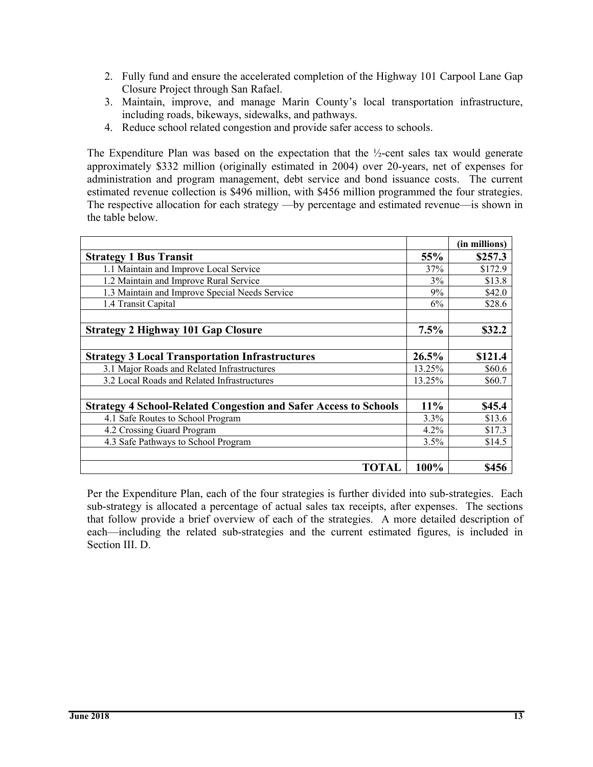2. Fully fund and ensure the accelerated completion of the Highway 101 Carpool Lane Gap Closure Project through San Rafael.
3. Maintain, improve, and manage Marin County's local transportation infrastructure, including roads, bikeways, sidewalks, and pathways.
4. Reduce school related congestion and provide safer access to schools.

The Expenditure Plan was based on the expectation that the ½-cent sales tax would generate approximately $332 million (originally estimated in 2004) over 20-years, net of expenses for administration and program management, debt service and bond issuance costs. The current estimated revenue collection is $496 million, with $456 million programmed the four strategies. The respective allocation for each strategy —by percentage and estimated revenue—is shown in the table below.

| | | (in millions) |
|---|---|---|
| **Strategy 1 Bus Transit** | **55%** | **$257.3** |
| 1.1 Maintain and Improve Local Service | 37% | $172.9 |
| 1.2 Maintain and Improve Rural Service | 3% | $13.8 |
| 1.3 Maintain and Improve Special Needs Service | 9% | $42.0 |
| 1.4 Transit Capital | 6% | $28.6 |
| | | |
| **Strategy 2 Highway 101 Gap Closure** | **7.5%** | **$32.2** |
| | | |
| **Strategy 3 Local Transportation Infrastructures** | **26.5%** | **$121.4** |
| 3.1 Major Roads and Related Infrastructures | 13.25% | $60.6 |
| 3.2 Local Roads and Related Infrastructures | 13.25% | $60.7 |
| | | |
| **Strategy 4 School-Related Congestion and Safer Access to Schools** | **11%** | **$45.4** |
| 4.1 Safe Routes to School Program | 3.3% | $13.6 |
| 4.2 Crossing Guard Program | 4.2% | $17.3 |
| 4.3 Safe Pathways to School Program | 3.5% | $14.5 |
| | | |
| **TOTAL** | **100%** | **$456** |

Per the Expenditure Plan, each of the four strategies is further divided into sub-strategies. Each sub-strategy is allocated a percentage of actual sales tax receipts, after expenses. The sections that follow provide a brief overview of each of the strategies. A more detailed description of each—including the related sub-strategies and the current estimated figures, is included in Section III. D.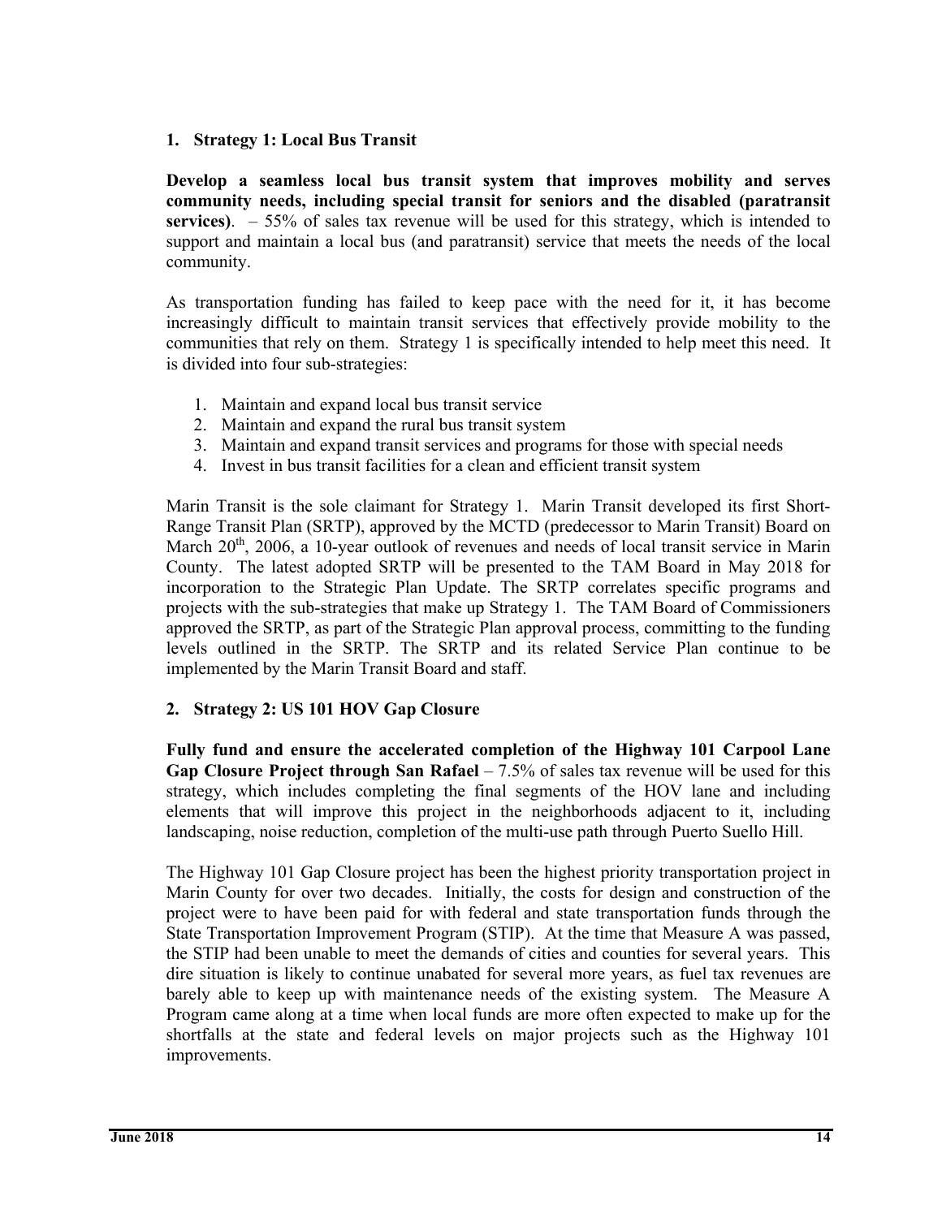## 1. Strategy 1: Local Bus Transit

**Develop a seamless local bus transit system that improves mobility and serves community needs, including special transit for seniors and the disabled (paratransit services)**. – 55% of sales tax revenue will be used for this strategy, which is intended to support and maintain a local bus (and paratransit) service that meets the needs of the local community.

As transportation funding has failed to keep pace with the need for it, it has become increasingly difficult to maintain transit services that effectively provide mobility to the communities that rely on them. Strategy 1 is specifically intended to help meet this need. It is divided into four sub-strategies:

1. Maintain and expand local bus transit service
2. Maintain and expand the rural bus transit system
3. Maintain and expand transit services and programs for those with special needs
4. Invest in bus transit facilities for a clean and efficient transit system

Marin Transit is the sole claimant for Strategy 1. Marin Transit developed its first Short-Range Transit Plan (SRTP), approved by the MCTD (predecessor to Marin Transit) Board on March 20th, 2006, a 10-year outlook of revenues and needs of local transit service in Marin County. The latest adopted SRTP will be presented to the TAM Board in May 2018 for incorporation to the Strategic Plan Update. The SRTP correlates specific programs and projects with the sub-strategies that make up Strategy 1. The TAM Board of Commissioners approved the SRTP, as part of the Strategic Plan approval process, committing to the funding levels outlined in the SRTP. The SRTP and its related Service Plan continue to be implemented by the Marin Transit Board and staff.

## 2. Strategy 2: US 101 HOV Gap Closure

**Fully fund and ensure the accelerated completion of the Highway 101 Carpool Lane Gap Closure Project through San Rafael** – 7.5% of sales tax revenue will be used for this strategy, which includes completing the final segments of the HOV lane and including elements that will improve this project in the neighborhoods adjacent to it, including landscaping, noise reduction, completion of the multi-use path through Puerto Suello Hill.

The Highway 101 Gap Closure project has been the highest priority transportation project in Marin County for over two decades. Initially, the costs for design and construction of the project were to have been paid for with federal and state transportation funds through the State Transportation Improvement Program (STIP). At the time that Measure A was passed, the STIP had been unable to meet the demands of cities and counties for several years. This dire situation is likely to continue unabated for several more years, as fuel tax revenues are barely able to keep up with maintenance needs of the existing system. The Measure A Program came along at a time when local funds are more often expected to make up for the shortfalls at the state and federal levels on major projects such as the Highway 101 improvements.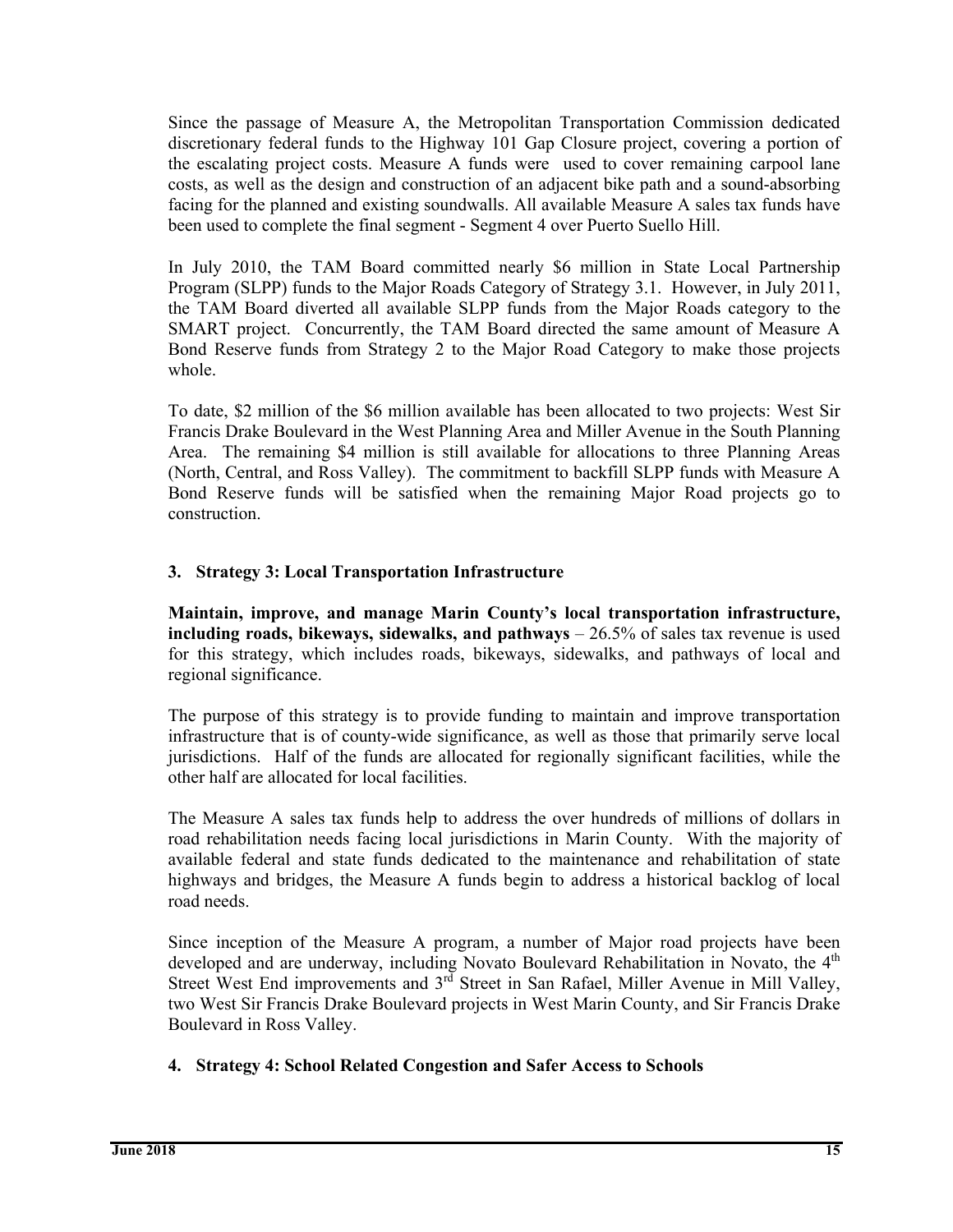Since the passage of Measure A, the Metropolitan Transportation Commission dedicated discretionary federal funds to the Highway 101 Gap Closure project, covering a portion of the escalating project costs. Measure A funds were used to cover remaining carpool lane costs, as well as the design and construction of an adjacent bike path and a sound-absorbing facing for the planned and existing soundwalls. All available Measure A sales tax funds have been used to complete the final segment - Segment 4 over Puerto Suello Hill.

In July 2010, the TAM Board committed nearly $6 million in State Local Partnership Program (SLPP) funds to the Major Roads Category of Strategy 3.1. However, in July 2011, the TAM Board diverted all available SLPP funds from the Major Roads category to the SMART project. Concurrently, the TAM Board directed the same amount of Measure A Bond Reserve funds from Strategy 2 to the Major Road Category to make those projects whole.

To date, $2 million of the $6 million available has been allocated to two projects: West Sir Francis Drake Boulevard in the West Planning Area and Miller Avenue in the South Planning Area. The remaining $4 million is still available for allocations to three Planning Areas (North, Central, and Ross Valley). The commitment to backfill SLPP funds with Measure A Bond Reserve funds will be satisfied when the remaining Major Road projects go to construction.

## 3. Strategy 3: Local Transportation Infrastructure

**Maintain, improve, and manage Marin County's local transportation infrastructure, including roads, bikeways, sidewalks, and pathways** – 26.5% of sales tax revenue is used for this strategy, which includes roads, bikeways, sidewalks, and pathways of local and regional significance.

The purpose of this strategy is to provide funding to maintain and improve transportation infrastructure that is of county-wide significance, as well as those that primarily serve local jurisdictions. Half of the funds are allocated for regionally significant facilities, while the other half are allocated for local facilities.

The Measure A sales tax funds help to address the over hundreds of millions of dollars in road rehabilitation needs facing local jurisdictions in Marin County. With the majority of available federal and state funds dedicated to the maintenance and rehabilitation of state highways and bridges, the Measure A funds begin to address a historical backlog of local road needs.

Since inception of the Measure A program, a number of Major road projects have been developed and are underway, including Novato Boulevard Rehabilitation in Novato, the 4th Street West End improvements and 3rd Street in San Rafael, Miller Avenue in Mill Valley, two West Sir Francis Drake Boulevard projects in West Marin County, and Sir Francis Drake Boulevard in Ross Valley.

## 4. Strategy 4: School Related Congestion and Safer Access to Schools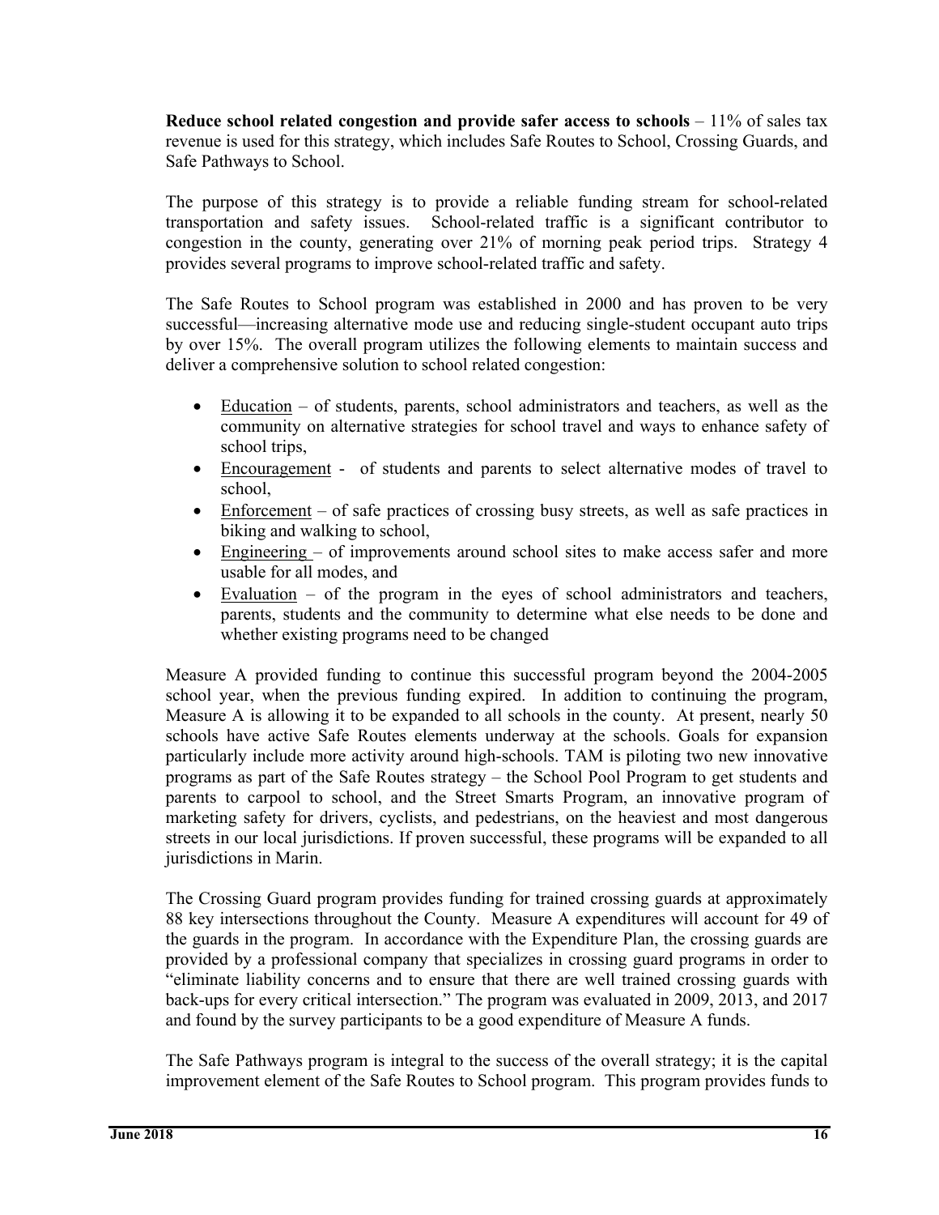**Reduce school related congestion and provide safer access to schools** – 11% of sales tax revenue is used for this strategy, which includes Safe Routes to School, Crossing Guards, and Safe Pathways to School.

The purpose of this strategy is to provide a reliable funding stream for school-related transportation and safety issues. School-related traffic is a significant contributor to congestion in the county, generating over 21% of morning peak period trips. Strategy 4 provides several programs to improve school-related traffic and safety.

The Safe Routes to School program was established in 2000 and has proven to be very successful—increasing alternative mode use and reducing single-student occupant auto trips by over 15%. The overall program utilizes the following elements to maintain success and deliver a comprehensive solution to school related congestion:

- Education – of students, parents, school administrators and teachers, as well as the community on alternative strategies for school travel and ways to enhance safety of school trips,
- Encouragement - of students and parents to select alternative modes of travel to school,
- Enforcement – of safe practices of crossing busy streets, as well as safe practices in biking and walking to school,
- Engineering – of improvements around school sites to make access safer and more usable for all modes, and
- Evaluation – of the program in the eyes of school administrators and teachers, parents, students and the community to determine what else needs to be done and whether existing programs need to be changed

Measure A provided funding to continue this successful program beyond the 2004-2005 school year, when the previous funding expired. In addition to continuing the program, Measure A is allowing it to be expanded to all schools in the county. At present, nearly 50 schools have active Safe Routes elements underway at the schools. Goals for expansion particularly include more activity around high-schools. TAM is piloting two new innovative programs as part of the Safe Routes strategy – the School Pool Program to get students and parents to carpool to school, and the Street Smarts Program, an innovative program of marketing safety for drivers, cyclists, and pedestrians, on the heaviest and most dangerous streets in our local jurisdictions. If proven successful, these programs will be expanded to all jurisdictions in Marin.

The Crossing Guard program provides funding for trained crossing guards at approximately 88 key intersections throughout the County. Measure A expenditures will account for 49 of the guards in the program. In accordance with the Expenditure Plan, the crossing guards are provided by a professional company that specializes in crossing guard programs in order to "eliminate liability concerns and to ensure that there are well trained crossing guards with back-ups for every critical intersection." The program was evaluated in 2009, 2013, and 2017 and found by the survey participants to be a good expenditure of Measure A funds.

The Safe Pathways program is integral to the success of the overall strategy; it is the capital improvement element of the Safe Routes to School program. This program provides funds to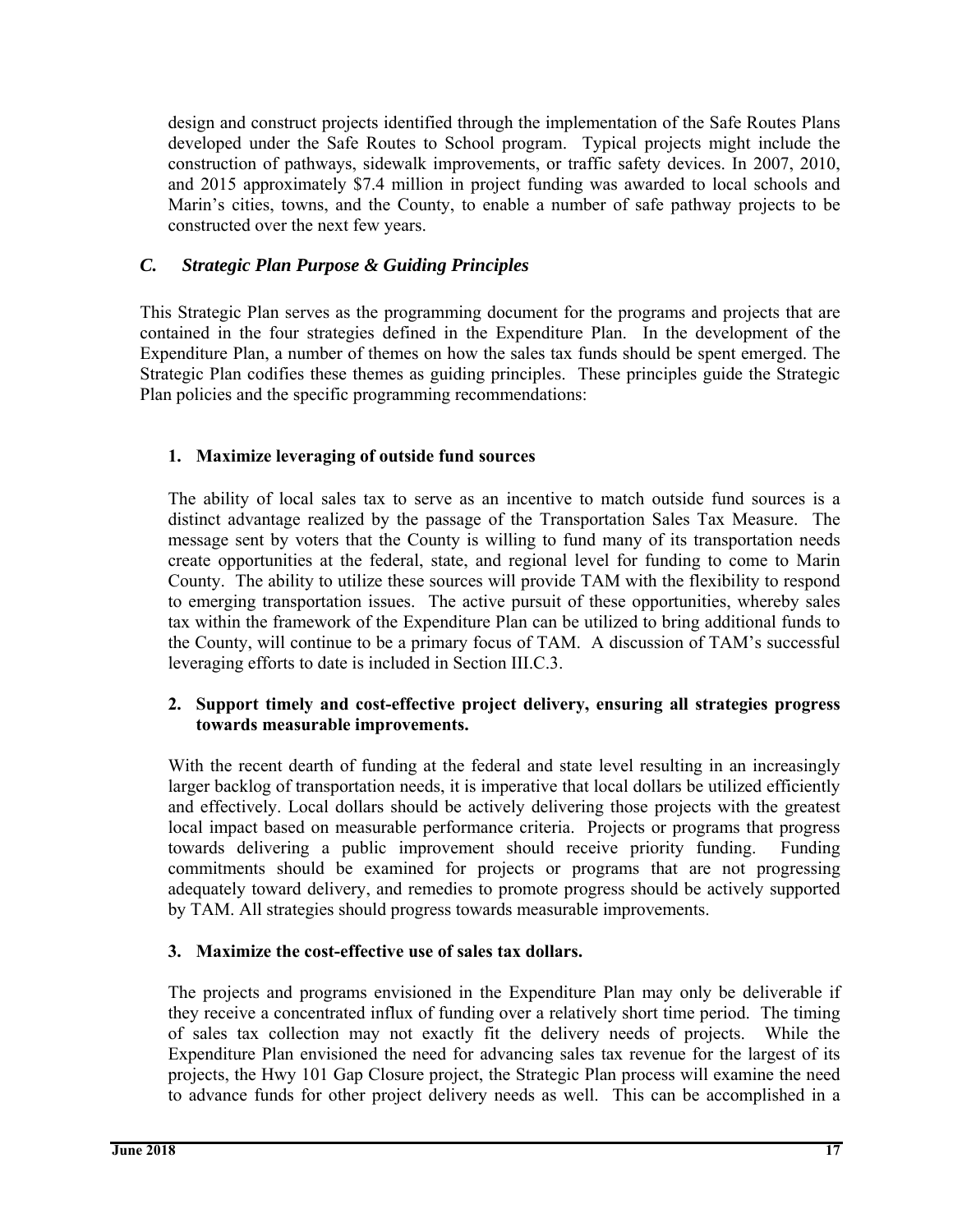design and construct projects identified through the implementation of the Safe Routes Plans developed under the Safe Routes to School program. Typical projects might include the construction of pathways, sidewalk improvements, or traffic safety devices. In 2007, 2010, and 2015 approximately $7.4 million in project funding was awarded to local schools and Marin's cities, towns, and the County, to enable a number of safe pathway projects to be constructed over the next few years.

### *C. Strategic Plan Purpose & Guiding Principles*

This Strategic Plan serves as the programming document for the programs and projects that are contained in the four strategies defined in the Expenditure Plan. In the development of the Expenditure Plan, a number of themes on how the sales tax funds should be spent emerged. The Strategic Plan codifies these themes as guiding principles. These principles guide the Strategic Plan policies and the specific programming recommendations:

**1. Maximize leveraging of outside fund sources**

The ability of local sales tax to serve as an incentive to match outside fund sources is a distinct advantage realized by the passage of the Transportation Sales Tax Measure. The message sent by voters that the County is willing to fund many of its transportation needs create opportunities at the federal, state, and regional level for funding to come to Marin County. The ability to utilize these sources will provide TAM with the flexibility to respond to emerging transportation issues. The active pursuit of these opportunities, whereby sales tax within the framework of the Expenditure Plan can be utilized to bring additional funds to the County, will continue to be a primary focus of TAM. A discussion of TAM's successful leveraging efforts to date is included in Section III.C.3.

**2. Support timely and cost-effective project delivery, ensuring all strategies progress towards measurable improvements.**

With the recent dearth of funding at the federal and state level resulting in an increasingly larger backlog of transportation needs, it is imperative that local dollars be utilized efficiently and effectively. Local dollars should be actively delivering those projects with the greatest local impact based on measurable performance criteria. Projects or programs that progress towards delivering a public improvement should receive priority funding. Funding commitments should be examined for projects or programs that are not progressing adequately toward delivery, and remedies to promote progress should be actively supported by TAM. All strategies should progress towards measurable improvements.

**3. Maximize the cost-effective use of sales tax dollars.**

The projects and programs envisioned in the Expenditure Plan may only be deliverable if they receive a concentrated influx of funding over a relatively short time period. The timing of sales tax collection may not exactly fit the delivery needs of projects. While the Expenditure Plan envisioned the need for advancing sales tax revenue for the largest of its projects, the Hwy 101 Gap Closure project, the Strategic Plan process will examine the need to advance funds for other project delivery needs as well. This can be accomplished in a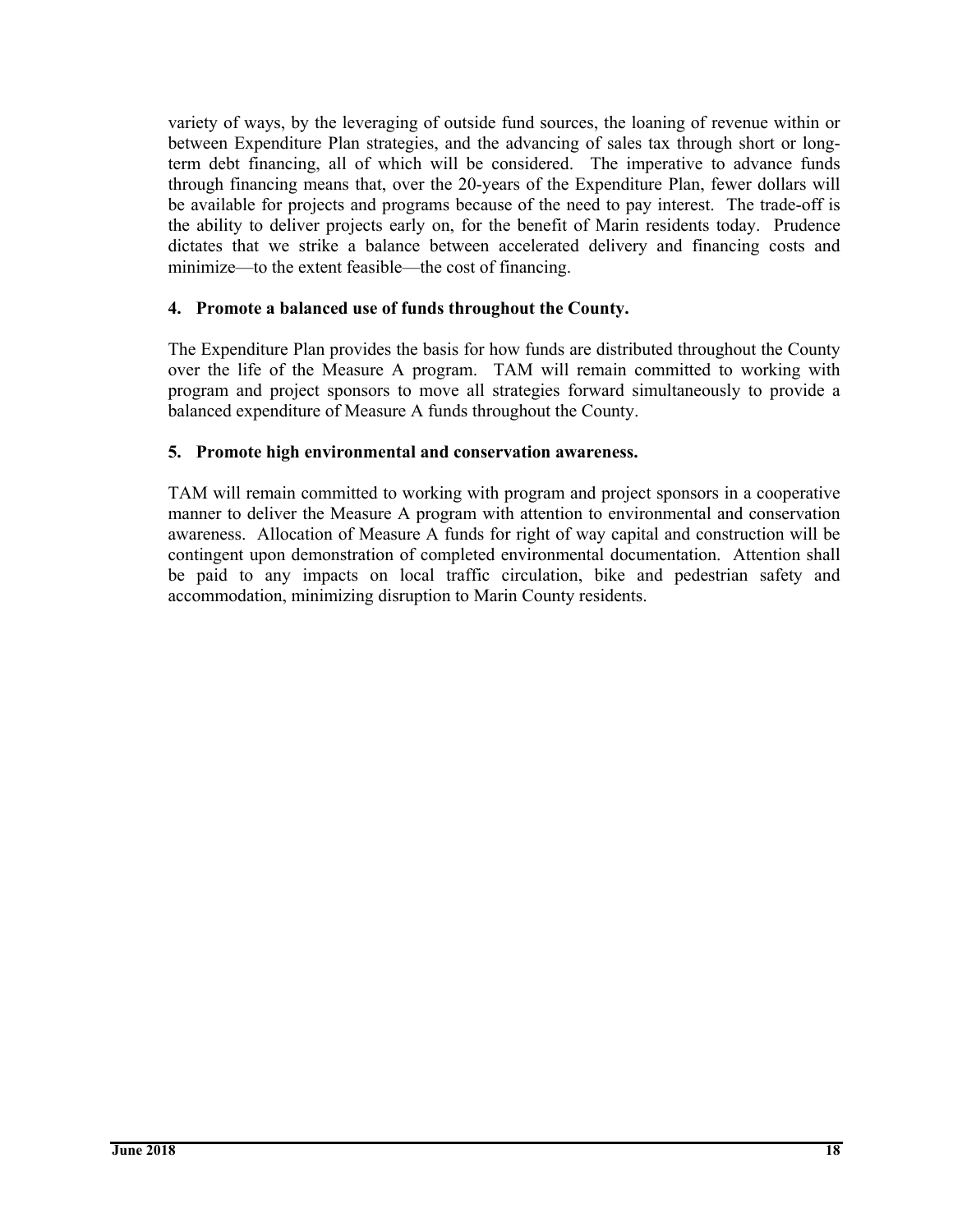variety of ways, by the leveraging of outside fund sources, the loaning of revenue within or between Expenditure Plan strategies, and the advancing of sales tax through short or long-term debt financing, all of which will be considered. The imperative to advance funds through financing means that, over the 20-years of the Expenditure Plan, fewer dollars will be available for projects and programs because of the need to pay interest. The trade-off is the ability to deliver projects early on, for the benefit of Marin residents today. Prudence dictates that we strike a balance between accelerated delivery and financing costs and minimize—to the extent feasible—the cost of financing.

**4. Promote a balanced use of funds throughout the County.**

The Expenditure Plan provides the basis for how funds are distributed throughout the County over the life of the Measure A program. TAM will remain committed to working with program and project sponsors to move all strategies forward simultaneously to provide a balanced expenditure of Measure A funds throughout the County.

**5. Promote high environmental and conservation awareness.**

TAM will remain committed to working with program and project sponsors in a cooperative manner to deliver the Measure A program with attention to environmental and conservation awareness. Allocation of Measure A funds for right of way capital and construction will be contingent upon demonstration of completed environmental documentation. Attention shall be paid to any impacts on local traffic circulation, bike and pedestrian safety and accommodation, minimizing disruption to Marin County residents.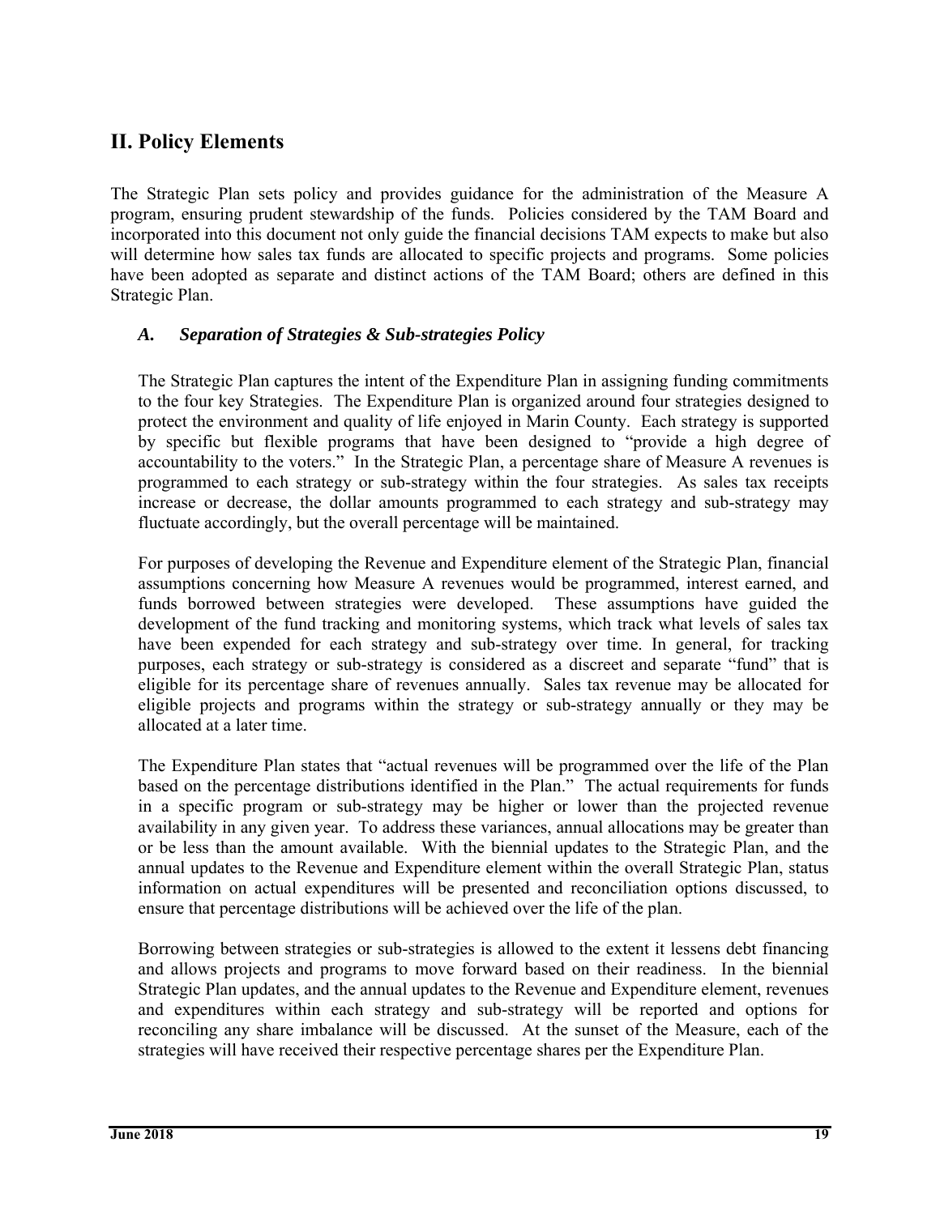## II. Policy Elements

The Strategic Plan sets policy and provides guidance for the administration of the Measure A program, ensuring prudent stewardship of the funds. Policies considered by the TAM Board and incorporated into this document not only guide the financial decisions TAM expects to make but also will determine how sales tax funds are allocated to specific projects and programs. Some policies have been adopted as separate and distinct actions of the TAM Board; others are defined in this Strategic Plan.

### *A. Separation of Strategies & Sub-strategies Policy*

The Strategic Plan captures the intent of the Expenditure Plan in assigning funding commitments to the four key Strategies. The Expenditure Plan is organized around four strategies designed to protect the environment and quality of life enjoyed in Marin County. Each strategy is supported by specific but flexible programs that have been designed to "provide a high degree of accountability to the voters." In the Strategic Plan, a percentage share of Measure A revenues is programmed to each strategy or sub-strategy within the four strategies. As sales tax receipts increase or decrease, the dollar amounts programmed to each strategy and sub-strategy may fluctuate accordingly, but the overall percentage will be maintained.

For purposes of developing the Revenue and Expenditure element of the Strategic Plan, financial assumptions concerning how Measure A revenues would be programmed, interest earned, and funds borrowed between strategies were developed. These assumptions have guided the development of the fund tracking and monitoring systems, which track what levels of sales tax have been expended for each strategy and sub-strategy over time. In general, for tracking purposes, each strategy or sub-strategy is considered as a discreet and separate "fund" that is eligible for its percentage share of revenues annually. Sales tax revenue may be allocated for eligible projects and programs within the strategy or sub-strategy annually or they may be allocated at a later time.

The Expenditure Plan states that "actual revenues will be programmed over the life of the Plan based on the percentage distributions identified in the Plan." The actual requirements for funds in a specific program or sub-strategy may be higher or lower than the projected revenue availability in any given year. To address these variances, annual allocations may be greater than or be less than the amount available. With the biennial updates to the Strategic Plan, and the annual updates to the Revenue and Expenditure element within the overall Strategic Plan, status information on actual expenditures will be presented and reconciliation options discussed, to ensure that percentage distributions will be achieved over the life of the plan.

Borrowing between strategies or sub-strategies is allowed to the extent it lessens debt financing and allows projects and programs to move forward based on their readiness. In the biennial Strategic Plan updates, and the annual updates to the Revenue and Expenditure element, revenues and expenditures within each strategy and sub-strategy will be reported and options for reconciling any share imbalance will be discussed. At the sunset of the Measure, each of the strategies will have received their respective percentage shares per the Expenditure Plan.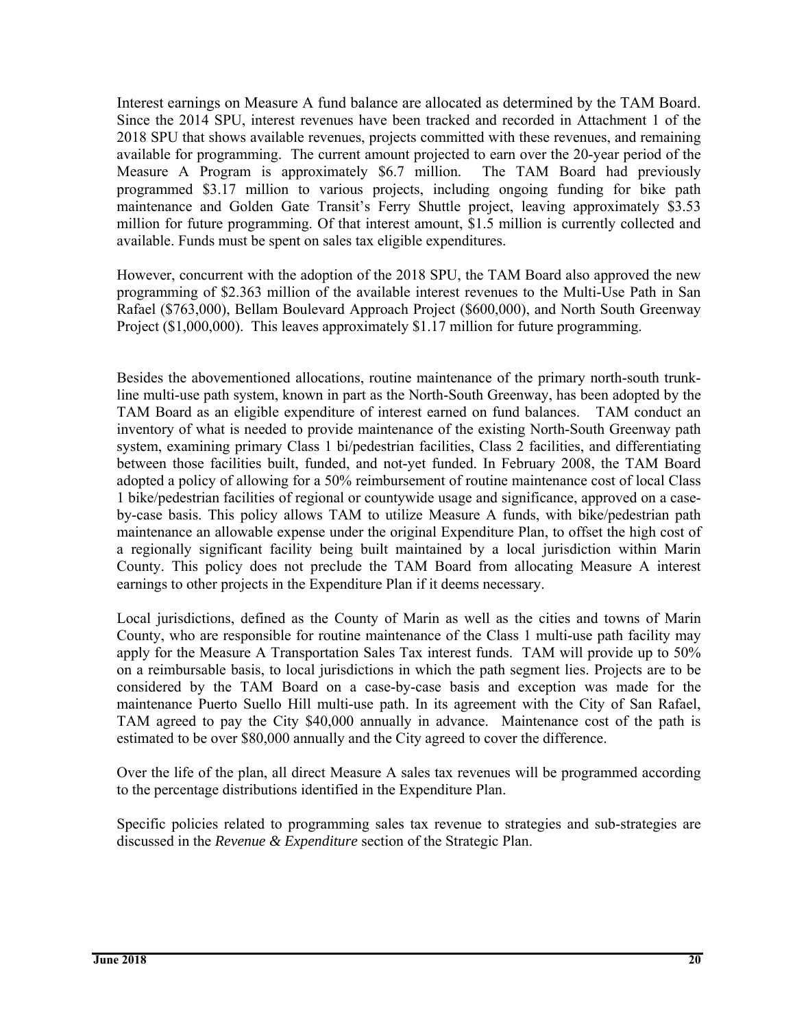Interest earnings on Measure A fund balance are allocated as determined by the TAM Board. Since the 2014 SPU, interest revenues have been tracked and recorded in Attachment 1 of the 2018 SPU that shows available revenues, projects committed with these revenues, and remaining available for programming. The current amount projected to earn over the 20-year period of the Measure A Program is approximately $6.7 million. The TAM Board had previously programmed $3.17 million to various projects, including ongoing funding for bike path maintenance and Golden Gate Transit's Ferry Shuttle project, leaving approximately $3.53 million for future programming. Of that interest amount, $1.5 million is currently collected and available. Funds must be spent on sales tax eligible expenditures.

However, concurrent with the adoption of the 2018 SPU, the TAM Board also approved the new programming of $2.363 million of the available interest revenues to the Multi-Use Path in San Rafael ($763,000), Bellam Boulevard Approach Project ($600,000), and North South Greenway Project ($1,000,000). This leaves approximately $1.17 million for future programming.

Besides the abovementioned allocations, routine maintenance of the primary north-south trunk-line multi-use path system, known in part as the North-South Greenway, has been adopted by the TAM Board as an eligible expenditure of interest earned on fund balances. TAM conduct an inventory of what is needed to provide maintenance of the existing North-South Greenway path system, examining primary Class 1 bi/pedestrian facilities, Class 2 facilities, and differentiating between those facilities built, funded, and not-yet funded. In February 2008, the TAM Board adopted a policy of allowing for a 50% reimbursement of routine maintenance cost of local Class 1 bike/pedestrian facilities of regional or countywide usage and significance, approved on a case-by-case basis. This policy allows TAM to utilize Measure A funds, with bike/pedestrian path maintenance an allowable expense under the original Expenditure Plan, to offset the high cost of a regionally significant facility being built maintained by a local jurisdiction within Marin County. This policy does not preclude the TAM Board from allocating Measure A interest earnings to other projects in the Expenditure Plan if it deems necessary.

Local jurisdictions, defined as the County of Marin as well as the cities and towns of Marin County, who are responsible for routine maintenance of the Class 1 multi-use path facility may apply for the Measure A Transportation Sales Tax interest funds. TAM will provide up to 50% on a reimbursable basis, to local jurisdictions in which the path segment lies. Projects are to be considered by the TAM Board on a case-by-case basis and exception was made for the maintenance Puerto Suello Hill multi-use path. In its agreement with the City of San Rafael, TAM agreed to pay the City $40,000 annually in advance. Maintenance cost of the path is estimated to be over $80,000 annually and the City agreed to cover the difference.

Over the life of the plan, all direct Measure A sales tax revenues will be programmed according to the percentage distributions identified in the Expenditure Plan.

Specific policies related to programming sales tax revenue to strategies and sub-strategies are discussed in the *Revenue & Expenditure* section of the Strategic Plan.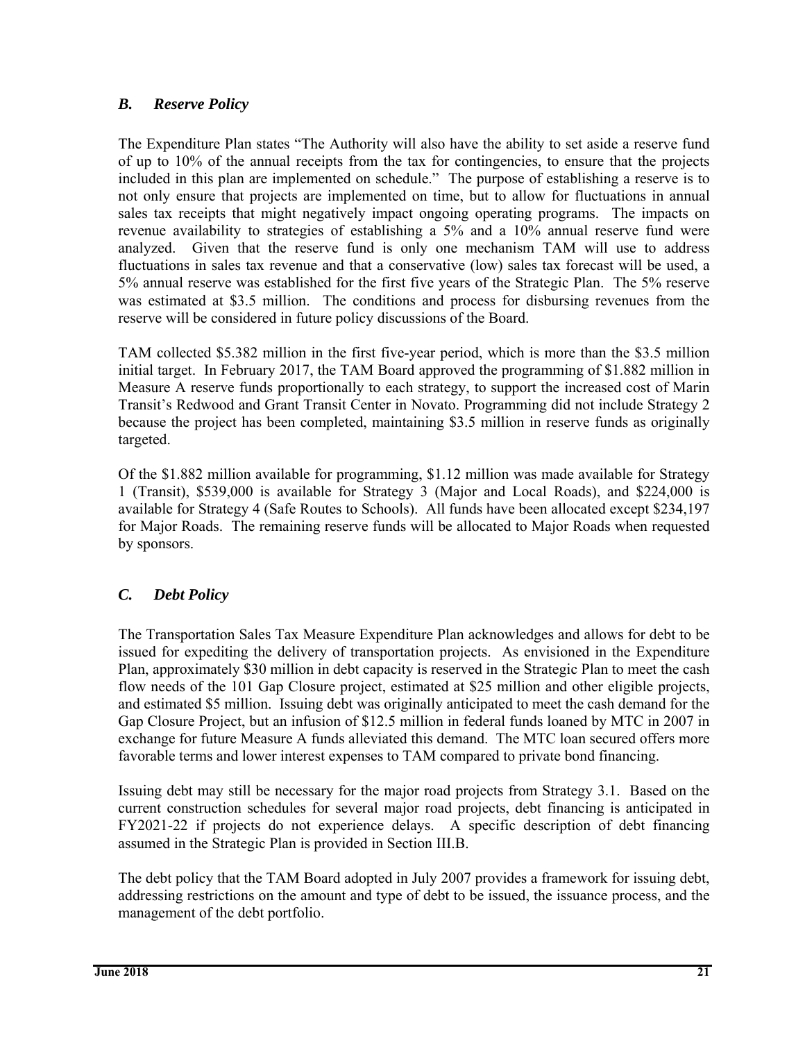### *B. Reserve Policy*

The Expenditure Plan states "The Authority will also have the ability to set aside a reserve fund of up to 10% of the annual receipts from the tax for contingencies, to ensure that the projects included in this plan are implemented on schedule." The purpose of establishing a reserve is to not only ensure that projects are implemented on time, but to allow for fluctuations in annual sales tax receipts that might negatively impact ongoing operating programs. The impacts on revenue availability to strategies of establishing a 5% and a 10% annual reserve fund were analyzed. Given that the reserve fund is only one mechanism TAM will use to address fluctuations in sales tax revenue and that a conservative (low) sales tax forecast will be used, a 5% annual reserve was established for the first five years of the Strategic Plan. The 5% reserve was estimated at $3.5 million. The conditions and process for disbursing revenues from the reserve will be considered in future policy discussions of the Board.

TAM collected $5.382 million in the first five-year period, which is more than the $3.5 million initial target. In February 2017, the TAM Board approved the programming of $1.882 million in Measure A reserve funds proportionally to each strategy, to support the increased cost of Marin Transit's Redwood and Grant Transit Center in Novato. Programming did not include Strategy 2 because the project has been completed, maintaining $3.5 million in reserve funds as originally targeted.

Of the $1.882 million available for programming, $1.12 million was made available for Strategy 1 (Transit), $539,000 is available for Strategy 3 (Major and Local Roads), and $224,000 is available for Strategy 4 (Safe Routes to Schools). All funds have been allocated except $234,197 for Major Roads. The remaining reserve funds will be allocated to Major Roads when requested by sponsors.

### *C. Debt Policy*

The Transportation Sales Tax Measure Expenditure Plan acknowledges and allows for debt to be issued for expediting the delivery of transportation projects. As envisioned in the Expenditure Plan, approximately $30 million in debt capacity is reserved in the Strategic Plan to meet the cash flow needs of the 101 Gap Closure project, estimated at $25 million and other eligible projects, and estimated $5 million. Issuing debt was originally anticipated to meet the cash demand for the Gap Closure Project, but an infusion of $12.5 million in federal funds loaned by MTC in 2007 in exchange for future Measure A funds alleviated this demand. The MTC loan secured offers more favorable terms and lower interest expenses to TAM compared to private bond financing.

Issuing debt may still be necessary for the major road projects from Strategy 3.1. Based on the current construction schedules for several major road projects, debt financing is anticipated in FY2021-22 if projects do not experience delays. A specific description of debt financing assumed in the Strategic Plan is provided in Section III.B.

The debt policy that the TAM Board adopted in July 2007 provides a framework for issuing debt, addressing restrictions on the amount and type of debt to be issued, the issuance process, and the management of the debt portfolio.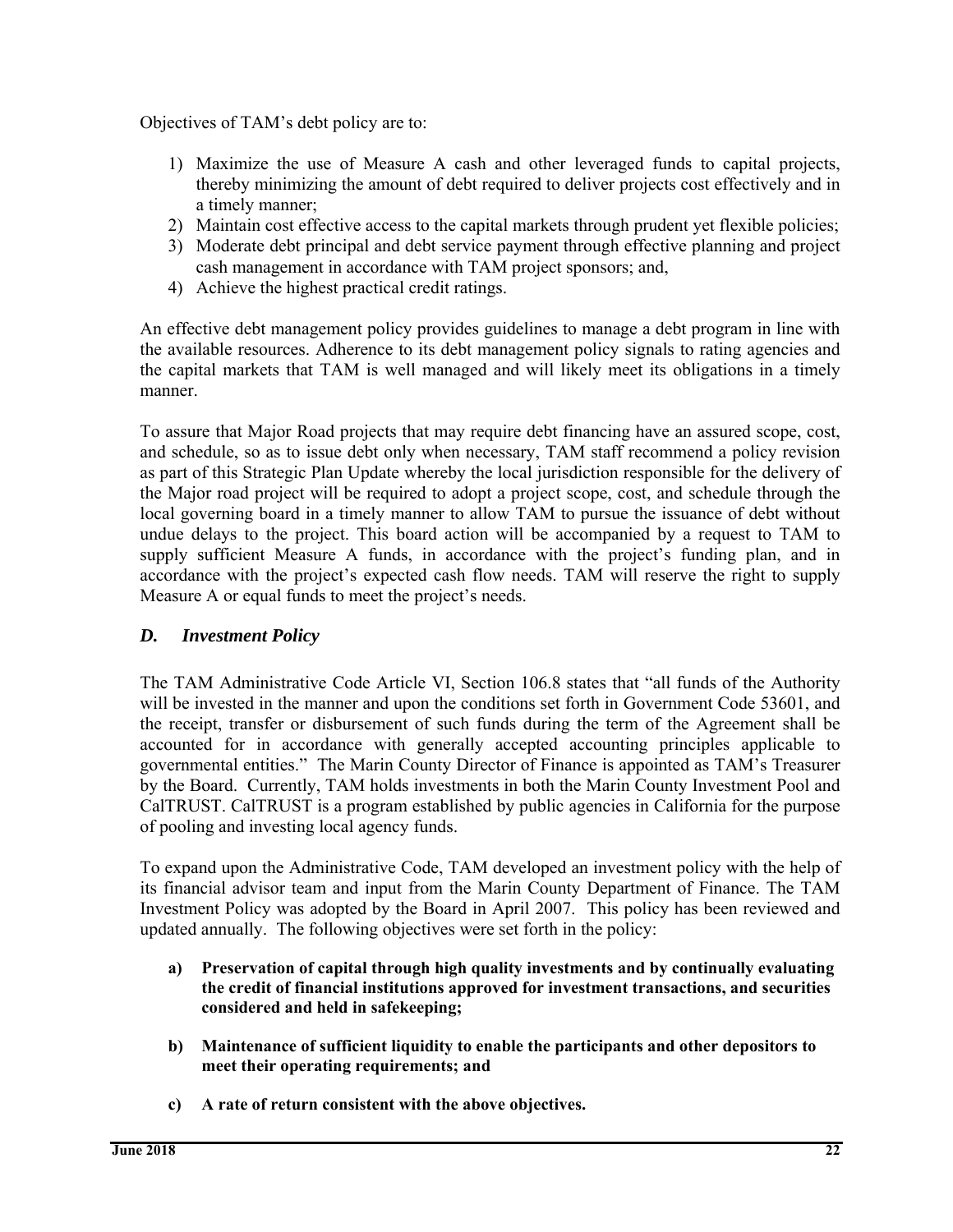Objectives of TAM's debt policy are to:

1) Maximize the use of Measure A cash and other leveraged funds to capital projects, thereby minimizing the amount of debt required to deliver projects cost effectively and in a timely manner;
2) Maintain cost effective access to the capital markets through prudent yet flexible policies;
3) Moderate debt principal and debt service payment through effective planning and project cash management in accordance with TAM project sponsors; and,
4) Achieve the highest practical credit ratings.

An effective debt management policy provides guidelines to manage a debt program in line with the available resources. Adherence to its debt management policy signals to rating agencies and the capital markets that TAM is well managed and will likely meet its obligations in a timely manner.

To assure that Major Road projects that may require debt financing have an assured scope, cost, and schedule, so as to issue debt only when necessary, TAM staff recommend a policy revision as part of this Strategic Plan Update whereby the local jurisdiction responsible for the delivery of the Major road project will be required to adopt a project scope, cost, and schedule through the local governing board in a timely manner to allow TAM to pursue the issuance of debt without undue delays to the project. This board action will be accompanied by a request to TAM to supply sufficient Measure A funds, in accordance with the project's funding plan, and in accordance with the project's expected cash flow needs. TAM will reserve the right to supply Measure A or equal funds to meet the project's needs.

### *D. Investment Policy*

The TAM Administrative Code Article VI, Section 106.8 states that "all funds of the Authority will be invested in the manner and upon the conditions set forth in Government Code 53601, and the receipt, transfer or disbursement of such funds during the term of the Agreement shall be accounted for in accordance with generally accepted accounting principles applicable to governmental entities." The Marin County Director of Finance is appointed as TAM's Treasurer by the Board. Currently, TAM holds investments in both the Marin County Investment Pool and CalTRUST. CalTRUST is a program established by public agencies in California for the purpose of pooling and investing local agency funds.

To expand upon the Administrative Code, TAM developed an investment policy with the help of its financial advisor team and input from the Marin County Department of Finance. The TAM Investment Policy was adopted by the Board in April 2007. This policy has been reviewed and updated annually. The following objectives were set forth in the policy:

a) **Preservation of capital through high quality investments and by continually evaluating the credit of financial institutions approved for investment transactions, and securities considered and held in safekeeping;**

b) **Maintenance of sufficient liquidity to enable the participants and other depositors to meet their operating requirements; and**

c) **A rate of return consistent with the above objectives.**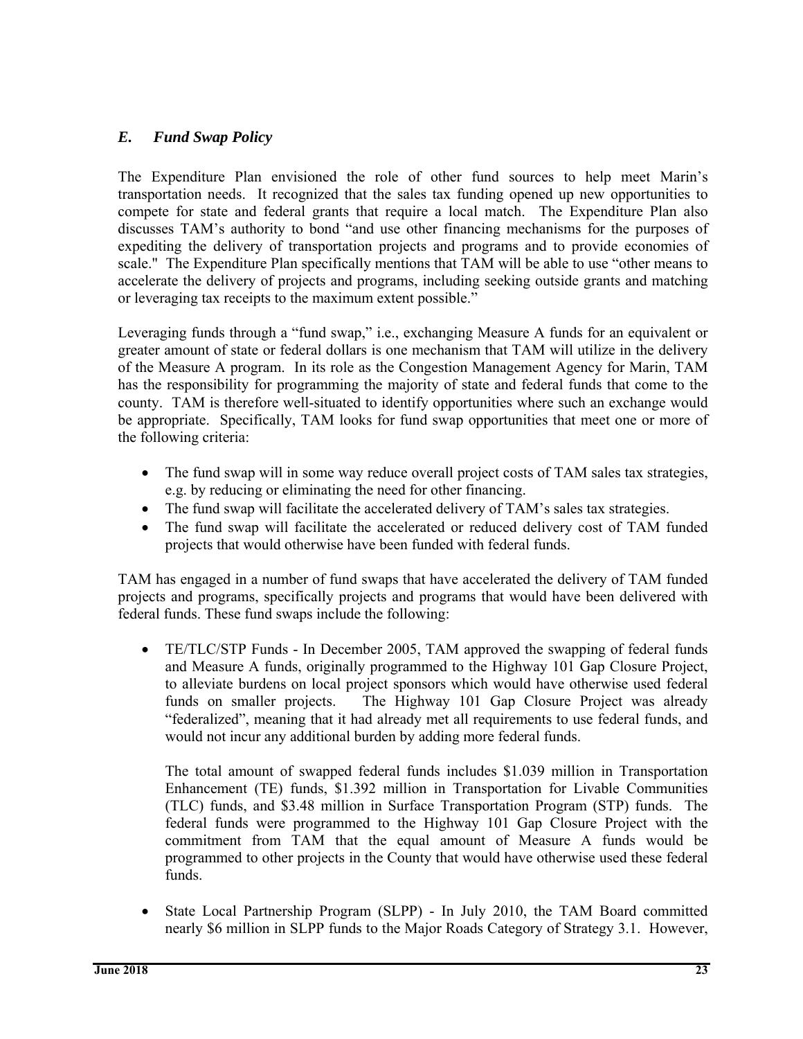## *E. Fund Swap Policy*

The Expenditure Plan envisioned the role of other fund sources to help meet Marin's transportation needs. It recognized that the sales tax funding opened up new opportunities to compete for state and federal grants that require a local match. The Expenditure Plan also discusses TAM's authority to bond "and use other financing mechanisms for the purposes of expediting the delivery of transportation projects and programs and to provide economies of scale." The Expenditure Plan specifically mentions that TAM will be able to use "other means to accelerate the delivery of projects and programs, including seeking outside grants and matching or leveraging tax receipts to the maximum extent possible."

Leveraging funds through a "fund swap," i.e., exchanging Measure A funds for an equivalent or greater amount of state or federal dollars is one mechanism that TAM will utilize in the delivery of the Measure A program. In its role as the Congestion Management Agency for Marin, TAM has the responsibility for programming the majority of state and federal funds that come to the county. TAM is therefore well-situated to identify opportunities where such an exchange would be appropriate. Specifically, TAM looks for fund swap opportunities that meet one or more of the following criteria:

- The fund swap will in some way reduce overall project costs of TAM sales tax strategies, e.g. by reducing or eliminating the need for other financing.
- The fund swap will facilitate the accelerated delivery of TAM's sales tax strategies.
- The fund swap will facilitate the accelerated or reduced delivery cost of TAM funded projects that would otherwise have been funded with federal funds.

TAM has engaged in a number of fund swaps that have accelerated the delivery of TAM funded projects and programs, specifically projects and programs that would have been delivered with federal funds. These fund swaps include the following:

- TE/TLC/STP Funds - In December 2005, TAM approved the swapping of federal funds and Measure A funds, originally programmed to the Highway 101 Gap Closure Project, to alleviate burdens on local project sponsors which would have otherwise used federal funds on smaller projects. The Highway 101 Gap Closure Project was already "federalized", meaning that it had already met all requirements to use federal funds, and would not incur any additional burden by adding more federal funds.

  The total amount of swapped federal funds includes $1.039 million in Transportation Enhancement (TE) funds, $1.392 million in Transportation for Livable Communities (TLC) funds, and $3.48 million in Surface Transportation Program (STP) funds. The federal funds were programmed to the Highway 101 Gap Closure Project with the commitment from TAM that the equal amount of Measure A funds would be programmed to other projects in the County that would have otherwise used these federal funds.

- State Local Partnership Program (SLPP) - In July 2010, the TAM Board committed nearly $6 million in SLPP funds to the Major Roads Category of Strategy 3.1. However,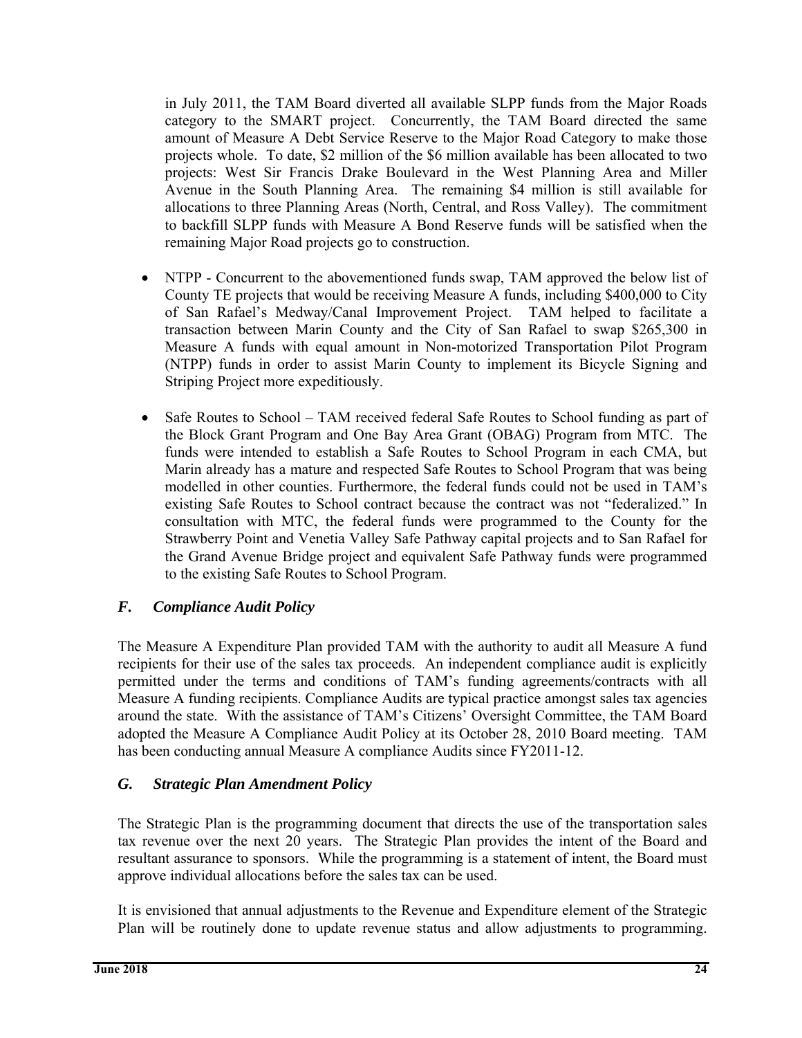in July 2011, the TAM Board diverted all available SLPP funds from the Major Roads category to the SMART project. Concurrently, the TAM Board directed the same amount of Measure A Debt Service Reserve to the Major Road Category to make those projects whole. To date, $2 million of the $6 million available has been allocated to two projects: West Sir Francis Drake Boulevard in the West Planning Area and Miller Avenue in the South Planning Area. The remaining $4 million is still available for allocations to three Planning Areas (North, Central, and Ross Valley). The commitment to backfill SLPP funds with Measure A Bond Reserve funds will be satisfied when the remaining Major Road projects go to construction.

- NTPP - Concurrent to the abovementioned funds swap, TAM approved the below list of County TE projects that would be receiving Measure A funds, including $400,000 to City of San Rafael's Medway/Canal Improvement Project. TAM helped to facilitate a transaction between Marin County and the City of San Rafael to swap $265,300 in Measure A funds with equal amount in Non-motorized Transportation Pilot Program (NTPP) funds in order to assist Marin County to implement its Bicycle Signing and Striping Project more expeditiously.

- Safe Routes to School – TAM received federal Safe Routes to School funding as part of the Block Grant Program and One Bay Area Grant (OBAG) Program from MTC. The funds were intended to establish a Safe Routes to School Program in each CMA, but Marin already has a mature and respected Safe Routes to School Program that was being modelled in other counties. Furthermore, the federal funds could not be used in TAM's existing Safe Routes to School contract because the contract was not "federalized." In consultation with MTC, the federal funds were programmed to the County for the Strawberry Point and Venetia Valley Safe Pathway capital projects and to San Rafael for the Grand Avenue Bridge project and equivalent Safe Pathway funds were programmed to the existing Safe Routes to School Program.

### *F. Compliance Audit Policy*

The Measure A Expenditure Plan provided TAM with the authority to audit all Measure A fund recipients for their use of the sales tax proceeds. An independent compliance audit is explicitly permitted under the terms and conditions of TAM's funding agreements/contracts with all Measure A funding recipients. Compliance Audits are typical practice amongst sales tax agencies around the state. With the assistance of TAM's Citizens' Oversight Committee, the TAM Board adopted the Measure A Compliance Audit Policy at its October 28, 2010 Board meeting. TAM has been conducting annual Measure A compliance Audits since FY2011-12.

### *G. Strategic Plan Amendment Policy*

The Strategic Plan is the programming document that directs the use of the transportation sales tax revenue over the next 20 years. The Strategic Plan provides the intent of the Board and resultant assurance to sponsors. While the programming is a statement of intent, the Board must approve individual allocations before the sales tax can be used.

It is envisioned that annual adjustments to the Revenue and Expenditure element of the Strategic Plan will be routinely done to update revenue status and allow adjustments to programming.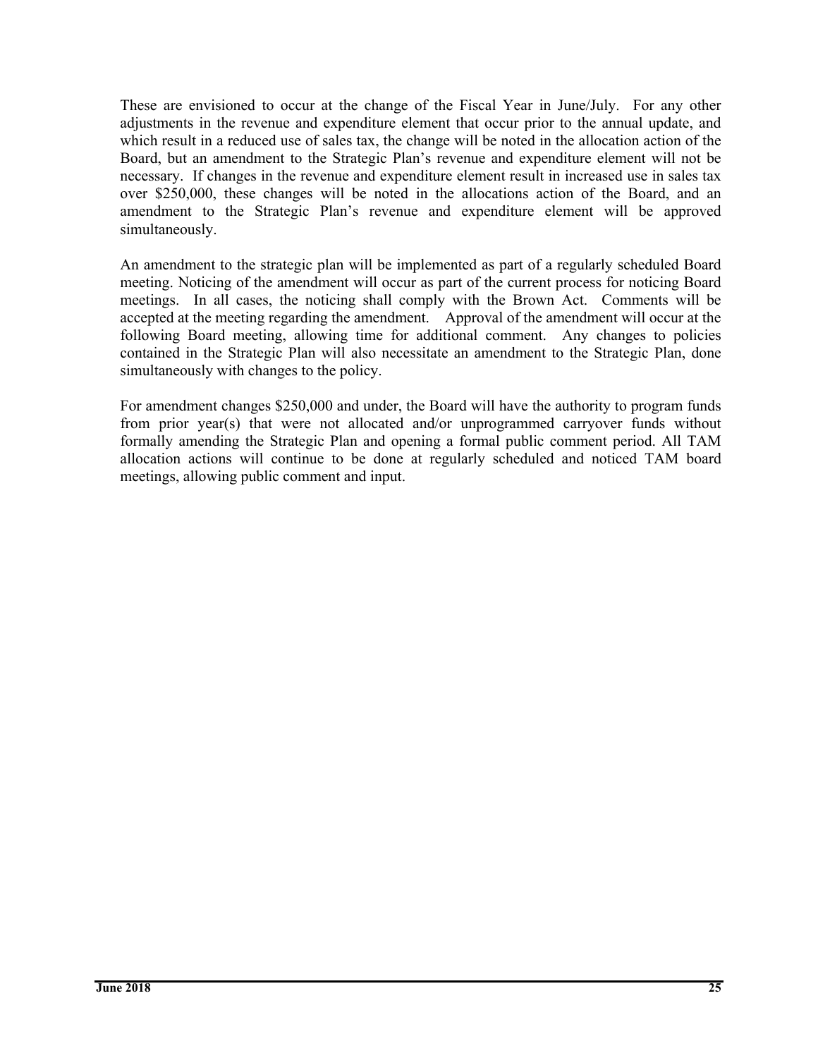These are envisioned to occur at the change of the Fiscal Year in June/July. For any other adjustments in the revenue and expenditure element that occur prior to the annual update, and which result in a reduced use of sales tax, the change will be noted in the allocation action of the Board, but an amendment to the Strategic Plan's revenue and expenditure element will not be necessary. If changes in the revenue and expenditure element result in increased use in sales tax over $250,000, these changes will be noted in the allocations action of the Board, and an amendment to the Strategic Plan's revenue and expenditure element will be approved simultaneously.

An amendment to the strategic plan will be implemented as part of a regularly scheduled Board meeting. Noticing of the amendment will occur as part of the current process for noticing Board meetings. In all cases, the noticing shall comply with the Brown Act. Comments will be accepted at the meeting regarding the amendment. Approval of the amendment will occur at the following Board meeting, allowing time for additional comment. Any changes to policies contained in the Strategic Plan will also necessitate an amendment to the Strategic Plan, done simultaneously with changes to the policy.

For amendment changes $250,000 and under, the Board will have the authority to program funds from prior year(s) that were not allocated and/or unprogrammed carryover funds without formally amending the Strategic Plan and opening a formal public comment period. All TAM allocation actions will continue to be done at regularly scheduled and noticed TAM board meetings, allowing public comment and input.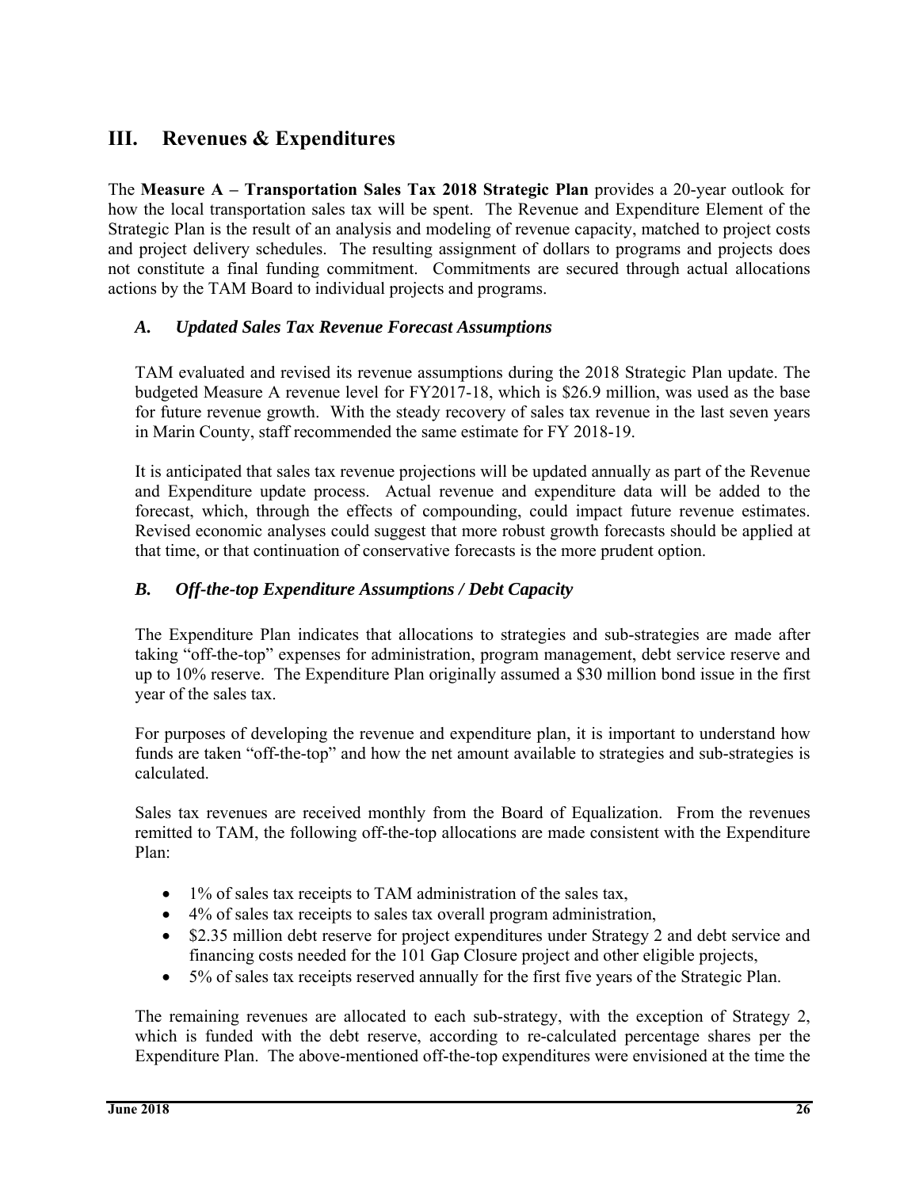## III. Revenues & Expenditures

The **Measure A – Transportation Sales Tax 2018 Strategic Plan** provides a 20-year outlook for how the local transportation sales tax will be spent. The Revenue and Expenditure Element of the Strategic Plan is the result of an analysis and modeling of revenue capacity, matched to project costs and project delivery schedules. The resulting assignment of dollars to programs and projects does not constitute a final funding commitment. Commitments are secured through actual allocations actions by the TAM Board to individual projects and programs.

### *A. Updated Sales Tax Revenue Forecast Assumptions*

TAM evaluated and revised its revenue assumptions during the 2018 Strategic Plan update. The budgeted Measure A revenue level for FY2017-18, which is $26.9 million, was used as the base for future revenue growth. With the steady recovery of sales tax revenue in the last seven years in Marin County, staff recommended the same estimate for FY 2018-19.

It is anticipated that sales tax revenue projections will be updated annually as part of the Revenue and Expenditure update process. Actual revenue and expenditure data will be added to the forecast, which, through the effects of compounding, could impact future revenue estimates. Revised economic analyses could suggest that more robust growth forecasts should be applied at that time, or that continuation of conservative forecasts is the more prudent option.

### *B. Off-the-top Expenditure Assumptions / Debt Capacity*

The Expenditure Plan indicates that allocations to strategies and sub-strategies are made after taking "off-the-top" expenses for administration, program management, debt service reserve and up to 10% reserve. The Expenditure Plan originally assumed a $30 million bond issue in the first year of the sales tax.

For purposes of developing the revenue and expenditure plan, it is important to understand how funds are taken "off-the-top" and how the net amount available to strategies and sub-strategies is calculated.

Sales tax revenues are received monthly from the Board of Equalization. From the revenues remitted to TAM, the following off-the-top allocations are made consistent with the Expenditure Plan:

- 1% of sales tax receipts to TAM administration of the sales tax,
- 4% of sales tax receipts to sales tax overall program administration,
- $2.35 million debt reserve for project expenditures under Strategy 2 and debt service and financing costs needed for the 101 Gap Closure project and other eligible projects,
- 5% of sales tax receipts reserved annually for the first five years of the Strategic Plan.

The remaining revenues are allocated to each sub-strategy, with the exception of Strategy 2, which is funded with the debt reserve, according to re-calculated percentage shares per the Expenditure Plan. The above-mentioned off-the-top expenditures were envisioned at the time the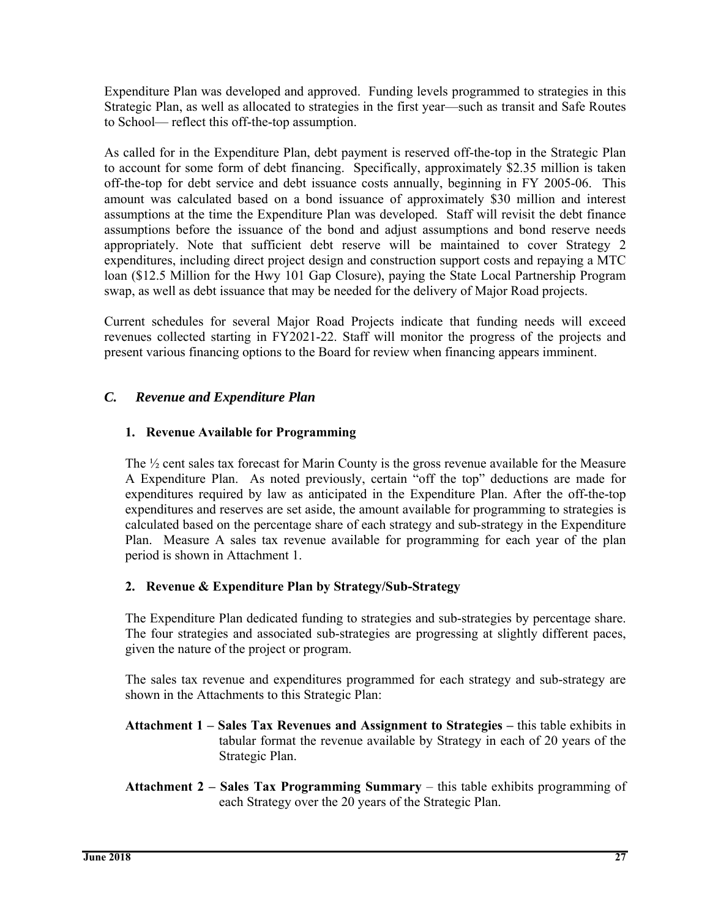Expenditure Plan was developed and approved. Funding levels programmed to strategies in this Strategic Plan, as well as allocated to strategies in the first year—such as transit and Safe Routes to School— reflect this off-the-top assumption.

As called for in the Expenditure Plan, debt payment is reserved off-the-top in the Strategic Plan to account for some form of debt financing. Specifically, approximately $2.35 million is taken off-the-top for debt service and debt issuance costs annually, beginning in FY 2005-06. This amount was calculated based on a bond issuance of approximately $30 million and interest assumptions at the time the Expenditure Plan was developed. Staff will revisit the debt finance assumptions before the issuance of the bond and adjust assumptions and bond reserve needs appropriately. Note that sufficient debt reserve will be maintained to cover Strategy 2 expenditures, including direct project design and construction support costs and repaying a MTC loan ($12.5 Million for the Hwy 101 Gap Closure), paying the State Local Partnership Program swap, as well as debt issuance that may be needed for the delivery of Major Road projects.

Current schedules for several Major Road Projects indicate that funding needs will exceed revenues collected starting in FY2021-22. Staff will monitor the progress of the projects and present various financing options to the Board for review when financing appears imminent.

## *C. Revenue and Expenditure Plan*

### 1. Revenue Available for Programming

The ½ cent sales tax forecast for Marin County is the gross revenue available for the Measure A Expenditure Plan. As noted previously, certain "off the top" deductions are made for expenditures required by law as anticipated in the Expenditure Plan. After the off-the-top expenditures and reserves are set aside, the amount available for programming to strategies is calculated based on the percentage share of each strategy and sub-strategy in the Expenditure Plan. Measure A sales tax revenue available for programming for each year of the plan period is shown in Attachment 1.

### 2. Revenue & Expenditure Plan by Strategy/Sub-Strategy

The Expenditure Plan dedicated funding to strategies and sub-strategies by percentage share. The four strategies and associated sub-strategies are progressing at slightly different paces, given the nature of the project or program.

The sales tax revenue and expenditures programmed for each strategy and sub-strategy are shown in the Attachments to this Strategic Plan:

**Attachment 1 – Sales Tax Revenues and Assignment to Strategies –** this table exhibits in tabular format the revenue available by Strategy in each of 20 years of the Strategic Plan.

**Attachment 2 – Sales Tax Programming Summary** – this table exhibits programming of each Strategy over the 20 years of the Strategic Plan.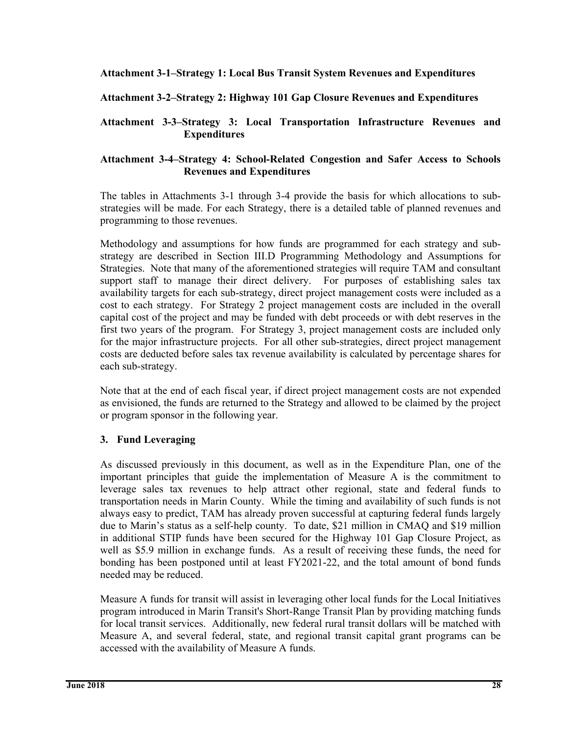**Attachment 3-1–Strategy 1: Local Bus Transit System Revenues and Expenditures**

**Attachment 3-2–Strategy 2: Highway 101 Gap Closure Revenues and Expenditures**

**Attachment 3-3–Strategy 3: Local Transportation Infrastructure Revenues and Expenditures**

**Attachment 3-4–Strategy 4: School-Related Congestion and Safer Access to Schools Revenues and Expenditures**

The tables in Attachments 3-1 through 3-4 provide the basis for which allocations to sub-strategies will be made. For each Strategy, there is a detailed table of planned revenues and programming to those revenues.

Methodology and assumptions for how funds are programmed for each strategy and sub-strategy are described in Section III.D Programming Methodology and Assumptions for Strategies. Note that many of the aforementioned strategies will require TAM and consultant support staff to manage their direct delivery. For purposes of establishing sales tax availability targets for each sub-strategy, direct project management costs were included as a cost to each strategy. For Strategy 2 project management costs are included in the overall capital cost of the project and may be funded with debt proceeds or with debt reserves in the first two years of the program. For Strategy 3, project management costs are included only for the major infrastructure projects. For all other sub-strategies, direct project management costs are deducted before sales tax revenue availability is calculated by percentage shares for each sub-strategy.

Note that at the end of each fiscal year, if direct project management costs are not expended as envisioned, the funds are returned to the Strategy and allowed to be claimed by the project or program sponsor in the following year.

### 3. Fund Leveraging

As discussed previously in this document, as well as in the Expenditure Plan, one of the important principles that guide the implementation of Measure A is the commitment to leverage sales tax revenues to help attract other regional, state and federal funds to transportation needs in Marin County. While the timing and availability of such funds is not always easy to predict, TAM has already proven successful at capturing federal funds largely due to Marin's status as a self-help county. To date, $21 million in CMAQ and $19 million in additional STIP funds have been secured for the Highway 101 Gap Closure Project, as well as $5.9 million in exchange funds. As a result of receiving these funds, the need for bonding has been postponed until at least FY2021-22, and the total amount of bond funds needed may be reduced.

Measure A funds for transit will assist in leveraging other local funds for the Local Initiatives program introduced in Marin Transit's Short-Range Transit Plan by providing matching funds for local transit services. Additionally, new federal rural transit dollars will be matched with Measure A, and several federal, state, and regional transit capital grant programs can be accessed with the availability of Measure A funds.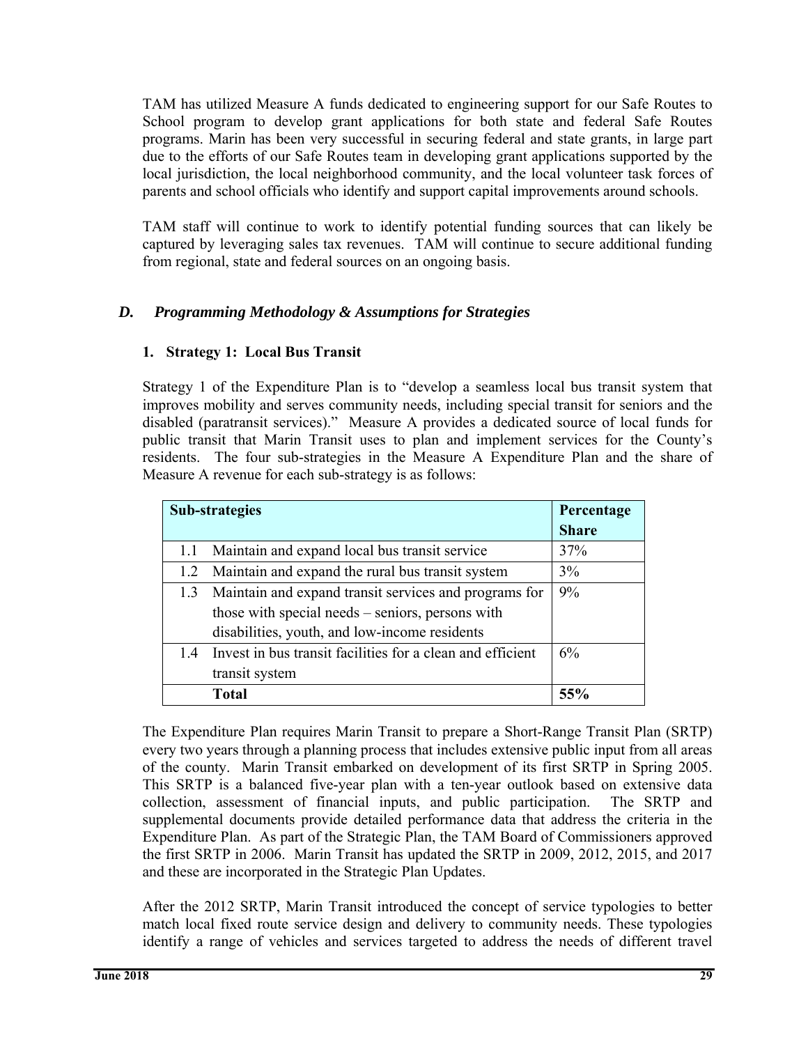TAM has utilized Measure A funds dedicated to engineering support for our Safe Routes to School program to develop grant applications for both state and federal Safe Routes programs. Marin has been very successful in securing federal and state grants, in large part due to the efforts of our Safe Routes team in developing grant applications supported by the local jurisdiction, the local neighborhood community, and the local volunteer task forces of parents and school officials who identify and support capital improvements around schools.

TAM staff will continue to work to identify potential funding sources that can likely be captured by leveraging sales tax revenues. TAM will continue to secure additional funding from regional, state and federal sources on an ongoing basis.

## *D. Programming Methodology & Assumptions for Strategies*

### 1. Strategy 1: Local Bus Transit

Strategy 1 of the Expenditure Plan is to "develop a seamless local bus transit system that improves mobility and serves community needs, including special transit for seniors and the disabled (paratransit services)." Measure A provides a dedicated source of local funds for public transit that Marin Transit uses to plan and implement services for the County's residents. The four sub-strategies in the Measure A Expenditure Plan and the share of Measure A revenue for each sub-strategy is as follows:

| Sub-strategies | | Percentage Share |
|---|---|---|
| 1.1 | Maintain and expand local bus transit service | 37% |
| 1.2 | Maintain and expand the rural bus transit system | 3% |
| 1.3 | Maintain and expand transit services and programs for those with special needs – seniors, persons with disabilities, youth, and low-income residents | 9% |
| 1.4 | Invest in bus transit facilities for a clean and efficient transit system | 6% |
| | **Total** | **55%** |

The Expenditure Plan requires Marin Transit to prepare a Short-Range Transit Plan (SRTP) every two years through a planning process that includes extensive public input from all areas of the county. Marin Transit embarked on development of its first SRTP in Spring 2005. This SRTP is a balanced five-year plan with a ten-year outlook based on extensive data collection, assessment of financial inputs, and public participation. The SRTP and supplemental documents provide detailed performance data that address the criteria in the Expenditure Plan. As part of the Strategic Plan, the TAM Board of Commissioners approved the first SRTP in 2006. Marin Transit has updated the SRTP in 2009, 2012, 2015, and 2017 and these are incorporated in the Strategic Plan Updates.

After the 2012 SRTP, Marin Transit introduced the concept of service typologies to better match local fixed route service design and delivery to community needs. These typologies identify a range of vehicles and services targeted to address the needs of different travel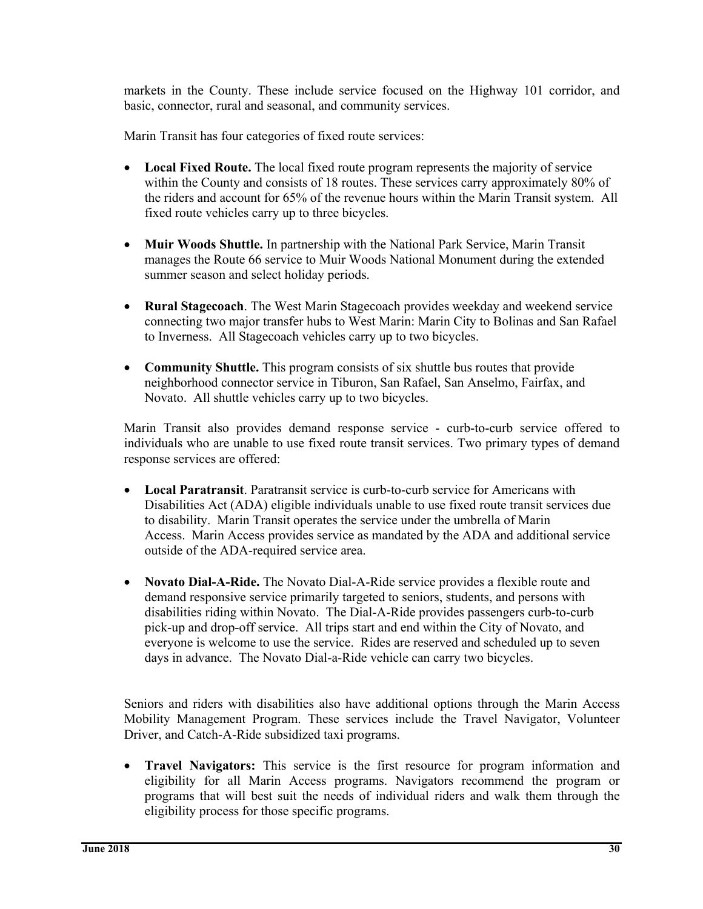markets in the County. These include service focused on the Highway 101 corridor, and basic, connector, rural and seasonal, and community services.

Marin Transit has four categories of fixed route services:

- **Local Fixed Route.** The local fixed route program represents the majority of service within the County and consists of 18 routes. These services carry approximately 80% of the riders and account for 65% of the revenue hours within the Marin Transit system. All fixed route vehicles carry up to three bicycles.

- **Muir Woods Shuttle.** In partnership with the National Park Service, Marin Transit manages the Route 66 service to Muir Woods National Monument during the extended summer season and select holiday periods.

- **Rural Stagecoach**. The West Marin Stagecoach provides weekday and weekend service connecting two major transfer hubs to West Marin: Marin City to Bolinas and San Rafael to Inverness. All Stagecoach vehicles carry up to two bicycles.

- **Community Shuttle.** This program consists of six shuttle bus routes that provide neighborhood connector service in Tiburon, San Rafael, San Anselmo, Fairfax, and Novato. All shuttle vehicles carry up to two bicycles.

Marin Transit also provides demand response service - curb-to-curb service offered to individuals who are unable to use fixed route transit services. Two primary types of demand response services are offered:

- **Local Paratransit**. Paratransit service is curb-to-curb service for Americans with Disabilities Act (ADA) eligible individuals unable to use fixed route transit services due to disability. Marin Transit operates the service under the umbrella of Marin Access. Marin Access provides service as mandated by the ADA and additional service outside of the ADA-required service area.

- **Novato Dial-A-Ride.** The Novato Dial-A-Ride service provides a flexible route and demand responsive service primarily targeted to seniors, students, and persons with disabilities riding within Novato. The Dial-A-Ride provides passengers curb-to-curb pick-up and drop-off service. All trips start and end within the City of Novato, and everyone is welcome to use the service. Rides are reserved and scheduled up to seven days in advance. The Novato Dial-a-Ride vehicle can carry two bicycles.

Seniors and riders with disabilities also have additional options through the Marin Access Mobility Management Program. These services include the Travel Navigator, Volunteer Driver, and Catch-A-Ride subsidized taxi programs.

- **Travel Navigators:** This service is the first resource for program information and eligibility for all Marin Access programs. Navigators recommend the program or programs that will best suit the needs of individual riders and walk them through the eligibility process for those specific programs.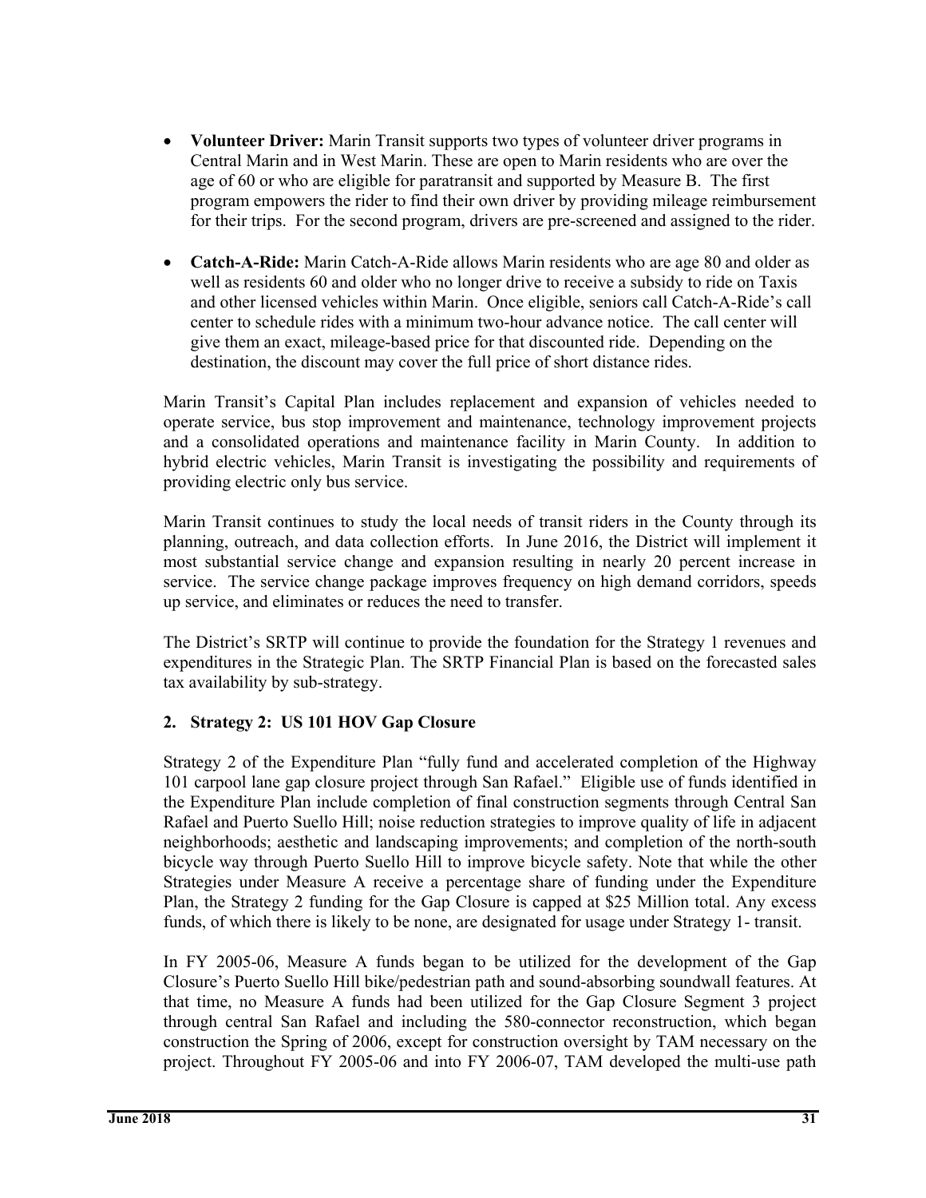- **Volunteer Driver:** Marin Transit supports two types of volunteer driver programs in Central Marin and in West Marin. These are open to Marin residents who are over the age of 60 or who are eligible for paratransit and supported by Measure B. The first program empowers the rider to find their own driver by providing mileage reimbursement for their trips. For the second program, drivers are pre-screened and assigned to the rider.

- **Catch-A-Ride:** Marin Catch-A-Ride allows Marin residents who are age 80 and older as well as residents 60 and older who no longer drive to receive a subsidy to ride on Taxis and other licensed vehicles within Marin. Once eligible, seniors call Catch-A-Ride's call center to schedule rides with a minimum two-hour advance notice. The call center will give them an exact, mileage-based price for that discounted ride. Depending on the destination, the discount may cover the full price of short distance rides.

Marin Transit's Capital Plan includes replacement and expansion of vehicles needed to operate service, bus stop improvement and maintenance, technology improvement projects and a consolidated operations and maintenance facility in Marin County. In addition to hybrid electric vehicles, Marin Transit is investigating the possibility and requirements of providing electric only bus service.

Marin Transit continues to study the local needs of transit riders in the County through its planning, outreach, and data collection efforts. In June 2016, the District will implement it most substantial service change and expansion resulting in nearly 20 percent increase in service. The service change package improves frequency on high demand corridors, speeds up service, and eliminates or reduces the need to transfer.

The District's SRTP will continue to provide the foundation for the Strategy 1 revenues and expenditures in the Strategic Plan. The SRTP Financial Plan is based on the forecasted sales tax availability by sub-strategy.

### 2. Strategy 2: US 101 HOV Gap Closure

Strategy 2 of the Expenditure Plan "fully fund and accelerated completion of the Highway 101 carpool lane gap closure project through San Rafael." Eligible use of funds identified in the Expenditure Plan include completion of final construction segments through Central San Rafael and Puerto Suello Hill; noise reduction strategies to improve quality of life in adjacent neighborhoods; aesthetic and landscaping improvements; and completion of the north-south bicycle way through Puerto Suello Hill to improve bicycle safety. Note that while the other Strategies under Measure A receive a percentage share of funding under the Expenditure Plan, the Strategy 2 funding for the Gap Closure is capped at $25 Million total. Any excess funds, of which there is likely to be none, are designated for usage under Strategy 1- transit.

In FY 2005-06, Measure A funds began to be utilized for the development of the Gap Closure's Puerto Suello Hill bike/pedestrian path and sound-absorbing soundwall features. At that time, no Measure A funds had been utilized for the Gap Closure Segment 3 project through central San Rafael and including the 580-connector reconstruction, which began construction the Spring of 2006, except for construction oversight by TAM necessary on the project. Throughout FY 2005-06 and into FY 2006-07, TAM developed the multi-use path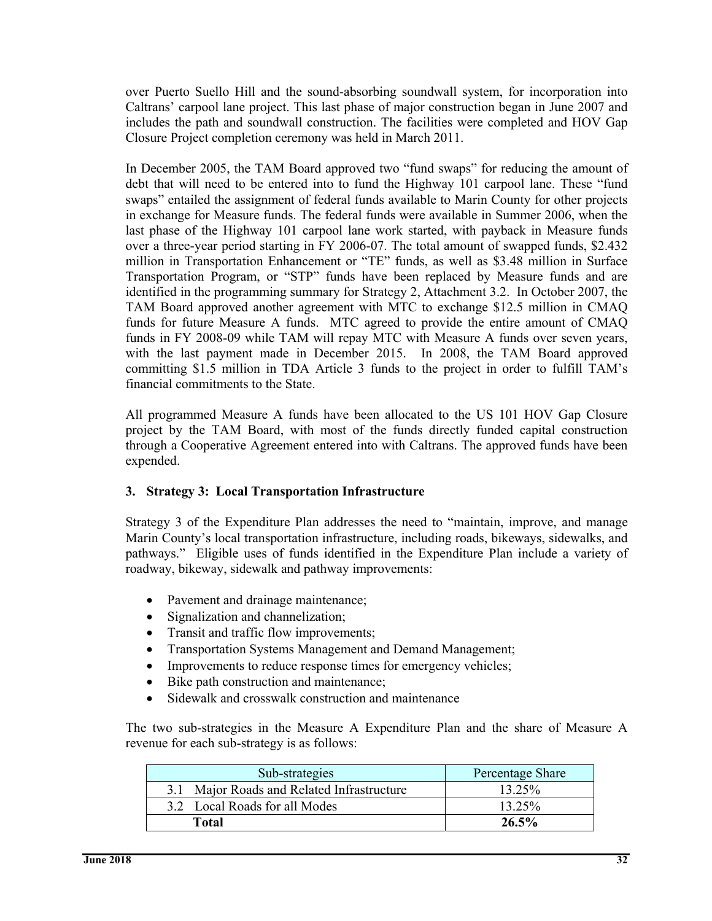over Puerto Suello Hill and the sound-absorbing soundwall system, for incorporation into Caltrans' carpool lane project. This last phase of major construction began in June 2007 and includes the path and soundwall construction. The facilities were completed and HOV Gap Closure Project completion ceremony was held in March 2011.

In December 2005, the TAM Board approved two "fund swaps" for reducing the amount of debt that will need to be entered into to fund the Highway 101 carpool lane. These "fund swaps" entailed the assignment of federal funds available to Marin County for other projects in exchange for Measure funds. The federal funds were available in Summer 2006, when the last phase of the Highway 101 carpool lane work started, with payback in Measure funds over a three-year period starting in FY 2006-07. The total amount of swapped funds, $2.432 million in Transportation Enhancement or "TE" funds, as well as $3.48 million in Surface Transportation Program, or "STP" funds have been replaced by Measure funds and are identified in the programming summary for Strategy 2, Attachment 3.2. In October 2007, the TAM Board approved another agreement with MTC to exchange $12.5 million in CMAQ funds for future Measure A funds. MTC agreed to provide the entire amount of CMAQ funds in FY 2008-09 while TAM will repay MTC with Measure A funds over seven years, with the last payment made in December 2015. In 2008, the TAM Board approved committing $1.5 million in TDA Article 3 funds to the project in order to fulfill TAM's financial commitments to the State.

All programmed Measure A funds have been allocated to the US 101 HOV Gap Closure project by the TAM Board, with most of the funds directly funded capital construction through a Cooperative Agreement entered into with Caltrans. The approved funds have been expended.

### 3. Strategy 3: Local Transportation Infrastructure

Strategy 3 of the Expenditure Plan addresses the need to "maintain, improve, and manage Marin County's local transportation infrastructure, including roads, bikeways, sidewalks, and pathways." Eligible uses of funds identified in the Expenditure Plan include a variety of roadway, bikeway, sidewalk and pathway improvements:

- Pavement and drainage maintenance;
- Signalization and channelization;
- Transit and traffic flow improvements;
- Transportation Systems Management and Demand Management;
- Improvements to reduce response times for emergency vehicles;
- Bike path construction and maintenance;
- Sidewalk and crosswalk construction and maintenance

The two sub-strategies in the Measure A Expenditure Plan and the share of Measure A revenue for each sub-strategy is as follows:

| Sub-strategies | Percentage Share |
|---|---|
| 3.1 Major Roads and Related Infrastructure | 13.25% |
| 3.2 Local Roads for all Modes | 13.25% |
| **Total** | **26.5%** |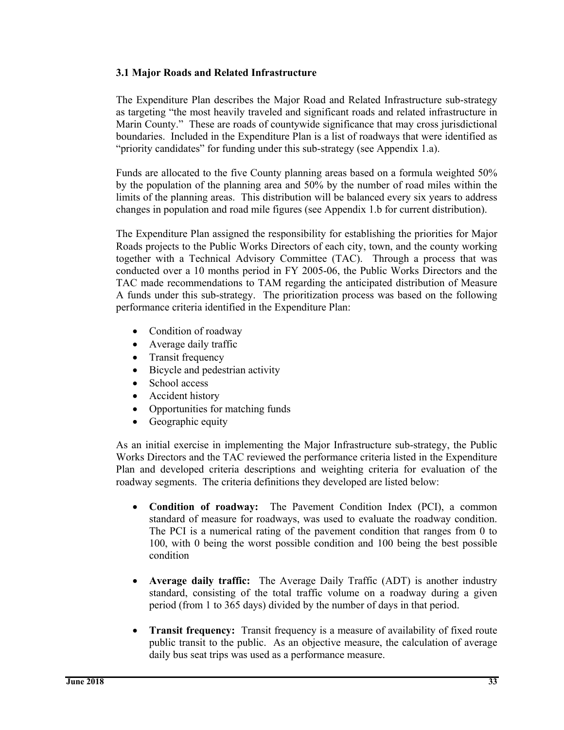### 3.1 Major Roads and Related Infrastructure

The Expenditure Plan describes the Major Road and Related Infrastructure sub-strategy as targeting "the most heavily traveled and significant roads and related infrastructure in Marin County." These are roads of countywide significance that may cross jurisdictional boundaries. Included in the Expenditure Plan is a list of roadways that were identified as "priority candidates" for funding under this sub-strategy (see Appendix 1.a).

Funds are allocated to the five County planning areas based on a formula weighted 50% by the population of the planning area and 50% by the number of road miles within the limits of the planning areas. This distribution will be balanced every six years to address changes in population and road mile figures (see Appendix 1.b for current distribution).

The Expenditure Plan assigned the responsibility for establishing the priorities for Major Roads projects to the Public Works Directors of each city, town, and the county working together with a Technical Advisory Committee (TAC). Through a process that was conducted over a 10 months period in FY 2005-06, the Public Works Directors and the TAC made recommendations to TAM regarding the anticipated distribution of Measure A funds under this sub-strategy. The prioritization process was based on the following performance criteria identified in the Expenditure Plan:

- Condition of roadway
- Average daily traffic
- Transit frequency
- Bicycle and pedestrian activity
- School access
- Accident history
- Opportunities for matching funds
- Geographic equity

As an initial exercise in implementing the Major Infrastructure sub-strategy, the Public Works Directors and the TAC reviewed the performance criteria listed in the Expenditure Plan and developed criteria descriptions and weighting criteria for evaluation of the roadway segments. The criteria definitions they developed are listed below:

- **Condition of roadway:** The Pavement Condition Index (PCI), a common standard of measure for roadways, was used to evaluate the roadway condition. The PCI is a numerical rating of the pavement condition that ranges from 0 to 100, with 0 being the worst possible condition and 100 being the best possible condition

- **Average daily traffic:** The Average Daily Traffic (ADT) is another industry standard, consisting of the total traffic volume on a roadway during a given period (from 1 to 365 days) divided by the number of days in that period.

- **Transit frequency:** Transit frequency is a measure of availability of fixed route public transit to the public. As an objective measure, the calculation of average daily bus seat trips was used as a performance measure.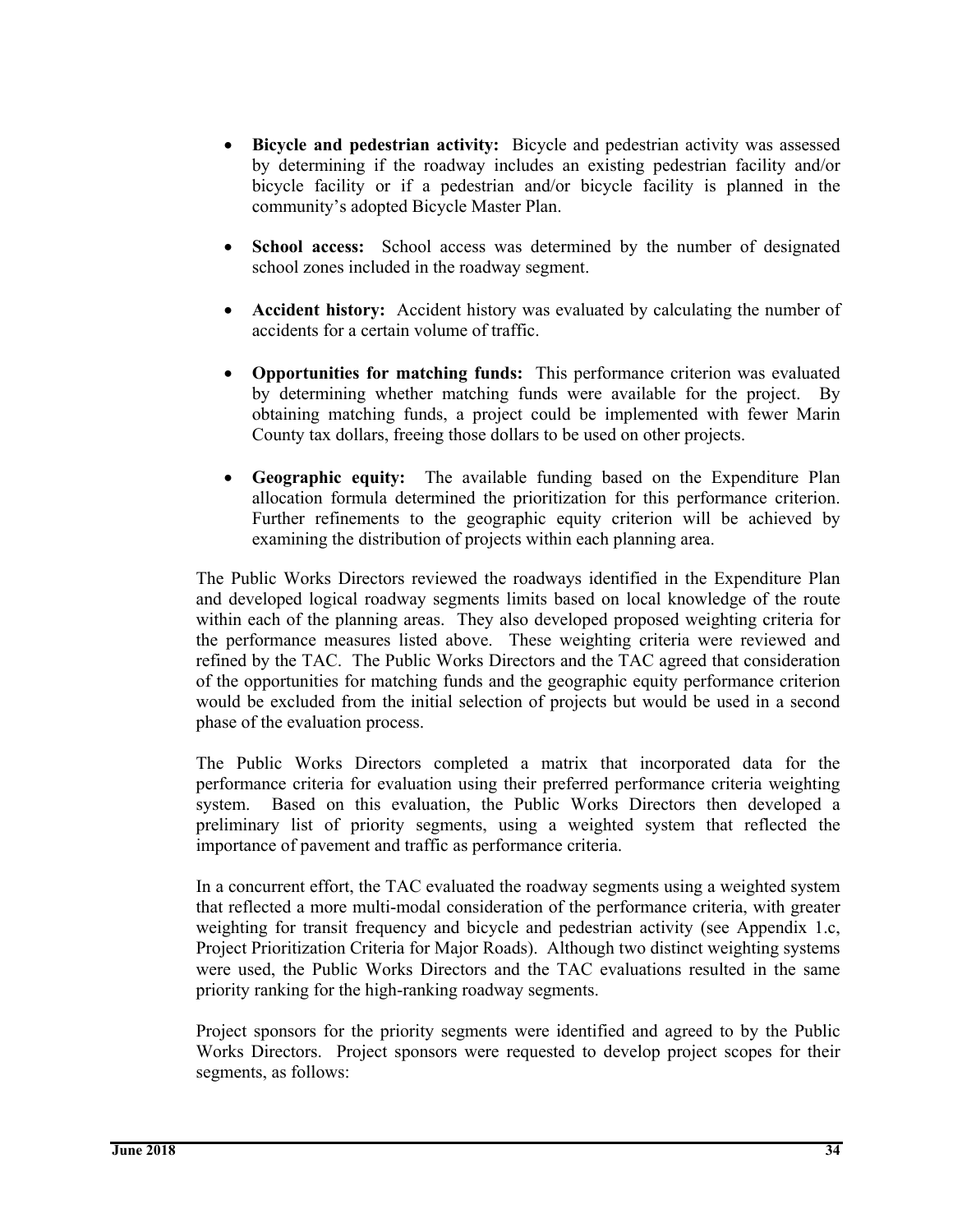- **Bicycle and pedestrian activity:** Bicycle and pedestrian activity was assessed by determining if the roadway includes an existing pedestrian facility and/or bicycle facility or if a pedestrian and/or bicycle facility is planned in the community's adopted Bicycle Master Plan.

- **School access:** School access was determined by the number of designated school zones included in the roadway segment.

- **Accident history:** Accident history was evaluated by calculating the number of accidents for a certain volume of traffic.

- **Opportunities for matching funds:** This performance criterion was evaluated by determining whether matching funds were available for the project. By obtaining matching funds, a project could be implemented with fewer Marin County tax dollars, freeing those dollars to be used on other projects.

- **Geographic equity:** The available funding based on the Expenditure Plan allocation formula determined the prioritization for this performance criterion. Further refinements to the geographic equity criterion will be achieved by examining the distribution of projects within each planning area.

The Public Works Directors reviewed the roadways identified in the Expenditure Plan and developed logical roadway segments limits based on local knowledge of the route within each of the planning areas. They also developed proposed weighting criteria for the performance measures listed above. These weighting criteria were reviewed and refined by the TAC. The Public Works Directors and the TAC agreed that consideration of the opportunities for matching funds and the geographic equity performance criterion would be excluded from the initial selection of projects but would be used in a second phase of the evaluation process.

The Public Works Directors completed a matrix that incorporated data for the performance criteria for evaluation using their preferred performance criteria weighting system. Based on this evaluation, the Public Works Directors then developed a preliminary list of priority segments, using a weighted system that reflected the importance of pavement and traffic as performance criteria.

In a concurrent effort, the TAC evaluated the roadway segments using a weighted system that reflected a more multi-modal consideration of the performance criteria, with greater weighting for transit frequency and bicycle and pedestrian activity (see Appendix 1.c, Project Prioritization Criteria for Major Roads). Although two distinct weighting systems were used, the Public Works Directors and the TAC evaluations resulted in the same priority ranking for the high-ranking roadway segments.

Project sponsors for the priority segments were identified and agreed to by the Public Works Directors. Project sponsors were requested to develop project scopes for their segments, as follows: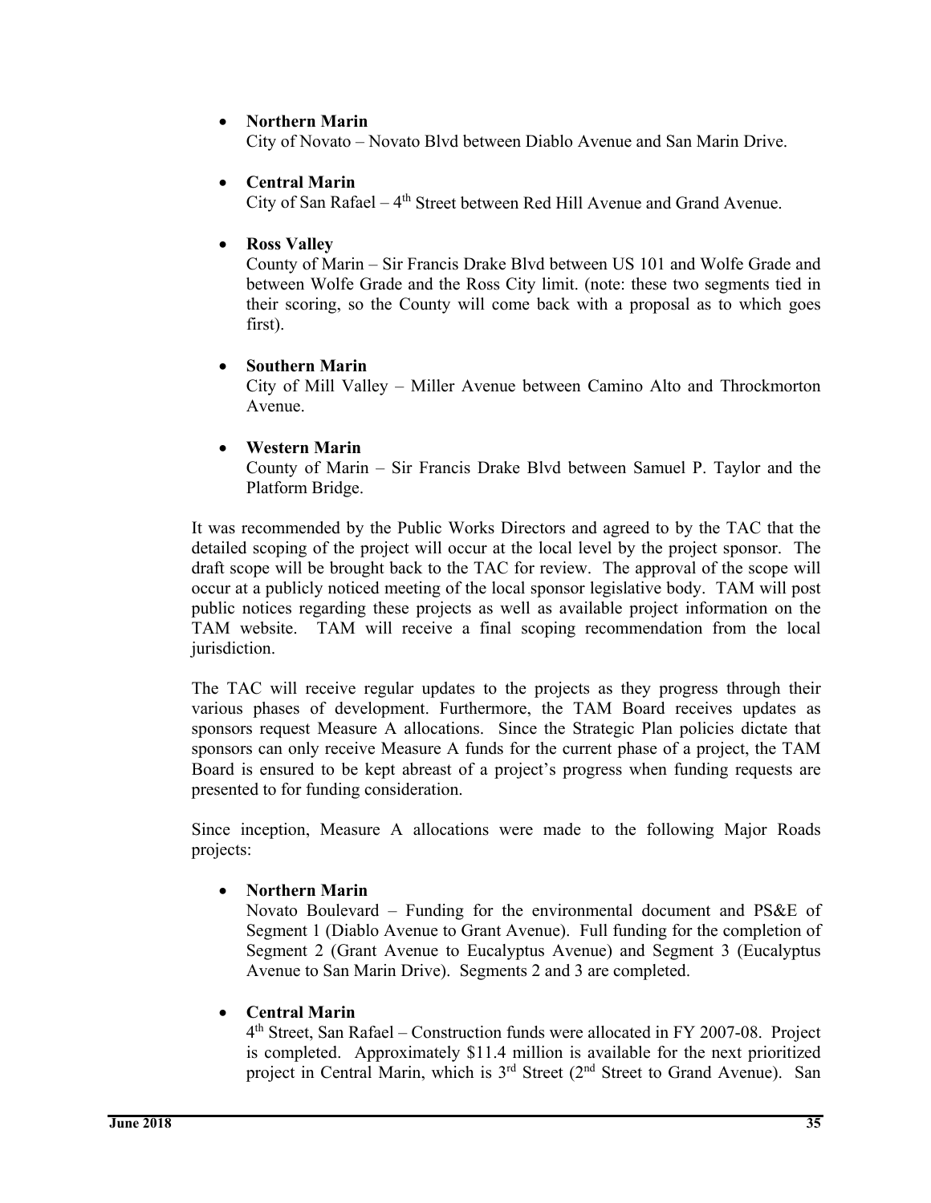- **Northern Marin**
  City of Novato – Novato Blvd between Diablo Avenue and San Marin Drive.

- **Central Marin**
  City of San Rafael – 4th Street between Red Hill Avenue and Grand Avenue.

- **Ross Valley**
  County of Marin – Sir Francis Drake Blvd between US 101 and Wolfe Grade and between Wolfe Grade and the Ross City limit. (note: these two segments tied in their scoring, so the County will come back with a proposal as to which goes first).

- **Southern Marin**
  City of Mill Valley – Miller Avenue between Camino Alto and Throckmorton Avenue.

- **Western Marin**
  County of Marin – Sir Francis Drake Blvd between Samuel P. Taylor and the Platform Bridge.

It was recommended by the Public Works Directors and agreed to by the TAC that the detailed scoping of the project will occur at the local level by the project sponsor. The draft scope will be brought back to the TAC for review. The approval of the scope will occur at a publicly noticed meeting of the local sponsor legislative body. TAM will post public notices regarding these projects as well as available project information on the TAM website. TAM will receive a final scoping recommendation from the local jurisdiction.

The TAC will receive regular updates to the projects as they progress through their various phases of development. Furthermore, the TAM Board receives updates as sponsors request Measure A allocations. Since the Strategic Plan policies dictate that sponsors can only receive Measure A funds for the current phase of a project, the TAM Board is ensured to be kept abreast of a project's progress when funding requests are presented to for funding consideration.

Since inception, Measure A allocations were made to the following Major Roads projects:

- **Northern Marin**
  Novato Boulevard – Funding for the environmental document and PS&E of Segment 1 (Diablo Avenue to Grant Avenue). Full funding for the completion of Segment 2 (Grant Avenue to Eucalyptus Avenue) and Segment 3 (Eucalyptus Avenue to San Marin Drive). Segments 2 and 3 are completed.

- **Central Marin**
  4th Street, San Rafael – Construction funds were allocated in FY 2007-08. Project is completed. Approximately $11.4 million is available for the next prioritized project in Central Marin, which is 3rd Street (2nd Street to Grand Avenue). San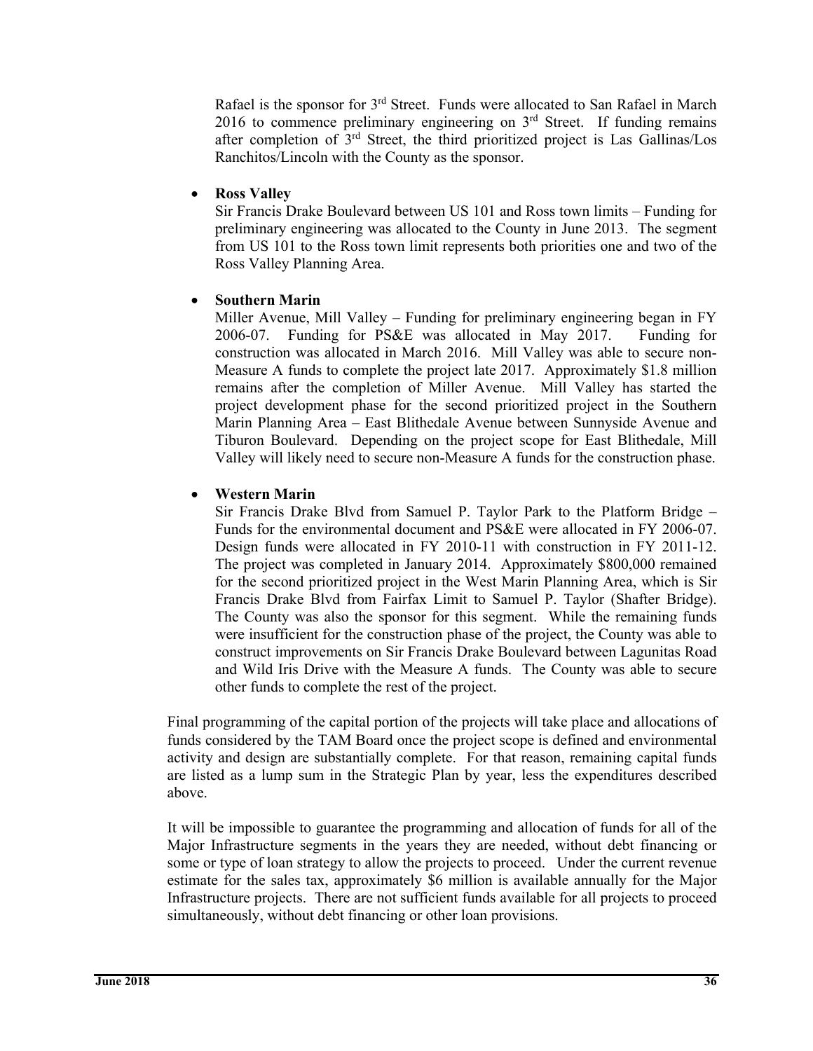Rafael is the sponsor for 3rd Street. Funds were allocated to San Rafael in March 2016 to commence preliminary engineering on 3rd Street. If funding remains after completion of 3rd Street, the third prioritized project is Las Gallinas/Los Ranchitos/Lincoln with the County as the sponsor.

- **Ross Valley**
  Sir Francis Drake Boulevard between US 101 and Ross town limits – Funding for preliminary engineering was allocated to the County in June 2013. The segment from US 101 to the Ross town limit represents both priorities one and two of the Ross Valley Planning Area.

- **Southern Marin**
  Miller Avenue, Mill Valley – Funding for preliminary engineering began in FY 2006-07. Funding for PS&E was allocated in May 2017. Funding for construction was allocated in March 2016. Mill Valley was able to secure non-Measure A funds to complete the project late 2017. Approximately $1.8 million remains after the completion of Miller Avenue. Mill Valley has started the project development phase for the second prioritized project in the Southern Marin Planning Area – East Blithedale Avenue between Sunnyside Avenue and Tiburon Boulevard. Depending on the project scope for East Blithedale, Mill Valley will likely need to secure non-Measure A funds for the construction phase.

- **Western Marin**
  Sir Francis Drake Blvd from Samuel P. Taylor Park to the Platform Bridge – Funds for the environmental document and PS&E were allocated in FY 2006-07. Design funds were allocated in FY 2010-11 with construction in FY 2011-12. The project was completed in January 2014. Approximately $800,000 remained for the second prioritized project in the West Marin Planning Area, which is Sir Francis Drake Blvd from Fairfax Limit to Samuel P. Taylor (Shafter Bridge). The County was also the sponsor for this segment. While the remaining funds were insufficient for the construction phase of the project, the County was able to construct improvements on Sir Francis Drake Boulevard between Lagunitas Road and Wild Iris Drive with the Measure A funds. The County was able to secure other funds to complete the rest of the project.

Final programming of the capital portion of the projects will take place and allocations of funds considered by the TAM Board once the project scope is defined and environmental activity and design are substantially complete. For that reason, remaining capital funds are listed as a lump sum in the Strategic Plan by year, less the expenditures described above.

It will be impossible to guarantee the programming and allocation of funds for all of the Major Infrastructure segments in the years they are needed, without debt financing or some or type of loan strategy to allow the projects to proceed. Under the current revenue estimate for the sales tax, approximately $6 million is available annually for the Major Infrastructure projects. There are not sufficient funds available for all projects to proceed simultaneously, without debt financing or other loan provisions.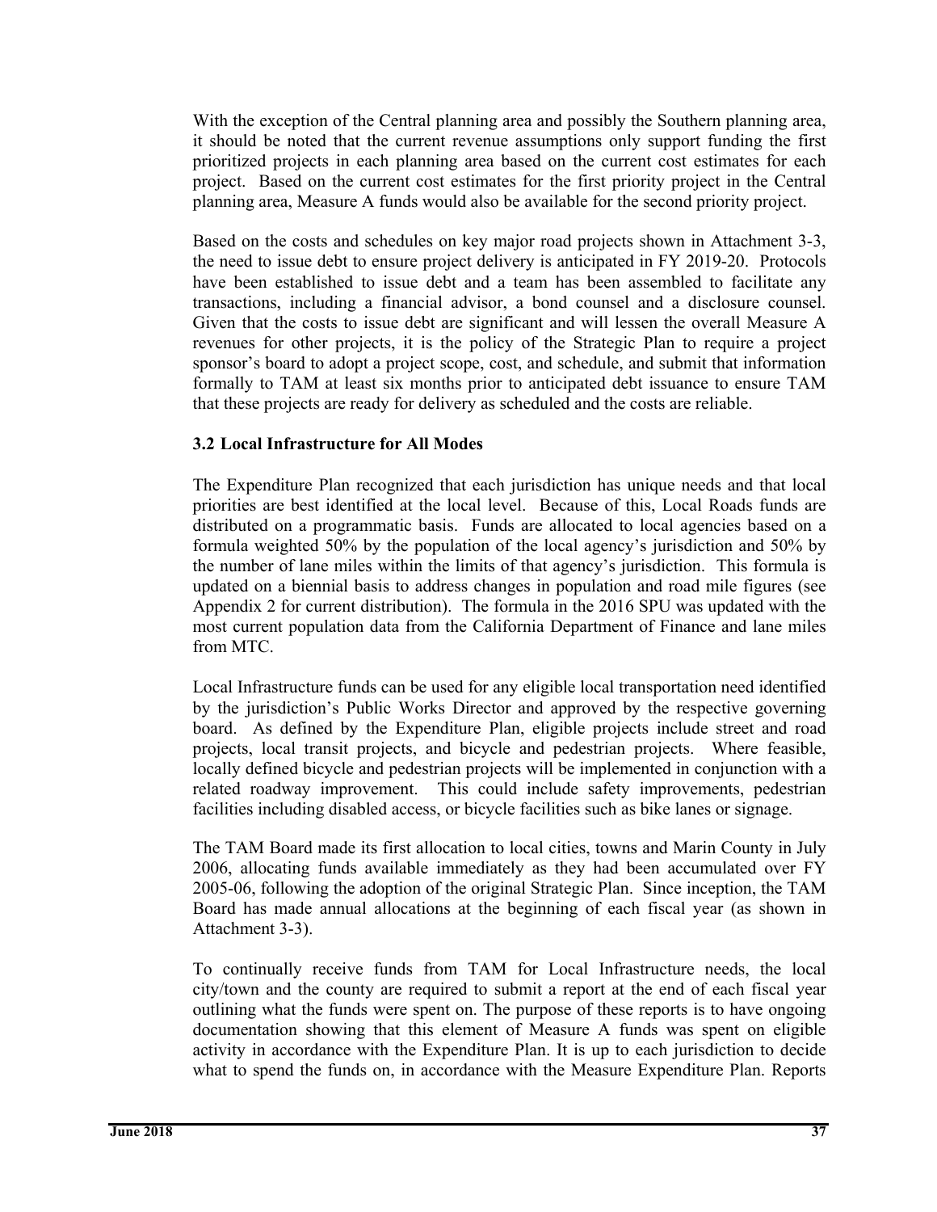With the exception of the Central planning area and possibly the Southern planning area, it should be noted that the current revenue assumptions only support funding the first prioritized projects in each planning area based on the current cost estimates for each project. Based on the current cost estimates for the first priority project in the Central planning area, Measure A funds would also be available for the second priority project.

Based on the costs and schedules on key major road projects shown in Attachment 3-3, the need to issue debt to ensure project delivery is anticipated in FY 2019-20. Protocols have been established to issue debt and a team has been assembled to facilitate any transactions, including a financial advisor, a bond counsel and a disclosure counsel. Given that the costs to issue debt are significant and will lessen the overall Measure A revenues for other projects, it is the policy of the Strategic Plan to require a project sponsor's board to adopt a project scope, cost, and schedule, and submit that information formally to TAM at least six months prior to anticipated debt issuance to ensure TAM that these projects are ready for delivery as scheduled and the costs are reliable.

### 3.2 Local Infrastructure for All Modes

The Expenditure Plan recognized that each jurisdiction has unique needs and that local priorities are best identified at the local level. Because of this, Local Roads funds are distributed on a programmatic basis. Funds are allocated to local agencies based on a formula weighted 50% by the population of the local agency's jurisdiction and 50% by the number of lane miles within the limits of that agency's jurisdiction. This formula is updated on a biennial basis to address changes in population and road mile figures (see Appendix 2 for current distribution). The formula in the 2016 SPU was updated with the most current population data from the California Department of Finance and lane miles from MTC.

Local Infrastructure funds can be used for any eligible local transportation need identified by the jurisdiction's Public Works Director and approved by the respective governing board. As defined by the Expenditure Plan, eligible projects include street and road projects, local transit projects, and bicycle and pedestrian projects. Where feasible, locally defined bicycle and pedestrian projects will be implemented in conjunction with a related roadway improvement. This could include safety improvements, pedestrian facilities including disabled access, or bicycle facilities such as bike lanes or signage.

The TAM Board made its first allocation to local cities, towns and Marin County in July 2006, allocating funds available immediately as they had been accumulated over FY 2005-06, following the adoption of the original Strategic Plan. Since inception, the TAM Board has made annual allocations at the beginning of each fiscal year (as shown in Attachment 3-3).

To continually receive funds from TAM for Local Infrastructure needs, the local city/town and the county are required to submit a report at the end of each fiscal year outlining what the funds were spent on. The purpose of these reports is to have ongoing documentation showing that this element of Measure A funds was spent on eligible activity in accordance with the Expenditure Plan. It is up to each jurisdiction to decide what to spend the funds on, in accordance with the Measure Expenditure Plan. Reports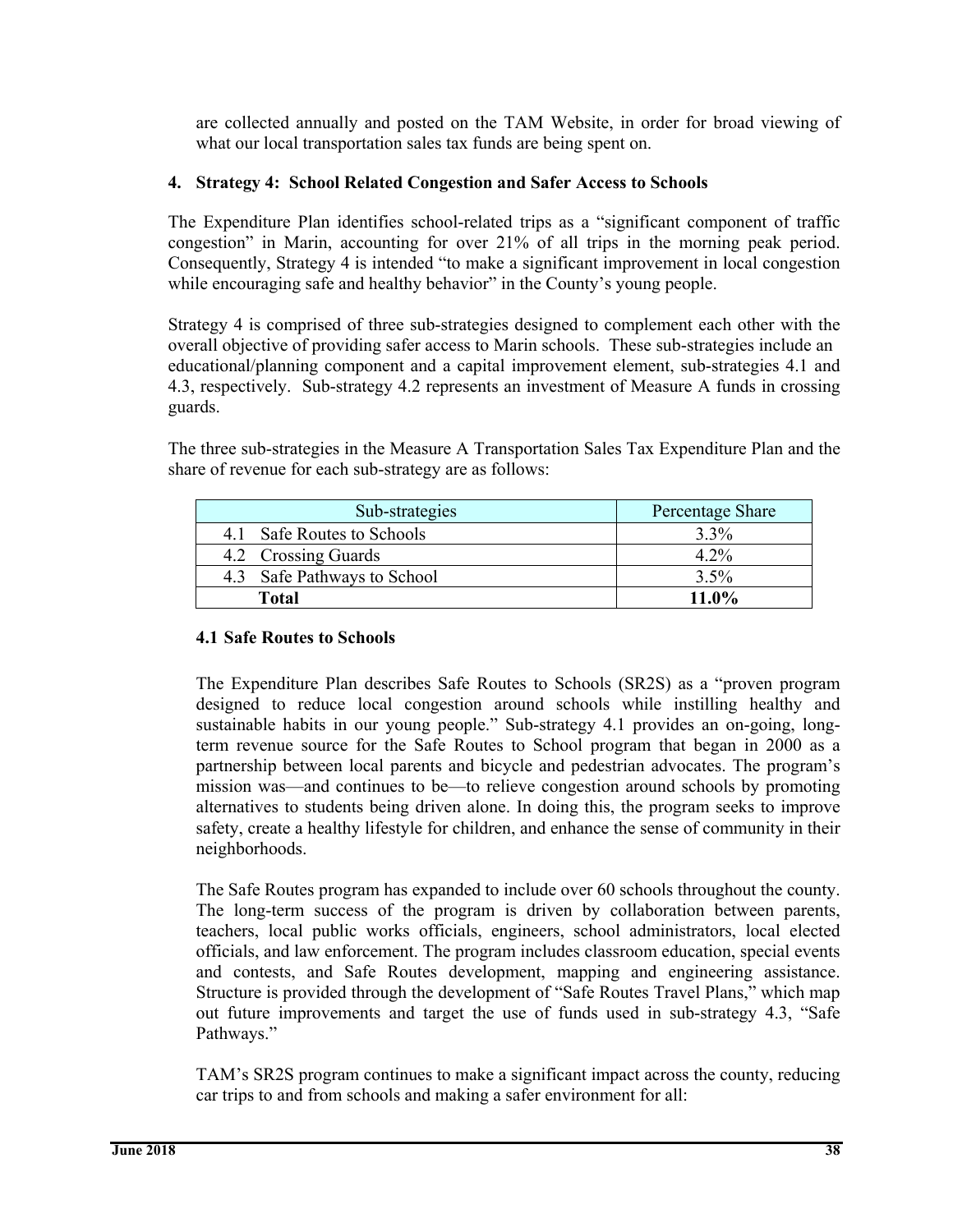are collected annually and posted on the TAM Website, in order for broad viewing of what our local transportation sales tax funds are being spent on.

### 4. Strategy 4: School Related Congestion and Safer Access to Schools

The Expenditure Plan identifies school-related trips as a "significant component of traffic congestion" in Marin, accounting for over 21% of all trips in the morning peak period. Consequently, Strategy 4 is intended "to make a significant improvement in local congestion while encouraging safe and healthy behavior" in the County's young people.

Strategy 4 is comprised of three sub-strategies designed to complement each other with the overall objective of providing safer access to Marin schools. These sub-strategies include an educational/planning component and a capital improvement element, sub-strategies 4.1 and 4.3, respectively. Sub-strategy 4.2 represents an investment of Measure A funds in crossing guards.

The three sub-strategies in the Measure A Transportation Sales Tax Expenditure Plan and the share of revenue for each sub-strategy are as follows:

| Sub-strategies | Percentage Share |
|---|---|
| 4.1 Safe Routes to Schools | 3.3% |
| 4.2 Crossing Guards | 4.2% |
| 4.3 Safe Pathways to School | 3.5% |
| **Total** | **11.0%** |

#### 4.1 Safe Routes to Schools

The Expenditure Plan describes Safe Routes to Schools (SR2S) as a "proven program designed to reduce local congestion around schools while instilling healthy and sustainable habits in our young people." Sub-strategy 4.1 provides an on-going, long-term revenue source for the Safe Routes to School program that began in 2000 as a partnership between local parents and bicycle and pedestrian advocates. The program's mission was—and continues to be—to relieve congestion around schools by promoting alternatives to students being driven alone. In doing this, the program seeks to improve safety, create a healthy lifestyle for children, and enhance the sense of community in their neighborhoods.

The Safe Routes program has expanded to include over 60 schools throughout the county. The long-term success of the program is driven by collaboration between parents, teachers, local public works officials, engineers, school administrators, local elected officials, and law enforcement. The program includes classroom education, special events and contests, and Safe Routes development, mapping and engineering assistance. Structure is provided through the development of "Safe Routes Travel Plans," which map out future improvements and target the use of funds used in sub-strategy 4.3, "Safe Pathways."

TAM's SR2S program continues to make a significant impact across the county, reducing car trips to and from schools and making a safer environment for all: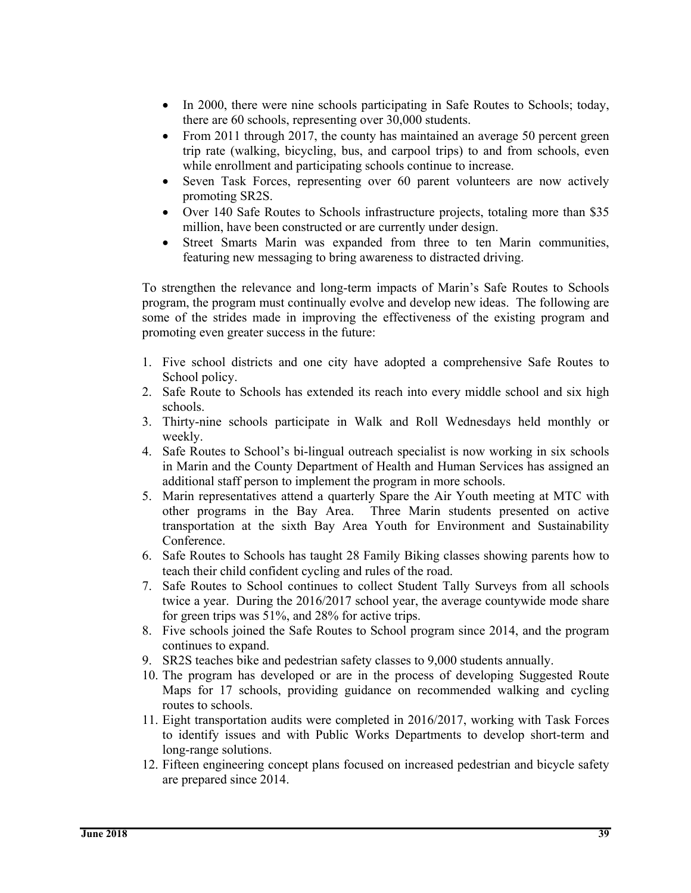- In 2000, there were nine schools participating in Safe Routes to Schools; today, there are 60 schools, representing over 30,000 students.
- From 2011 through 2017, the county has maintained an average 50 percent green trip rate (walking, bicycling, bus, and carpool trips) to and from schools, even while enrollment and participating schools continue to increase.
- Seven Task Forces, representing over 60 parent volunteers are now actively promoting SR2S.
- Over 140 Safe Routes to Schools infrastructure projects, totaling more than $35 million, have been constructed or are currently under design.
- Street Smarts Marin was expanded from three to ten Marin communities, featuring new messaging to bring awareness to distracted driving.

To strengthen the relevance and long-term impacts of Marin's Safe Routes to Schools program, the program must continually evolve and develop new ideas. The following are some of the strides made in improving the effectiveness of the existing program and promoting even greater success in the future:

1. Five school districts and one city have adopted a comprehensive Safe Routes to School policy.
2. Safe Route to Schools has extended its reach into every middle school and six high schools.
3. Thirty-nine schools participate in Walk and Roll Wednesdays held monthly or weekly.
4. Safe Routes to School's bi-lingual outreach specialist is now working in six schools in Marin and the County Department of Health and Human Services has assigned an additional staff person to implement the program in more schools.
5. Marin representatives attend a quarterly Spare the Air Youth meeting at MTC with other programs in the Bay Area. Three Marin students presented on active transportation at the sixth Bay Area Youth for Environment and Sustainability Conference.
6. Safe Routes to Schools has taught 28 Family Biking classes showing parents how to teach their child confident cycling and rules of the road.
7. Safe Routes to School continues to collect Student Tally Surveys from all schools twice a year. During the 2016/2017 school year, the average countywide mode share for green trips was 51%, and 28% for active trips.
8. Five schools joined the Safe Routes to School program since 2014, and the program continues to expand.
9. SR2S teaches bike and pedestrian safety classes to 9,000 students annually.
10. The program has developed or are in the process of developing Suggested Route Maps for 17 schools, providing guidance on recommended walking and cycling routes to schools.
11. Eight transportation audits were completed in 2016/2017, working with Task Forces to identify issues and with Public Works Departments to develop short-term and long-range solutions.
12. Fifteen engineering concept plans focused on increased pedestrian and bicycle safety are prepared since 2014.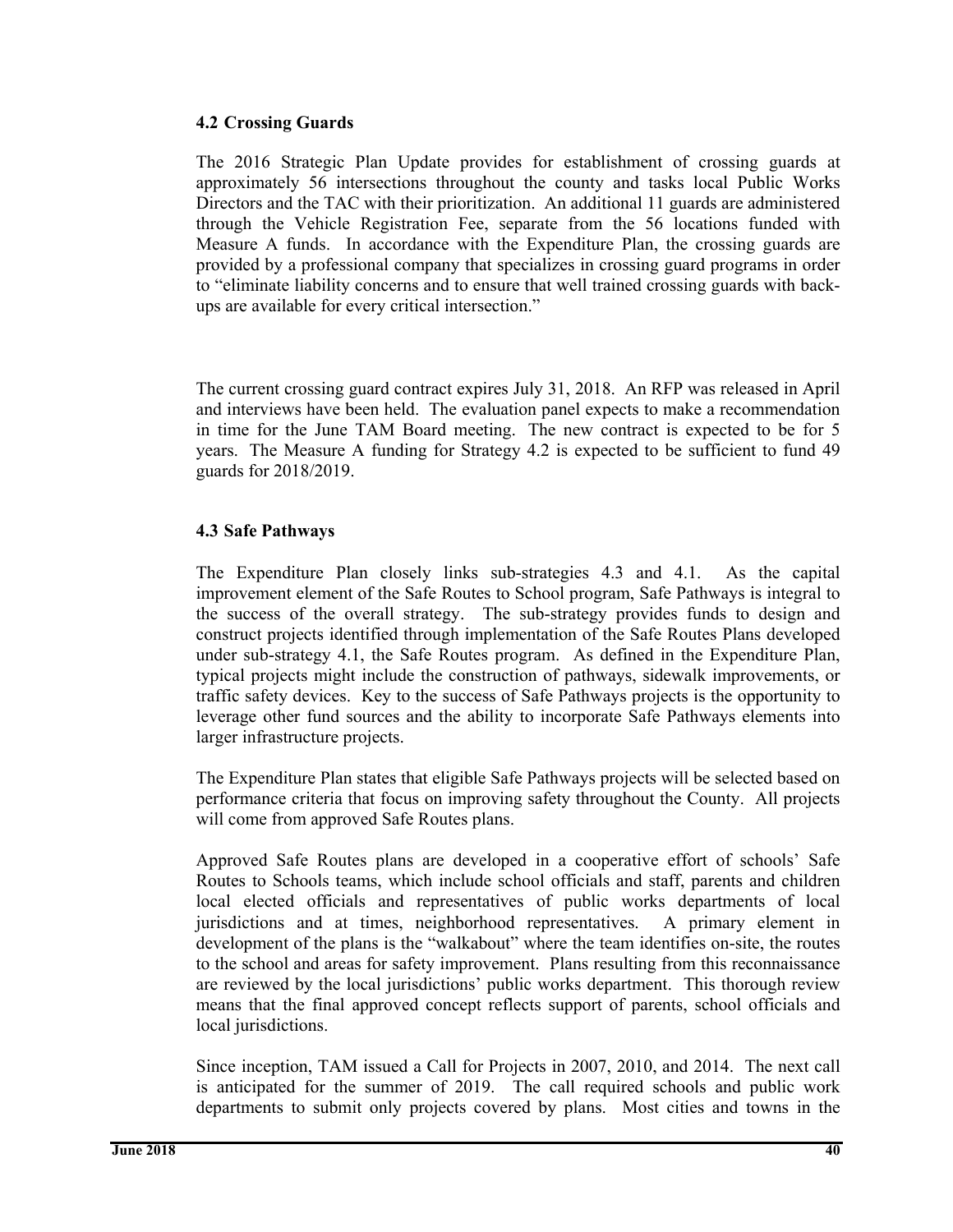### 4.2 Crossing Guards

The 2016 Strategic Plan Update provides for establishment of crossing guards at approximately 56 intersections throughout the county and tasks local Public Works Directors and the TAC with their prioritization. An additional 11 guards are administered through the Vehicle Registration Fee, separate from the 56 locations funded with Measure A funds. In accordance with the Expenditure Plan, the crossing guards are provided by a professional company that specializes in crossing guard programs in order to "eliminate liability concerns and to ensure that well trained crossing guards with back-ups are available for every critical intersection."

The current crossing guard contract expires July 31, 2018. An RFP was released in April and interviews have been held. The evaluation panel expects to make a recommendation in time for the June TAM Board meeting. The new contract is expected to be for 5 years. The Measure A funding for Strategy 4.2 is expected to be sufficient to fund 49 guards for 2018/2019.

### 4.3 Safe Pathways

The Expenditure Plan closely links sub-strategies 4.3 and 4.1. As the capital improvement element of the Safe Routes to School program, Safe Pathways is integral to the success of the overall strategy. The sub-strategy provides funds to design and construct projects identified through implementation of the Safe Routes Plans developed under sub-strategy 4.1, the Safe Routes program. As defined in the Expenditure Plan, typical projects might include the construction of pathways, sidewalk improvements, or traffic safety devices. Key to the success of Safe Pathways projects is the opportunity to leverage other fund sources and the ability to incorporate Safe Pathways elements into larger infrastructure projects.

The Expenditure Plan states that eligible Safe Pathways projects will be selected based on performance criteria that focus on improving safety throughout the County. All projects will come from approved Safe Routes plans.

Approved Safe Routes plans are developed in a cooperative effort of schools' Safe Routes to Schools teams, which include school officials and staff, parents and children local elected officials and representatives of public works departments of local jurisdictions and at times, neighborhood representatives. A primary element in development of the plans is the "walkabout" where the team identifies on-site, the routes to the school and areas for safety improvement. Plans resulting from this reconnaissance are reviewed by the local jurisdictions' public works department. This thorough review means that the final approved concept reflects support of parents, school officials and local jurisdictions.

Since inception, TAM issued a Call for Projects in 2007, 2010, and 2014. The next call is anticipated for the summer of 2019. The call required schools and public work departments to submit only projects covered by plans. Most cities and towns in the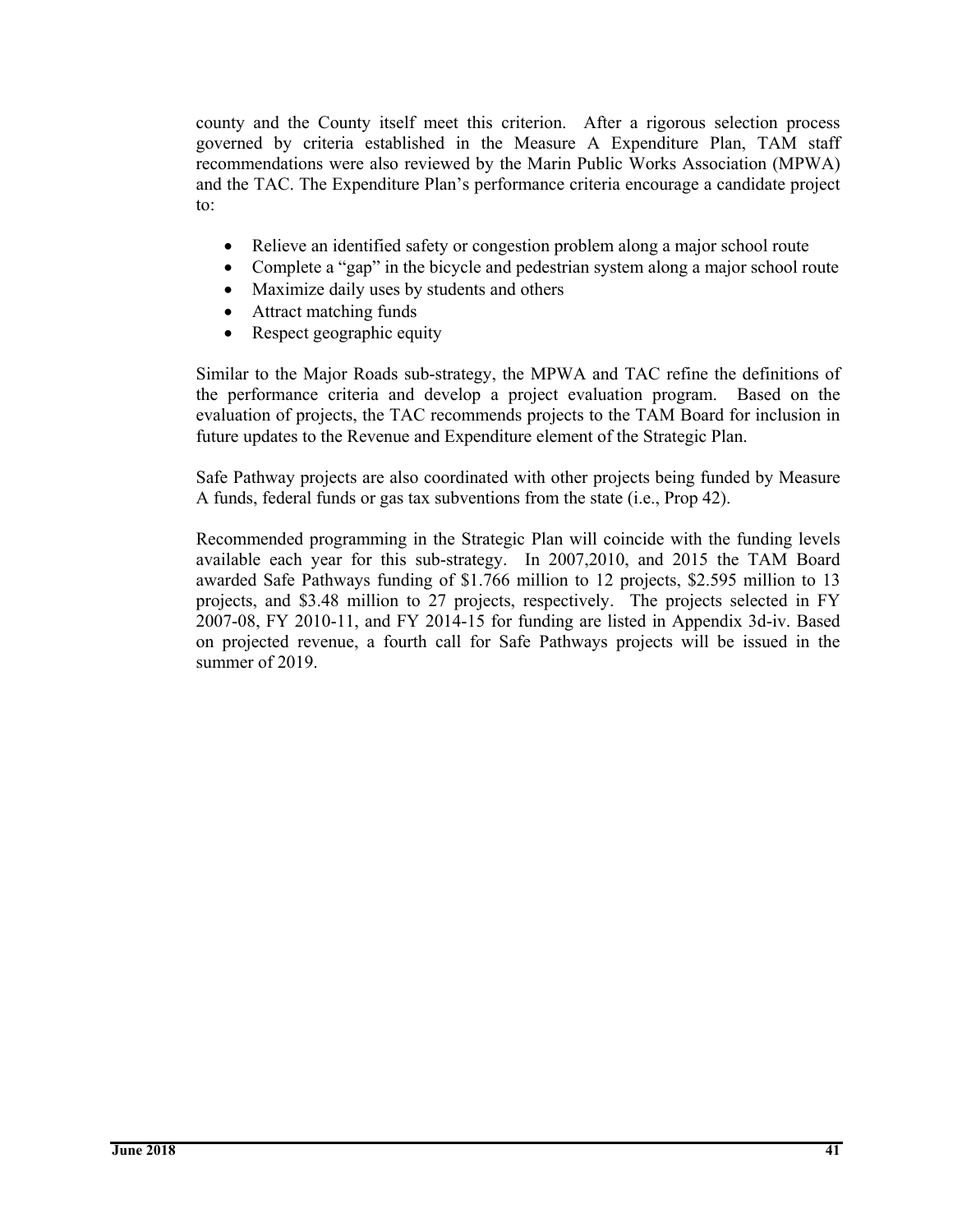county and the County itself meet this criterion. After a rigorous selection process governed by criteria established in the Measure A Expenditure Plan, TAM staff recommendations were also reviewed by the Marin Public Works Association (MPWA) and the TAC. The Expenditure Plan's performance criteria encourage a candidate project to:

- Relieve an identified safety or congestion problem along a major school route
- Complete a "gap" in the bicycle and pedestrian system along a major school route
- Maximize daily uses by students and others
- Attract matching funds
- Respect geographic equity

Similar to the Major Roads sub-strategy, the MPWA and TAC refine the definitions of the performance criteria and develop a project evaluation program. Based on the evaluation of projects, the TAC recommends projects to the TAM Board for inclusion in future updates to the Revenue and Expenditure element of the Strategic Plan.

Safe Pathway projects are also coordinated with other projects being funded by Measure A funds, federal funds or gas tax subventions from the state (i.e., Prop 42).

Recommended programming in the Strategic Plan will coincide with the funding levels available each year for this sub-strategy. In 2007,2010, and 2015 the TAM Board awarded Safe Pathways funding of $1.766 million to 12 projects, $2.595 million to 13 projects, and $3.48 million to 27 projects, respectively. The projects selected in FY 2007-08, FY 2010-11, and FY 2014-15 for funding are listed in Appendix 3d-iv. Based on projected revenue, a fourth call for Safe Pathways projects will be issued in the summer of 2019.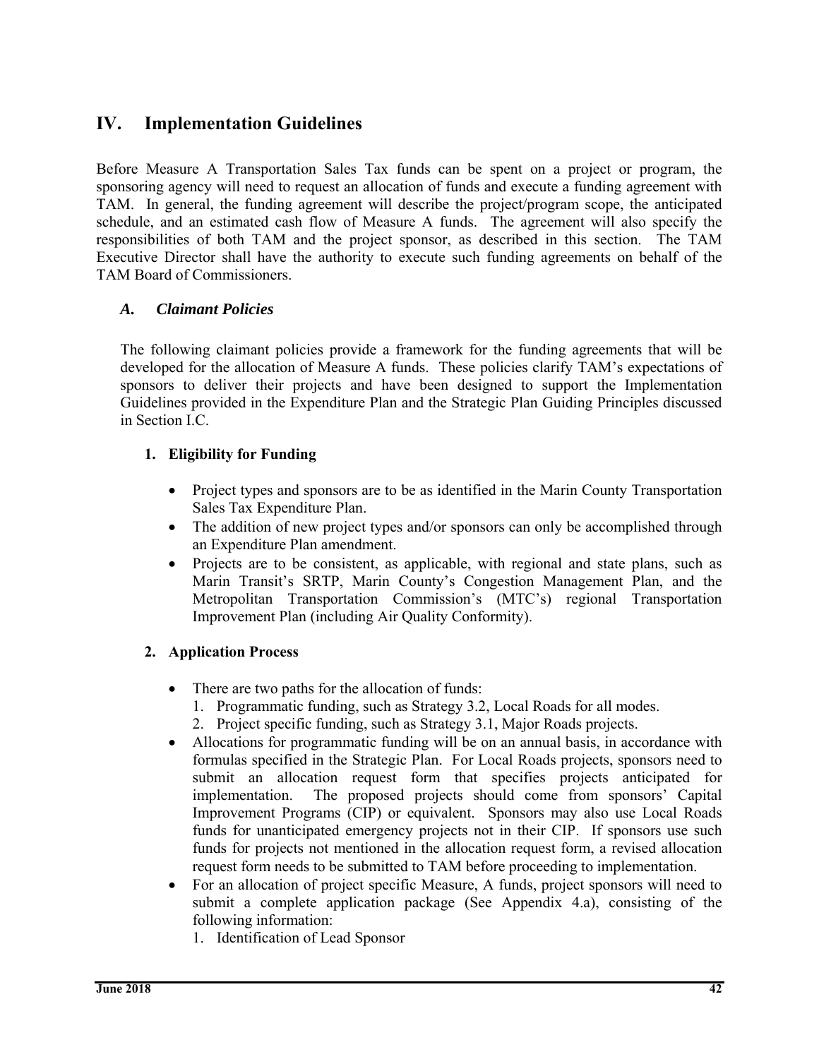## IV. Implementation Guidelines

Before Measure A Transportation Sales Tax funds can be spent on a project or program, the sponsoring agency will need to request an allocation of funds and execute a funding agreement with TAM. In general, the funding agreement will describe the project/program scope, the anticipated schedule, and an estimated cash flow of Measure A funds. The agreement will also specify the responsibilities of both TAM and the project sponsor, as described in this section. The TAM Executive Director shall have the authority to execute such funding agreements on behalf of the TAM Board of Commissioners.

### *A. Claimant Policies*

The following claimant policies provide a framework for the funding agreements that will be developed for the allocation of Measure A funds. These policies clarify TAM's expectations of sponsors to deliver their projects and have been designed to support the Implementation Guidelines provided in the Expenditure Plan and the Strategic Plan Guiding Principles discussed in Section I.C.

#### 1. Eligibility for Funding

- Project types and sponsors are to be as identified in the Marin County Transportation Sales Tax Expenditure Plan.
- The addition of new project types and/or sponsors can only be accomplished through an Expenditure Plan amendment.
- Projects are to be consistent, as applicable, with regional and state plans, such as Marin Transit's SRTP, Marin County's Congestion Management Plan, and the Metropolitan Transportation Commission's (MTC's) regional Transportation Improvement Plan (including Air Quality Conformity).

#### 2. Application Process

- There are two paths for the allocation of funds:
  1. Programmatic funding, such as Strategy 3.2, Local Roads for all modes.
  2. Project specific funding, such as Strategy 3.1, Major Roads projects.
- Allocations for programmatic funding will be on an annual basis, in accordance with formulas specified in the Strategic Plan. For Local Roads projects, sponsors need to submit an allocation request form that specifies projects anticipated for implementation. The proposed projects should come from sponsors' Capital Improvement Programs (CIP) or equivalent. Sponsors may also use Local Roads funds for unanticipated emergency projects not in their CIP. If sponsors use such funds for projects not mentioned in the allocation request form, a revised allocation request form needs to be submitted to TAM before proceeding to implementation.
- For an allocation of project specific Measure, A funds, project sponsors will need to submit a complete application package (See Appendix 4.a), consisting of the following information:
  1. Identification of Lead Sponsor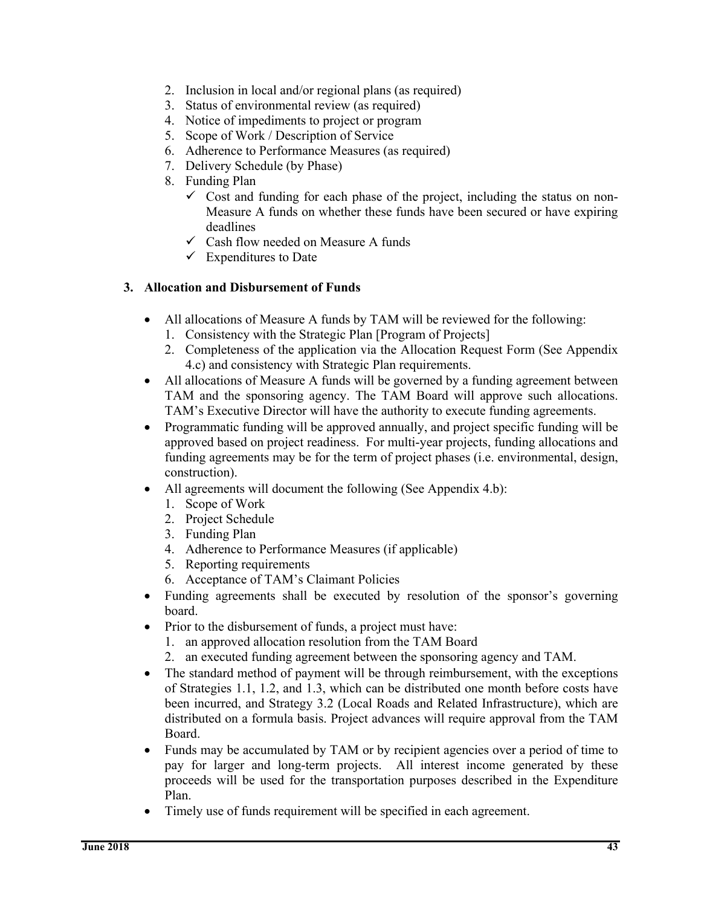2. Inclusion in local and/or regional plans (as required)
3. Status of environmental review (as required)
4. Notice of impediments to project or program
5. Scope of Work / Description of Service
6. Adherence to Performance Measures (as required)
7. Delivery Schedule (by Phase)
8. Funding Plan
   - ✓ Cost and funding for each phase of the project, including the status on non-Measure A funds on whether these funds have been secured or have expiring deadlines
   - ✓ Cash flow needed on Measure A funds
   - ✓ Expenditures to Date

**3. Allocation and Disbursement of Funds**

- All allocations of Measure A funds by TAM will be reviewed for the following:
  1. Consistency with the Strategic Plan [Program of Projects]
  2. Completeness of the application via the Allocation Request Form (See Appendix 4.c) and consistency with Strategic Plan requirements.
- All allocations of Measure A funds will be governed by a funding agreement between TAM and the sponsoring agency. The TAM Board will approve such allocations. TAM's Executive Director will have the authority to execute funding agreements.
- Programmatic funding will be approved annually, and project specific funding will be approved based on project readiness. For multi-year projects, funding allocations and funding agreements may be for the term of project phases (i.e. environmental, design, construction).
- All agreements will document the following (See Appendix 4.b):
  1. Scope of Work
  2. Project Schedule
  3. Funding Plan
  4. Adherence to Performance Measures (if applicable)
  5. Reporting requirements
  6. Acceptance of TAM's Claimant Policies
- Funding agreements shall be executed by resolution of the sponsor's governing board.
- Prior to the disbursement of funds, a project must have:
  1. an approved allocation resolution from the TAM Board
  2. an executed funding agreement between the sponsoring agency and TAM.
- The standard method of payment will be through reimbursement, with the exceptions of Strategies 1.1, 1.2, and 1.3, which can be distributed one month before costs have been incurred, and Strategy 3.2 (Local Roads and Related Infrastructure), which are distributed on a formula basis. Project advances will require approval from the TAM Board.
- Funds may be accumulated by TAM or by recipient agencies over a period of time to pay for larger and long-term projects. All interest income generated by these proceeds will be used for the transportation purposes described in the Expenditure Plan.
- Timely use of funds requirement will be specified in each agreement.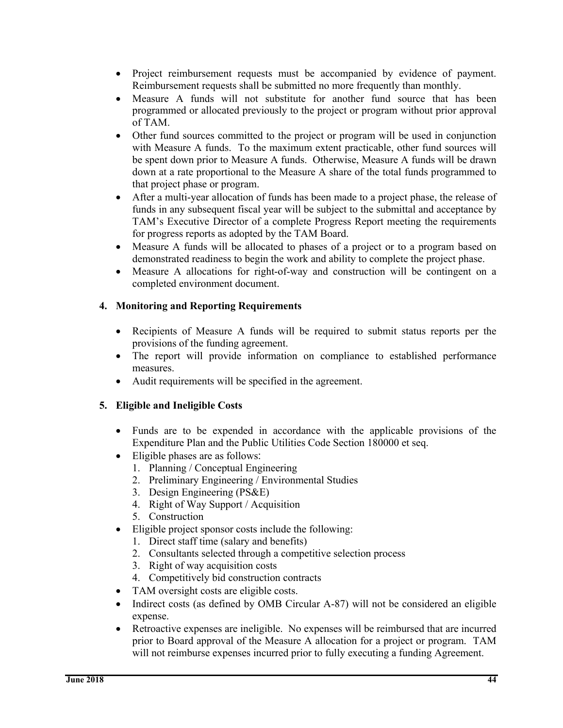- Project reimbursement requests must be accompanied by evidence of payment. Reimbursement requests shall be submitted no more frequently than monthly.
- Measure A funds will not substitute for another fund source that has been programmed or allocated previously to the project or program without prior approval of TAM.
- Other fund sources committed to the project or program will be used in conjunction with Measure A funds. To the maximum extent practicable, other fund sources will be spent down prior to Measure A funds. Otherwise, Measure A funds will be drawn down at a rate proportional to the Measure A share of the total funds programmed to that project phase or program.
- After a multi-year allocation of funds has been made to a project phase, the release of funds in any subsequent fiscal year will be subject to the submittal and acceptance by TAM's Executive Director of a complete Progress Report meeting the requirements for progress reports as adopted by the TAM Board.
- Measure A funds will be allocated to phases of a project or to a program based on demonstrated readiness to begin the work and ability to complete the project phase.
- Measure A allocations for right-of-way and construction will be contingent on a completed environment document.

### 4. Monitoring and Reporting Requirements

- Recipients of Measure A funds will be required to submit status reports per the provisions of the funding agreement.
- The report will provide information on compliance to established performance measures.
- Audit requirements will be specified in the agreement.

### 5. Eligible and Ineligible Costs

- Funds are to be expended in accordance with the applicable provisions of the Expenditure Plan and the Public Utilities Code Section 180000 et seq.
- Eligible phases are as follows:
  1. Planning / Conceptual Engineering
  2. Preliminary Engineering / Environmental Studies
  3. Design Engineering (PS&E)
  4. Right of Way Support / Acquisition
  5. Construction
- Eligible project sponsor costs include the following:
  1. Direct staff time (salary and benefits)
  2. Consultants selected through a competitive selection process
  3. Right of way acquisition costs
  4. Competitively bid construction contracts
- TAM oversight costs are eligible costs.
- Indirect costs (as defined by OMB Circular A-87) will not be considered an eligible expense.
- Retroactive expenses are ineligible. No expenses will be reimbursed that are incurred prior to Board approval of the Measure A allocation for a project or program. TAM will not reimburse expenses incurred prior to fully executing a funding Agreement.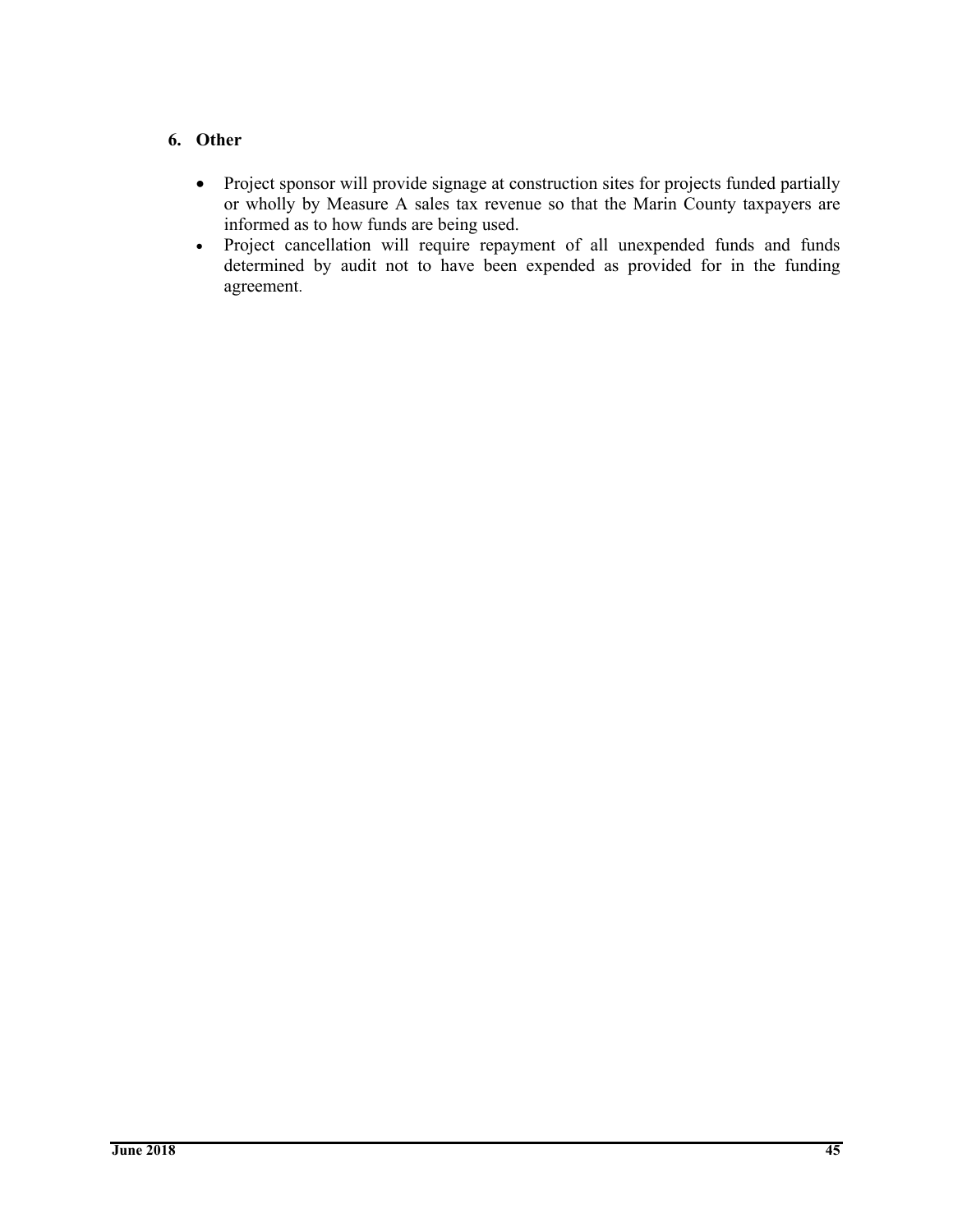## 6. Other

- Project sponsor will provide signage at construction sites for projects funded partially or wholly by Measure A sales tax revenue so that the Marin County taxpayers are informed as to how funds are being used.
- Project cancellation will require repayment of all unexpended funds and funds determined by audit not to have been expended as provided for in the funding agreement.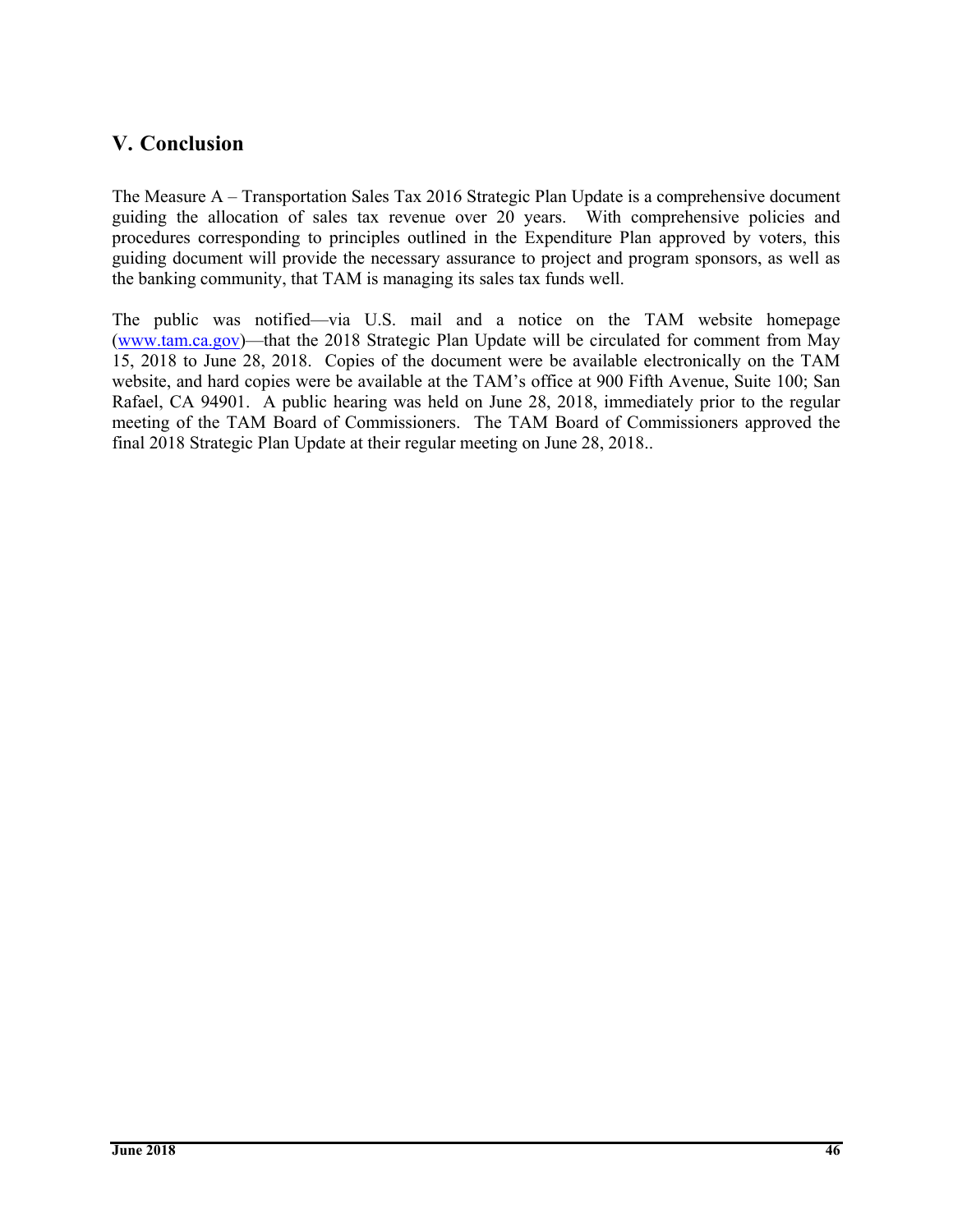## V. Conclusion

The Measure A – Transportation Sales Tax 2016 Strategic Plan Update is a comprehensive document guiding the allocation of sales tax revenue over 20 years. With comprehensive policies and procedures corresponding to principles outlined in the Expenditure Plan approved by voters, this guiding document will provide the necessary assurance to project and program sponsors, as well as the banking community, that TAM is managing its sales tax funds well.

The public was notified—via U.S. mail and a notice on the TAM website homepage (www.tam.ca.gov)—that the 2018 Strategic Plan Update will be circulated for comment from May 15, 2018 to June 28, 2018. Copies of the document were be available electronically on the TAM website, and hard copies were be available at the TAM's office at 900 Fifth Avenue, Suite 100; San Rafael, CA 94901. A public hearing was held on June 28, 2018, immediately prior to the regular meeting of the TAM Board of Commissioners. The TAM Board of Commissioners approved the final 2018 Strategic Plan Update at their regular meeting on June 28, 2018..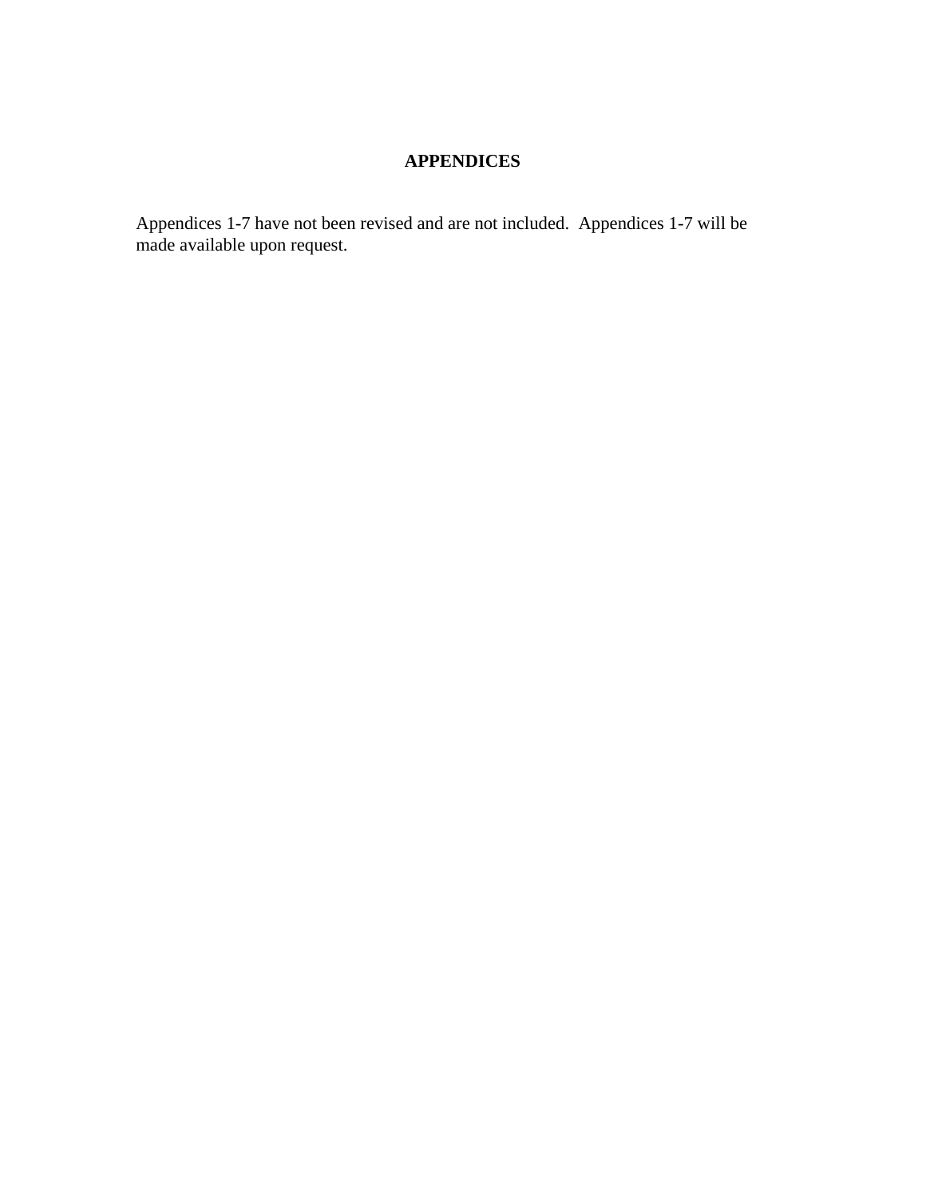# APPENDICES

Appendices 1-7 have not been revised and are not included. Appendices 1-7 will be made available upon request.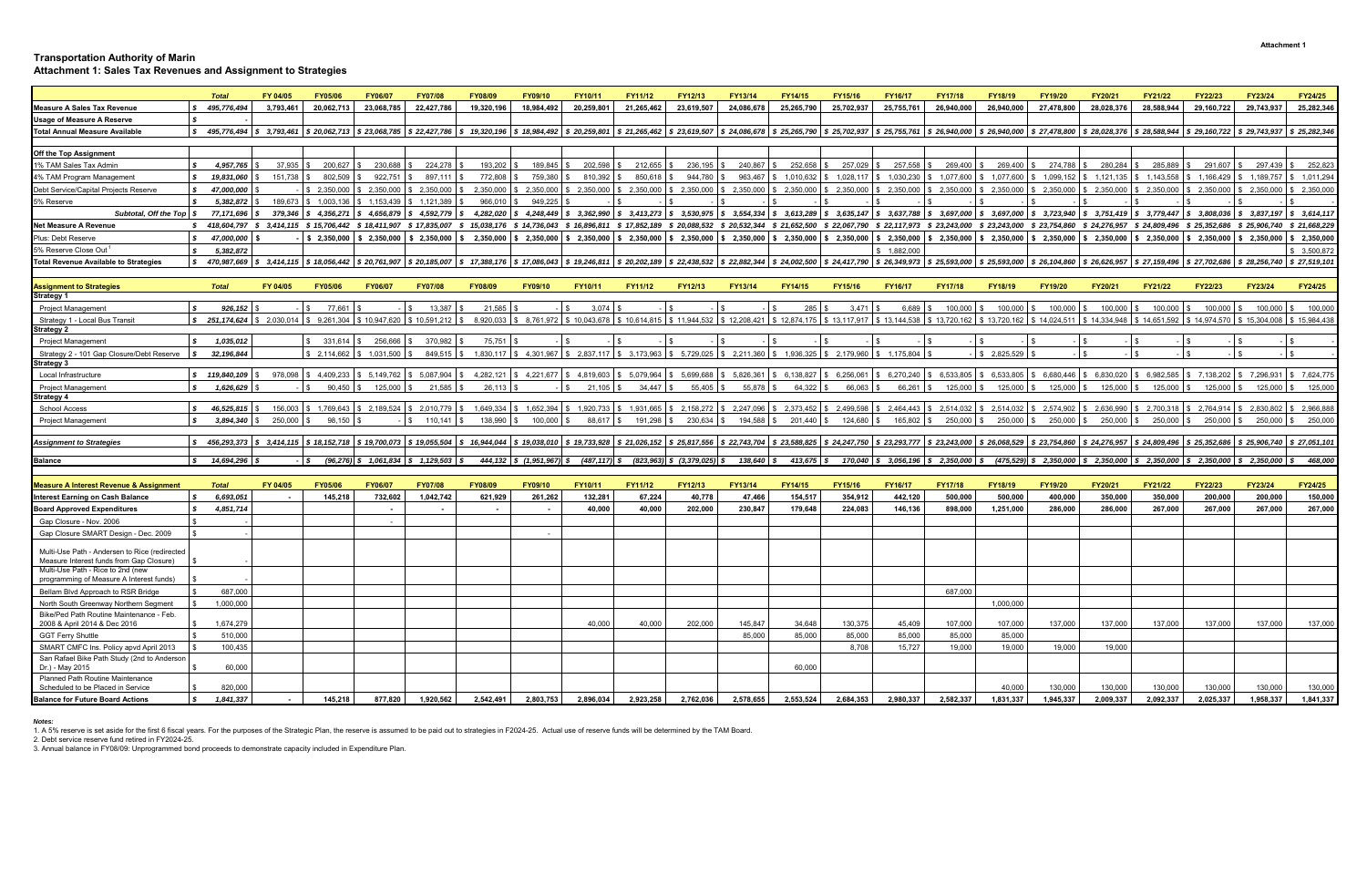Attachment 1

## Transportation Authority of Marin
### Attachment 1: Sales Tax Revenues and Assignment to Strategies

| | Total | FY 04/05 | FY05/06 | FY06/07 | FY07/08 | FY08/09 | FY09/10 | FY10/11 | FY11/12 | FY12/13 | FY13/14 | FY14/15 | FY15/16 | FY16/17 | FY17/18 | FY18/19 | FY19/20 | FY20/21 | FY21/22 | FY22/23 | FY23/24 | FY24/25 |
|---|---|---|---|---|---|---|---|---|---|---|---|---|---|---|---|---|---|---|---|---|---|---|
| **Measure A Sales Tax Revenue** | $ 495,776,494 | 3,793,461 | 20,062,713 | 23,068,785 | 22,427,786 | 19,320,196 | 18,984,492 | 20,259,801 | 21,265,462 | 23,619,507 | 24,086,678 | 25,265,790 | 25,702,937 | 25,755,761 | 26,940,000 | 26,940,000 | 27,478,800 | 28,028,376 | 28,588,944 | 29,160,722 | 29,743,937 | 25,282,346 |
| **Usage of Measure A Reserve** | $ - | | | | | | | | | | | | | | | | | | | | | |
| **Total Annual Measure Available** | $ 495,776,494 | $ 3,793,461 | $ 20,062,713 | $ 23,068,785 | $ 22,427,786 | $ 19,320,196 | $ 18,984,492 | $ 20,259,801 | $ 21,265,462 | $ 23,619,507 | $ 24,086,678 | $ 25,265,790 | $ 25,702,937 | $ 25,755,761 | $ 26,940,000 | $ 26,940,000 | $ 27,478,800 | $ 28,028,376 | $ 28,588,944 | $ 29,160,722 | $ 29,743,937 | $ 25,282,346 |
| **Off the Top Assignment** | | | | | | | | | | | | | | | | | | | | | | |
| 1% TAM Sales Tax Admin | $ 4,957,765 | $ 37,935 | $ 200,627 | $ 230,688 | $ 224,278 | $ 193,202 | $ 189,845 | $ 202,598 | $ 212,655 | $ 236,195 | $ 240,867 | $ 252,658 | $ 257,029 | $ 257,558 | $ 269,400 | $ 269,400 | $ 274,788 | $ 280,284 | $ 285,889 | $ 291,607 | $ 297,439 | $ 252,823 |
| 4% TAM Program Management | $ 19,831,060 | $ 151,738 | $ 802,509 | $ 922,751 | $ 897,111 | $ 772,808 | $ 759,380 | $ 810,392 | $ 850,618 | $ 944,780 | $ 963,467 | $ 1,010,632 | $ 1,028,117 | $ 1,030,230 | $ 1,077,600 | $ 1,077,600 | $ 1,099,152 | $ 1,121,135 | $ 1,143,558 | $ 1,166,429 | $ 1,189,757 | $ 1,011,294 |
| Debt Service/Capital Projects Reserve | $ 47,000,000 | $ - | $ 2,350,000 | $ 2,350,000 | $ 2,350,000 | $ 2,350,000 | $ 2,350,000 | $ 2,350,000 | $ 2,350,000 | $ 2,350,000 | $ 2,350,000 | $ 2,350,000 | $ 2,350,000 | $ 2,350,000 | $ 2,350,000 | $ 2,350,000 | $ 2,350,000 | $ 2,350,000 | $ 2,350,000 | $ 2,350,000 | $ 2,350,000 | $ 2,350,000 |
| 5% Reserve | $ 5,382,872 | $ 189,673 | $ 1,003,136 | $ 1,153,439 | $ 1,121,389 | $ 966,010 | $ 949,225 | $ - | $ - | $ - | $ - | $ - | $ - | $ - | $ - | $ - | $ - | $ - | $ - | $ - | $ - | $ - |
| *Subtotal, Off the Top* | $ 77,171,696 | $ 379,346 | $ 4,356,271 | $ 4,656,879 | $ 4,592,779 | $ 4,282,020 | $ 4,248,449 | $ 3,362,990 | $ 3,413,273 | $ 3,530,975 | $ 3,554,334 | $ 3,613,289 | $ 3,635,147 | $ 3,637,788 | $ 3,697,000 | $ 3,697,000 | $ 3,723,940 | $ 3,751,419 | $ 3,779,447 | $ 3,808,036 | $ 3,837,197 | $ 3,614,117 |
| **Net Measure A Revenue** | $ 418,604,797 | $ 3,414,115 | $ 15,706,442 | $ 18,411,907 | $ 17,835,007 | $ 15,038,176 | $ 14,736,043 | $ 16,896,811 | $ 17,852,189 | $ 20,088,532 | $ 20,532,344 | $ 21,652,500 | $ 22,067,790 | $ 22,117,973 | $ 23,243,000 | $ 23,243,000 | $ 23,754,860 | $ 24,276,957 | $ 24,809,496 | $ 25,352,686 | $ 25,906,740 | $ 21,668,229 |
| Plus: Debt Reserve | $ 47,000,000 | $ - | $ 2,350,000 | $ 2,350,000 | $ 2,350,000 | $ 2,350,000 | $ 2,350,000 | $ 2,350,000 | $ 2,350,000 | $ 2,350,000 | $ 2,350,000 | $ 2,350,000 | $ 2,350,000 | $ 2,350,000 | $ 2,350,000 | $ 2,350,000 | $ 2,350,000 | $ 2,350,000 | $ 2,350,000 | $ 2,350,000 | $ 2,350,000 | $ 2,350,000 |
| 5% Reserve Close Out [1] | $ 5,382,872 | | | | | | | | | | | | | $ 1,882,000 | | | | | | | | $ 3,500,872 |
| **Total Revenue Available to Strategies** | $ 470,987,669 | $ 3,414,115 | $ 18,056,442 | $ 20,761,907 | $ 20,185,007 | $ 17,388,176 | $ 17,086,043 | $ 19,246,811 | $ 20,202,189 | $ 22,438,532 | $ 22,882,344 | $ 24,002,500 | $ 24,417,790 | $ 26,349,973 | $ 25,593,000 | $ 25,593,000 | $ 26,104,860 | $ 26,626,957 | $ 27,159,496 | $ 27,702,686 | $ 28,256,740 | $ 27,519,101 |
| **Assignment to Strategies** | **Total** | **FY 04/05** | **FY05/06** | **FY06/07** | **FY07/08** | **FY08/09** | **FY09/10** | **FY10/11** | **FY11/12** | **FY12/13** | **FY13/14** | **FY14/15** | **FY15/16** | **FY16/17** | **FY17/18** | **FY18/19** | **FY19/20** | **FY20/21** | **FY21/22** | **FY22/23** | **FY23/24** | **FY24/25** |
| **Strategy 1** | | | | | | | | | | | | | | | | | | | | | | |
| Project Management | $ 926,152 | $ - | $ 77,661 | $ - | $ 13,387 | $ 21,585 | $ - | $ 3,074 | $ - | $ - | $ - | $ 285 | $ 3,471 | $ 6,689 | $ 100,000 | $ 100,000 | $ 100,000 | $ 100,000 | $ 100,000 | $ 100,000 | $ 100,000 | $ 100,000 |
| Strategy 1 - Local Bus Transit | $ 251,174,624 | $ 2,030,014 | $ 9,261,304 | $ 10,947,620 | $ 10,591,212 | $ 8,920,033 | $ 8,761,972 | $ 10,043,678 | $ 10,614,815 | $ 11,944,532 | $ 12,208,421 | $ 12,874,175 | $ 13,117,917 | $ 13,144,538 | $ 13,720,162 | $ 13,720,162 | $ 14,024,511 | $ 14,334,948 | $ 14,651,592 | $ 14,974,570 | $ 15,304,008 | $ 15,984,438 |
| **Strategy 2** | | | | | | | | | | | | | | | | | | | | | | |
| Project Management | $ 1,035,012 | | $ 331,614 | $ 256,666 | $ 370,982 | $ 75,751 | $ - | $ - | $ - | $ - | $ - | $ - | $ - | $ - | $ - | $ - | $ - | $ - | $ - | $ - | $ - | $ - |
| Strategy 2 - 101 Gap Closure/Debt Reserve | $ 32,196,844 | | $ 2,114,662 | $ 1,031,500 | $ 849,515 | $ 1,830,117 | $ 4,301,967 | $ 2,837,117 | $ 3,173,963 | $ 5,729,025 | $ 2,211,360 | $ 1,936,325 | $ 2,179,960 | $ 1,175,804 | $ - | $ 2,825,529 | $ - | $ - | $ - | $ - | $ - | $ - |
| **Strategy 3** | | | | | | | | | | | | | | | | | | | | | | |
| Local Infrastructure | $ 119,840,109 | $ 978,098 | $ 4,409,233 | $ 5,149,762 | $ 5,087,904 | $ 4,282,121 | $ 4,221,677 | $ 4,819,603 | $ 5,079,964 | $ 5,699,688 | $ 5,826,361 | $ 6,138,827 | $ 6,256,061 | $ 6,270,240 | $ 6,533,805 | $ 6,533,805 | $ 6,680,446 | $ 6,830,020 | $ 6,982,585 | $ 7,138,202 | $ 7,296,931 | $ 7,624,775 |
| Project Management | $ 1,626,629 | $ - | $ 90,450 | $ 125,000 | $ 21,585 | $ 26,113 | $ - | $ 21,105 | $ 34,447 | $ 55,405 | $ 55,878 | $ 64,322 | $ 66,063 | $ 66,261 | $ 125,000 | $ 125,000 | $ 125,000 | $ 125,000 | $ 125,000 | $ 125,000 | $ 125,000 | $ 125,000 |
| **Strategy 4** | | | | | | | | | | | | | | | | | | | | | | |
| School Access | $ 46,525,815 | $ 156,003 | $ 1,769,643 | $ 2,189,524 | $ 2,010,779 | $ 1,649,334 | $ 1,652,394 | $ 1,920,733 | $ 1,931,665 | $ 2,158,272 | $ 2,247,096 | $ 2,373,452 | $ 2,499,598 | $ 2,464,443 | $ 2,514,032 | $ 2,514,032 | $ 2,574,902 | $ 2,636,990 | $ 2,700,318 | $ 2,764,914 | $ 2,830,802 | $ 2,966,888 |
| Project Management | $ 3,894,340 | $ 250,000 | $ 98,150 | $ - | $ 110,141 | $ 138,990 | $ 100,000 | $ 88,617 | $ 191,298 | $ 230,634 | $ 194,588 | $ 201,440 | $ 124,680 | $ 165,802 | $ 250,000 | $ 250,000 | $ 250,000 | $ 250,000 | $ 250,000 | $ 250,000 | $ 250,000 | $ 250,000 |
| *Assignment to Strategies* | $ 456,293,373 | $ 3,414,115 | $ 18,152,718 | $ 19,700,073 | $ 19,055,504 | $ 16,944,044 | $ 19,038,010 | $ 19,733,928 | $ 21,026,152 | $ 25,817,556 | $ 22,743,704 | $ 23,588,825 | $ 24,247,750 | $ 23,293,777 | $ 23,243,000 | $ 26,068,529 | $ 23,754,860 | $ 24,276,957 | $ 24,809,496 | $ 25,352,686 | $ 25,906,740 | $ 27,051,101 |
| **Balance** | $ 14,694,296 | $ - | $ (96,276) | $ 1,061,834 | $ 1,129,503 | $ 444,132 | $ (1,951,967) | $ (487,117) | $ (823,963) | $ (3,379,025) | $ 138,640 | $ 413,675 | $ 170,040 | $ 3,056,196 | $ 2,350,000 | $ (475,529) | $ 2,350,000 | $ 2,350,000 | $ 2,350,000 | $ 2,350,000 | $ 2,350,000 | $ 468,000 |

| Measure A Interest Revenue & Assignment | Total | FY 04/05 | FY05/06 | FY06/07 | FY07/08 | FY08/09 | FY09/10 | FY10/11 | FY11/12 | FY12/13 | FY13/14 | FY14/15 | FY15/16 | FY16/17 | FY17/18 | FY18/19 | FY19/20 | FY20/21 | FY21/22 | FY22/23 | FY23/24 | FY24/25 |
|---|---|---|---|---|---|---|---|---|---|---|---|---|---|---|---|---|---|---|---|---|---|---|
| **Interest Earning on Cash Balance** | $ 6,693,051 | - | 145,218 | 732,602 | 1,042,742 | 621,929 | 261,262 | 132,281 | 67,224 | 40,778 | 47,466 | 154,517 | 354,912 | 442,120 | 500,000 | 500,000 | 400,000 | 350,000 | 350,000 | 200,000 | 200,000 | 150,000 |
| **Board Approved Expenditures** | $ 4,851,714 | | | - | - | - | - | 40,000 | 40,000 | 202,000 | 230,847 | 179,648 | 224,083 | 146,136 | 898,000 | 1,251,000 | 286,000 | 286,000 | 267,000 | 267,000 | 267,000 | 267,000 |
| Gap Closure - Nov. 2006 | $ - | | | - | | | | | | | | | | | | | | | | | | |
| Gap Closure SMART Design - Dec. 2009 | $ - | | | | | | - | | | | | | | | | | | | | | | |
| Multi-Use Path - Andersen to Rice (redirected Measure Interest funds from Gap Closure) | $ - | | | | | | | | | | | | | | | | | | | | | |
| Multi-Use Path - Rice to 2nd (new programming of Measure A Interest funds) | $ - | | | | | | | | | | | | | | | | | | | | | |
| Bellam Blvd Approach to RSR Bridge | $ 687,000 | | | | | | | | | | | | | | 687,000 | | | | | | | |
| North South Greenway Northern Segment | $ 1,000,000 | | | | | | | | | | | | | | | 1,000,000 | | | | | | |
| Bike/Ped Path Routine Maintenance - Feb. 2008 & April 2014 & Dec 2016 | $ 1,674,279 | | | | | | | 40,000 | 40,000 | 202,000 | 145,847 | 34,648 | 130,375 | 45,409 | 107,000 | 107,000 | 137,000 | 137,000 | 137,000 | 137,000 | 137,000 | 137,000 |
| GGT Ferry Shuttle | $ 510,000 | | | | | | | | | | 85,000 | 85,000 | 85,000 | 85,000 | 85,000 | 85,000 | | | | | | |
| SMART CMFC Ins. Policy apvd April 2013 | $ 100,435 | | | | | | | | | | | | 8,708 | 15,727 | 19,000 | 19,000 | 19,000 | 19,000 | | | | |
| San Rafael Bike Path Study (2nd to Anderson Dr.) - May 2015 | $ 60,000 | | | | | | | | | | | 60,000 | | | | | | | | | | |
| Planned Path Routine Maintenance Scheduled to be Placed in Service | $ 820,000 | | | | | | | | | | | | | | | 40,000 | 130,000 | 130,000 | 130,000 | 130,000 | 130,000 | 130,000 |
| **Balance for Future Board Actions** | $ 1,841,337 | - | 145,218 | 877,820 | 1,920,562 | 2,542,491 | 2,803,753 | 2,896,034 | 2,923,258 | 2,762,036 | 2,578,655 | 2,553,524 | 2,684,353 | 2,980,337 | 2,582,337 | 1,831,337 | 1,945,337 | 2,009,337 | 2,092,337 | 2,025,337 | 1,958,337 | 1,841,337 |

*Notes:*

1. A 5% reserve is set aside for the first 6 fiscal years. For the purposes of the Strategic Plan, the reserve is assumed to be paid out to strategies in FY2024-25. Actual use of reserve funds will be determined by the TAM Board.
2. Debt service reserve fund retired in FY2024-25.
3. Annual balance in FY08/09: Unprogrammed bond proceeds to demonstrate capacity included in Expenditure Plan.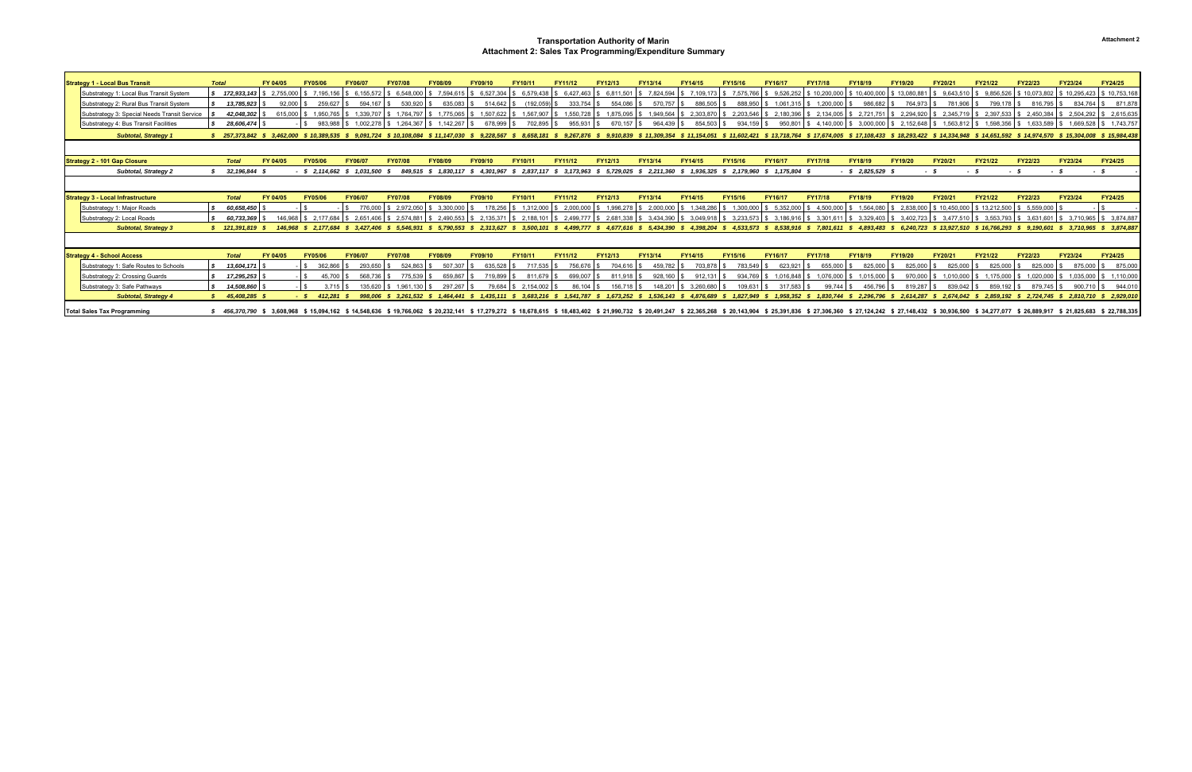# Transportation Authority of Marin
## Attachment 2: Sales Tax Programming/Expenditure Summary

Attachment 2

| Strategy 1 - Local Bus Transit | Total | FY 04/05 | FY05/06 | FY06/07 | FY07/08 | FY08/09 | FY09/10 | FY10/11 | FY11/12 | FY12/13 | FY13/14 | FY14/15 | FY15/16 | FY16/17 | FY17/18 | FY18/19 | FY19/20 | FY20/21 | FY21/22 | FY22/23 | FY23/24 | FY24/25 |
|---|---|---|---|---|---|---|---|---|---|---|---|---|---|---|---|---|---|---|---|---|---|---|
| Substrategy 1: Local Bus Transit System | $ 172,933,143 | $ 2,755,000 | $ 7,195,156 | $ 6,155,572 | $ 6,548,000 | $ 7,594,615 | $ 6,527,304 | $ 6,579,438 | $ 6,427,463 | $ 6,811,501 | $ 7,824,594 | $ 7,109,173 | $ 7,575,766 | $ 9,526,252 | $ 10,200,000 | $ 10,400,000 | $ 13,080,881 | $ 9,643,510 | $ 9,856,526 | $ 10,073,802 | $ 10,295,423 | $ 10,753,168 |
| Substrategy 2: Rural Bus Transit System | $ 13,785,923 | $ 92,000 | $ 259,627 | $ 594,167 | $ 530,920 | $ 635,083 | $ 514,642 | $ (192,059) | $ 333,754 | $ 554,086 | $ 570,757 | $ 886,505 | $ 888,950 | $ 1,061,315 | $ 1,200,000 | $ 986,682 | $ 764,973 | $ 781,906 | $ 799,178 | $ 816,795 | $ 834,764 | $ 871,878 |
| Substrategy 3: Special Needs Transit Service | $ 42,048,302 | $ 615,000 | $ 1,950,765 | $ 1,339,707 | $ 1,764,797 | $ 1,775,065 | $ 1,507,622 | $ 1,567,907 | $ 1,550,728 | $ 1,875,095 | $ 1,949,564 | $ 2,303,870 | $ 2,203,546 | $ 2,180,396 | $ 2,134,005 | $ 2,721,751 | $ 2,294,920 | $ 2,345,719 | $ 2,397,533 | $ 2,450,384 | $ 2,504,292 | $ 2,615,635 |
| Substrategy 4: Bus Transit Facilities | $ 28,606,474 | $ - | $ 983,988 | $ 1,002,278 | $ 1,264,367 | $ 1,142,267 | $ 678,999 | $ 702,895 | $ 955,931 | $ 670,157 | $ 964,439 | $ 854,503 | $ 934,159 | $ 950,801 | $ 4,140,000 | $ 3,000,000 | $ 2,152,648 | $ 1,563,812 | $ 1,598,356 | $ 1,633,589 | $ 1,669,528 | $ 1,743,757 |
| ***Subtotal, Strategy 1*** | ***$ 257,373,842*** | ***$ 3,462,000*** | ***$ 10,389,535*** | ***$ 9,091,724*** | ***$ 10,108,084*** | ***$ 11,147,030*** | ***$ 9,228,567*** | ***$ 8,658,181*** | ***$ 9,267,876*** | ***$ 9,910,839*** | ***$ 11,309,354*** | ***$ 11,154,051*** | ***$ 11,602,421*** | ***$ 13,718,764*** | ***$ 17,674,005*** | ***$ 17,108,433*** | ***$ 18,293,422*** | ***$ 14,334,948*** | ***$ 14,651,592*** | ***$ 14,974,570*** | ***$ 15,304,008*** | ***$ 15,984,438*** |

| Strategy 2 - 101 Gap Closure | Total | FY 04/05 | FY05/06 | FY06/07 | FY07/08 | FY08/09 | FY09/10 | FY10/11 | FY11/12 | FY12/13 | FY13/14 | FY14/15 | FY15/16 | FY16/17 | FY17/18 | FY18/19 | FY19/20 | FY20/21 | FY21/22 | FY22/23 | FY23/24 | FY24/25 |
|---|---|---|---|---|---|---|---|---|---|---|---|---|---|---|---|---|---|---|---|---|---|---|
| ***Subtotal, Strategy 2*** | ***$ 32,196,844*** | ***$ -*** | ***$ 2,114,662*** | ***$ 1,031,500*** | ***$ 849,515*** | ***$ 1,830,117*** | ***$ 4,301,967*** | ***$ 2,837,117*** | ***$ 3,173,963*** | ***$ 5,729,025*** | ***$ 2,211,360*** | ***$ 1,936,325*** | ***$ 2,179,960*** | ***$ 1,175,804*** | ***$ -*** | ***$ 2,825,529*** | ***$ -*** | ***$ -*** | ***$ -*** | ***$ -*** | ***$ -*** | ***$ -*** |

| Strategy 3 - Local Infrastructure | Total | FY 04/05 | FY05/06 | FY06/07 | FY07/08 | FY08/09 | FY09/10 | FY10/11 | FY11/12 | FY12/13 | FY13/14 | FY14/15 | FY15/16 | FY16/17 | FY17/18 | FY18/19 | FY19/20 | FY20/21 | FY21/22 | FY22/23 | FY23/24 | FY24/25 |
|---|---|---|---|---|---|---|---|---|---|---|---|---|---|---|---|---|---|---|---|---|---|---|
| Substrategy 1: Major Roads | $ 60,658,450 | $ - | $ - | $ 776,000 | $ 2,972,050 | $ 3,300,000 | $ 178,256 | $ 1,312,000 | $ 2,000,000 | $ 1,996,278 | $ 2,000,000 | $ 1,348,286 | $ 1,300,000 | $ 5,352,000 | $ 4,500,000 | $ 1,564,080 | $ 2,838,000 | $ 10,450,000 | $ 13,212,500 | $ 5,559,000 | $ - | $ - |
| Substrategy 2: Local Roads | $ 60,733,369 | $ 146,968 | $ 2,177,684 | $ 2,651,406 | $ 2,574,881 | $ 2,490,553 | $ 2,135,371 | $ 2,188,101 | $ 2,499,777 | $ 2,681,338 | $ 3,434,390 | $ 3,049,918 | $ 3,233,573 | $ 3,186,916 | $ 3,301,611 | $ 3,329,403 | $ 3,402,723 | $ 3,477,510 | $ 3,553,793 | $ 3,631,601 | $ 3,710,965 | $ 3,874,887 |
| ***Subtotal, Strategy 3*** | ***$ 121,391,819*** | ***$ 146,968*** | ***$ 2,177,684*** | ***$ 3,427,406*** | ***$ 5,546,931*** | ***$ 5,790,553*** | ***$ 2,313,627*** | ***$ 3,500,101*** | ***$ 4,499,777*** | ***$ 4,677,616*** | ***$ 5,434,390*** | ***$ 4,398,204*** | ***$ 4,533,573*** | ***$ 8,538,916*** | ***$ 7,801,611*** | ***$ 4,893,483*** | ***$ 6,240,723*** | ***$ 13,927,510*** | ***$ 16,766,293*** | ***$ 9,190,601*** | ***$ 3,710,965*** | ***$ 3,874,887*** |

| Strategy 4 - School Access | Total | FY 04/05 | FY05/06 | FY06/07 | FY07/08 | FY08/09 | FY09/10 | FY10/11 | FY11/12 | FY12/13 | FY13/14 | FY14/15 | FY15/16 | FY16/17 | FY17/18 | FY18/19 | FY19/20 | FY20/21 | FY21/22 | FY22/23 | FY23/24 | FY24/25 |
|---|---|---|---|---|---|---|---|---|---|---|---|---|---|---|---|---|---|---|---|---|---|---|
| Substrategy 1: Safe Routes to Schools | $ 13,604,171 | $ - | $ 362,866 | $ 293,650 | $ 524,863 | $ 507,307 | $ 635,528 | $ 717,535 | $ 756,676 | $ 704,616 | $ 459,782 | $ 703,878 | $ 783,549 | $ 623,921 | $ 655,000 | $ 825,000 | $ 825,000 | $ 825,000 | $ 825,000 | $ 825,000 | $ 875,000 | $ 875,000 |
| Substrategy 2: Crossing Guards | $ 17,295,253 | $ - | $ 45,700 | $ 568,736 | $ 775,539 | $ 659,867 | $ 719,899 | $ 811,679 | $ 699,007 | $ 811,918 | $ 928,160 | $ 912,131 | $ 934,769 | $ 1,016,848 | $ 1,076,000 | $ 1,015,000 | $ 970,000 | $ 1,010,000 | $ 1,175,000 | $ 1,020,000 | $ 1,035,000 | $ 1,110,000 |
| Substrategy 3: Safe Pathways | $ 14,508,860 | $ - | $ 3,715 | $ 135,620 | $ 1,961,130 | $ 297,267 | $ 79,684 | $ 2,154,002 | $ 86,104 | $ 156,718 | $ 148,201 | $ 3,260,680 | $ 109,631 | $ 317,583 | $ 99,744 | $ 456,796 | $ 819,287 | $ 839,042 | $ 859,192 | $ 879,745 | $ 900,710 | $ 944,010 |
| ***Subtotal, Strategy 4*** | ***$ 45,408,285*** | ***$ -*** | ***$ 412,281*** | ***$ 998,006*** | ***$ 3,261,532*** | ***$ 1,464,441*** | ***$ 1,435,111*** | ***$ 3,683,216*** | ***$ 1,541,787*** | ***$ 1,673,252*** | ***$ 1,536,143*** | ***$ 4,876,689*** | ***$ 1,827,949*** | ***$ 1,958,352*** | ***$ 1,830,744*** | ***$ 2,296,796*** | ***$ 2,614,287*** | ***$ 2,674,042*** | ***$ 2,859,192*** | ***$ 2,724,745*** | ***$ 2,810,710*** | ***$ 2,929,010*** |
| **Total Sales Tax Programming** | $ 456,370,790 | $ 3,608,968 | $ 15,094,162 | $ 14,548,636 | $ 19,766,062 | $ 20,232,141 | $ 17,279,272 | $ 18,678,615 | $ 18,483,402 | $ 21,990,732 | $ 20,491,247 | $ 22,365,268 | $ 20,143,904 | $ 25,391,836 | $ 27,306,360 | $ 27,124,242 | $ 27,148,432 | $ 30,936,500 | $ 34,277,077 | $ 26,889,917 | $ 21,825,683 | $ 22,788,335 |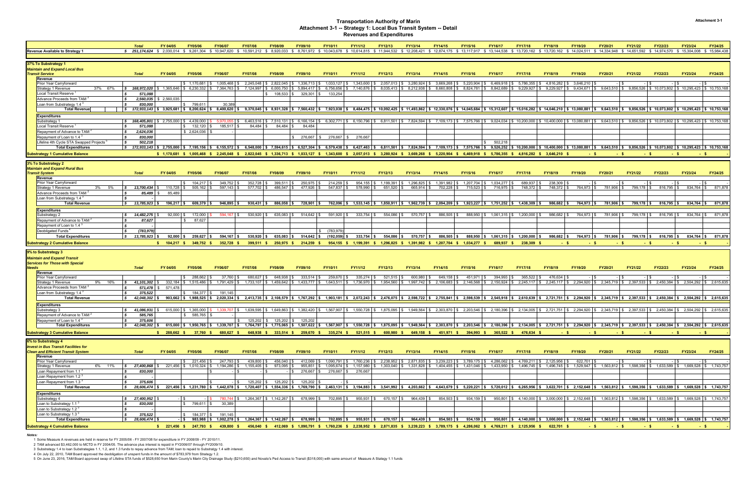# Transportation Authority of Marin

## Attachment 3-1 -- Strategy 1: Local Bus Transit System -- Detail

### Revenues and Expenditures

Attachment 3-1

| | Total | FY 04/05 | FY05/06 | FY06/07 | FY07/08 | FY08/09 | FY09/10 | FY10/11 | FY11/12 | FY12/13 | FY13/14 | FY14/15 | FY15/16 | FY16/17 | FY17/18 | FY18/19 | FY19/20 | FY20/21 | FY21/22 | FY22/23 | FY23/24 | FY24/25 |
|---|---|---|---|---|---|---|---|---|---|---|---|---|---|---|---|---|---|---|---|---|---|---|
| **Revenue Available to Strategy 1** | $ 251,174,624 | $ 2,030,014 | $ 9,261,304 | $ 10,947,620 | $ 10,591,212 | $ 8,920,033 | $ 8,761,972 | $ 10,043,678 | $ 10,614,815 | $ 11,944,532 | $ 12,208,421 | $ 12,874,175 | $ 13,117,917 | $ 13,144,538 | $ 13,720,162 | $ 13,720,162 | $ 14,024,511 | $ 14,334,948 | $ 14,651,592 | $ 14,974,570 | $ 15,304,008 | $ 15,984,438 |

### 37% To Substrategy 1 — Maintain and Expand Local Bus Transit Service

| | Total | FY 04/05 | FY05/06 | FY06/07 | FY07/08 | FY08/09 | FY09/10 | FY10/11 | FY11/12 | FY12/13 | FY13/14 | FY14/15 | FY15/16 | FY16/17 | FY17/18 | FY18/19 | FY19/20 | FY20/21 | FY21/22 | FY22/23 | FY23/24 | FY24/25 |
|---|---|---|---|---|---|---|---|---|---|---|---|---|---|---|---|---|---|---|---|---|---|---|
| **Revenue** | | | | | | | | | | | | | | | | | | | | | | |
| Prior Year Carryforward | | | $ 1,170,681 | $ 1,005,468 | $ 2,245,048 | $ 2,822,045 | $ 1,336,713 | $ 1,033,127 | $ 1,343,600 | $ 2,057,013 | $ 3,280,924 | $ 3,669,268 | $ 5,220,904 | $ 6,469,918 | $ 5,786,355 | $ 4,816,282 | $ 3,646,210 | $ - | $ - | $ - | $ - | $ - |
| Strategy 1 Revenue 37% 67% | $ 168,972,020 | $ 1,365,646 | $ 6,230,332 | $ 7,364,763 | $ 7,124,997 | $ 6,000,750 | $ 5,894,417 | $ 6,756,656 | $ 7,140,876 | $ 8,035,413 | $ 8,212,938 | $ 8,660,808 | $ 8,824,781 | $ 8,842,689 | $ 9,229,927 | $ 9,229,927 | $ 9,434,671 | $ 9,643,510 | $ 9,856,526 | $ 10,073,802 | $ 10,295,423 | $ 10,753,168 |
| Local Transit Reserve [1] | $ 571,088 | | | | | $ 108,533 | $ 329,301 | $ 133,254 | | | | | | | | | | | | | | |
| Advance Proceeds from TAM [2] | $ 2,560,035 | $ 2,560,035 | | | | | | | | | | | | | | | | | | | | |
| Loan from Substrategy 1.4 [3] | $ 830,000 | | $ 799,611 | $ 30,389 | | | | | | | | | | | | | | | | | | |
| **Total Revenue** | $ 172,933,143 | $ 3,925,681 | $ 8,200,624 | $ 8,400,620 | $ 9,370,045 | $ 8,931,328 | $ 7,560,432 | $ 7,923,038 | $ 8,484,475 | $ 10,092,425 | $ 11,493,862 | $ 12,330,076 | $ 14,045,684 | $ 15,312,607 | $ 15,016,282 | $ 14,046,210 | $ 13,080,881 | $ 9,643,510 | $ 9,856,526 | $ 10,073,802 | $ 10,295,423 | $ 10,753,168 |
| **Expenditures** | | | | | | | | | | | | | | | | | | | | | | |
| Substrategy 1 | $ 168,405,801 | $ 2,755,000 | $ 4,439,000 | $ 5,970,055 | $ 6,463,516 | $ 7,510,131 | $ 6,166,154 | $ 6,302,771 | $ 6,150,796 | $ 6,811,501 | $ 7,824,594 | $ 7,109,173 | $ 7,575,766 | $ 9,024,034 | $ 10,200,000 | $ 10,400,000 | $ 13,080,881 | $ 9,643,510 | $ 9,856,526 | $ 10,073,802 | $ 10,295,423 | $ 10,753,168 |
| Local Transit Reserve [1] | $ 571,088 | | $ 132,120 | $ 185,517 | $ 84,484 | $ 84,484 | $ 84,484 | | | | | | | | | | | | | | | |
| Repayment of Advance to TAM [2] | $ 2,624,036 | | $ 2,624,036 | $ - | | | | | | | | | | | | | | | | | | |
| Repayment of Loan to 1.4 [3] | $ 830,000 | | | | | | $ 276,667 | $ 276,667 | $ 276,667 | | | | | | | | | | | | | |
| Lifeline 4th Cycle STA Swapped Projects [5] | $ 502,218 | | | | | | | | | | | | | $ 502,218 | | | | | | | | |
| **Total Expenditures** | $ 172,933,143 | $ 2,755,000 | $ 7,195,156 | $ 6,155,572 | $ 6,548,000 | $ 7,594,615 | $ 6,527,304 | $ 6,579,438 | $ 6,427,463 | $ 6,811,501 | $ 7,824,594 | $ 7,109,173 | $ 7,575,766 | $ 9,526,252 | $ 10,200,000 | $ 10,400,000 | $ 13,080,881 | $ 9,643,510 | $ 9,856,526 | $ 10,073,802 | $ 10,295,423 | $ 10,753,168 |
| **Substrategy 1 Cumulative Balance** | | $ 1,170,681 | $ 1,005,468 | $ 2,245,048 | $ 2,822,045 | $ 1,336,713 | $ 1,033,127 | $ 1,343,600 | $ 2,057,013 | $ 3,280,924 | $ 3,669,268 | $ 5,220,904 | $ 6,469,918 | $ 5,786,355 | $ 4,816,282 | $ 3,646,210 | $ - | $ - | $ - | $ - | $ - | $ - |

### 3% To Substrategy 2 — Maintain and Expand Rural Bus Transit System

| | Total | FY 04/05 | FY05/06 | FY06/07 | FY07/08 | FY08/09 | FY09/10 | FY10/11 | FY11/12 | FY12/13 | FY13/14 | FY14/15 | FY15/16 | FY16/17 | FY17/18 | FY18/19 | FY19/20 | FY20/21 | FY21/22 | FY22/23 | FY23/24 | FY24/25 |
|---|---|---|---|---|---|---|---|---|---|---|---|---|---|---|---|---|---|---|---|---|---|---|
| **Revenue** | | | | | | | | | | | | | | | | | | | | | | |
| Prior Year Carryforward | | | $ 104,217 | $ 349,752 | $ 352,728 | $ 399,511 | $ 250,975 | $ 214,259 | $ 954,155 | $ 1,199,391 | $ 1,296,825 | $ 1,391,982 | $ 1,207,704 | $ 1,034,277 | $ 689,937 | $ 238,309 | $ - | $ - | $ - | $ - | $ - | $ - |
| Strategy 1 Revenue 3% 5% | $ 13,700,434 | $ 110,728 | $ 505,162 | $ 597,143 | $ 577,702 | $ 486,547 | $ 477,926 | $ 547,837 | $ 578,990 | $ 651,520 | $ 665,914 | $ 702,228 | $ 715,523 | $ 716,975 | $ 748,372 | $ 748,372 | $ 764,973 | $ 781,906 | $ 799,178 | $ 816,795 | $ 834,764 | $ 871,878 |
| Advance Proceeds from TAM [2] | $ 85,489 | $ 85,489 | | | | | | | | | | | | | | | | | | | | |
| Loan from Substrategy 1.4 [3] | $ - | | | | | | | | | | | | | | | | | | | | | |
| **Total Revenue** | $ 13,785,923 | $ 196,217 | $ 609,379 | $ 946,895 | $ 930,431 | $ 886,058 | $ 728,901 | $ 762,096 | $ 1,533,145 | $ 1,850,911 | $ 1,962,739 | $ 2,094,209 | $ 1,923,227 | $ 1,751,252 | $ 1,438,309 | $ 986,682 | $ 764,973 | $ 781,906 | $ 799,178 | $ 816,795 | $ 834,764 | $ 871,878 |
| **Expenditures** | | | | | | | | | | | | | | | | | | | | | | |
| Substrategy 2 | $ 14,482,275 | $ 92,000 | $ 172,000 | $ 594,167 | $ 530,920 | $ 635,083 | $ 514,642 | $ 591,920 | $ 333,754 | $ 554,086 | $ 570,757 | $ 886,505 | $ 888,950 | $ 1,061,315 | $ 1,200,000 | $ 986,682 | $ 764,973 | $ 781,906 | $ 799,178 | $ 816,795 | $ 834,764 | $ 871,878 |
| Repayment of Advance to TAM [2] | $ 87,627 | | $ 87,627 | | | | | | | | | | | | | | | | | | | |
| Repayment of Loan to 1.4 [3] | $ - | | | | | | | | | | | | | | | | | | | | | |
| Deobligated Funds [4] | $ (783,979) | | | | | | | $ (783,979) | | | | | | | | | | | | | | |
| **Total Expenditures** | $ 13,785,923 | $ 92,000 | $ 259,627 | $ 594,167 | $ 530,920 | $ 635,083 | $ 514,642 | $ (192,059) | $ 333,754 | $ 554,086 | $ 570,757 | $ 886,505 | $ 888,950 | $ 1,061,315 | $ 1,200,000 | $ 986,682 | $ 764,973 | $ 781,906 | $ 799,178 | $ 816,795 | $ 834,764 | $ 871,878 |
| **Substrategy 2 Cumulative Balance** | | $ 104,217 | $ 349,752 | $ 352,728 | $ 399,511 | $ 250,975 | $ 214,259 | $ 954,155 | $ 1,199,391 | $ 1,296,825 | $ 1,391,982 | $ 1,207,704 | $ 1,034,277 | $ 689,937 | $ 238,309 | $ - | $ - | $ - | $ - | $ - | $ - | $ - |

### 9% to Substrategy 3 — Maintain and Expand Transit Services for Those with Special Needs

| | Total | FY 04/05 | FY05/06 | FY06/07 | FY07/08 | FY08/09 | FY09/10 | FY10/11 | FY11/12 | FY12/13 | FY13/14 | FY14/15 | FY15/16 | FY16/17 | FY17/18 | FY18/19 | FY19/20 | FY20/21 | FY21/22 | FY22/23 | FY23/24 | FY24/25 |
|---|---|---|---|---|---|---|---|---|---|---|---|---|---|---|---|---|---|---|---|---|---|---|
| **Revenue** | | | | | | | | | | | | | | | | | | | | | | |
| Prior Year Carryforward | | | $ 288,662 | $ 37,760 | $ 680,627 | $ 648,938 | $ 333,514 | $ 259,670 | $ 335,274 | $ 521,515 | $ 600,980 | $ 649,158 | $ 451,971 | $ 394,993 | $ 365,522 | $ 476,634 | $ - | $ - | $ - | $ - | $ - | $ - |
| Strategy 1 Revenue 9% 16% | $ 41,101,302 | $ 332,184 | $ 1,515,486 | $ 1,791,429 | $ 1,733,107 | $ 1,459,642 | $ 1,433,777 | $ 1,643,511 | $ 1,736,970 | $ 1,954,560 | $ 1,997,742 | $ 2,106,683 | $ 2,146,568 | $ 2,150,924 | $ 2,245,117 | $ 2,245,117 | $ 2,294,920 | $ 2,345,719 | $ 2,397,533 | $ 2,450,384 | $ 2,504,292 | $ 2,615,635 |
| Advance Proceeds from TAM [2] | $ 571,478 | $ 571,478 | | | | | | | | | | | | | | | | | | | | |
| Loan from Substrategy 1.4 [3] | $ 375,522 | | $ 184,377 | $ 191,145 | | | | | | | | | | | | | | | | | | |
| **Total Revenue** | $ 42,048,302 | $ 903,662 | $ 1,988,525 | $ 2,020,334 | $ 2,413,735 | $ 2,108,579 | $ 1,767,292 | $ 1,903,181 | $ 2,072,243 | $ 2,476,075 | $ 2,598,722 | $ 2,755,841 | $ 2,598,539 | $ 2,545,918 | $ 2,610,639 | $ 2,721,751 | $ 2,294,920 | $ 2,345,719 | $ 2,397,533 | $ 2,450,384 | $ 2,504,292 | $ 2,615,635 |
| **Expenditures** | | | | | | | | | | | | | | | | | | | | | | |
| Substrategy 3 | $ 41,086,931 | $ 615,000 | $ 1,365,000 | $ 1,339,707 | $ 1,639,595 | $ 1,649,863 | $ 1,382,420 | $ 1,567,907 | $ 1,550,728 | $ 1,875,095 | $ 1,949,564 | $ 2,303,870 | $ 2,203,546 | $ 2,180,396 | $ 2,134,005 | $ 2,721,751 | $ 2,294,920 | $ 2,345,719 | $ 2,397,533 | $ 2,450,384 | $ 2,504,292 | $ 2,615,635 |
| Repayment of Advance to TAM [2] | $ 585,765 | | $ 585,765 | $ - | | | | | | | | | | | | | | | | | | |
| Repayment of Loan to 1.4 [3] | $ 375,606 | | | | $ 125,202 | $ 125,202 | $ 125,202 | | | | | | | | | | | | | | | |
| **Total Expenditures** | $ 42,048,302 | $ 615,000 | $ 1,950,765 | $ 1,339,707 | $ 1,764,797 | $ 1,775,065 | $ 1,507,622 | $ 1,567,907 | $ 1,550,728 | $ 1,875,095 | $ 1,949,564 | $ 2,303,870 | $ 2,203,546 | $ 2,180,396 | $ 2,134,005 | $ 2,721,751 | $ 2,294,920 | $ 2,345,719 | $ 2,397,533 | $ 2,450,384 | $ 2,504,292 | $ 2,615,635 |
| **Substrategy 3 Cumulative Balance** | | $ 288,662 | $ 37,760 | $ 680,627 | $ 648,938 | $ 333,514 | $ 259,670 | $ 335,274 | $ 521,515 | $ 600,980 | $ 649,158 | $ 451,971 | $ 394,993 | $ 365,522 | $ 476,634 | $ - | $ - | $ - | $ - | $ - | $ - | $ - |

### 6% to Substrategy 4 — Invest in Bus Transit Facilities for Clean and Efficient Transit System

| | Total | FY 04/05 | FY05/06 | FY06/07 | FY07/08 | FY08/09 | FY09/10 | FY10/11 | FY11/12 | FY12/13 | FY13/14 | FY14/15 | FY15/16 | FY16/17 | FY17/18 | FY18/19 | FY19/20 | FY20/21 | FY21/22 | FY22/23 | FY23/24 | FY24/25 |
|---|---|---|---|---|---|---|---|---|---|---|---|---|---|---|---|---|---|---|---|---|---|---|
| **Revenue** | | | | | | | | | | | | | | | | | | | | | | |
| Prior Year Carryforward | | | $ 221,456 | $ 247,793 | $ 439,800 | $ 456,040 | $ 412,069 | $ 1,090,791 | $ 1,760,236 | $ 2,238,952 | $ 2,871,835 | $ 3,239,223 | $ 3,789,175 | $ 4,286,062 | $ 4,769,211 | $ 2,125,956 | $ 622,701 | $ - | $ - | $ - | $ - | $ - |
| Strategy 1 Revenue 6% 11% | $ 27,400,868 | $ 221,456 | $ 1,010,324 | $ 1,194,286 | $ 1,155,405 | $ 973,095 | $ 955,851 | $ 1,095,674 | $ 1,157,980 | $ 1,303,040 | $ 1,331,828 | $ 1,404,455 | $ 1,431,046 | $ 1,433,950 | $ 1,496,745 | $ 1,496,745 | $ 1,529,947 | $ 1,563,812 | $ 1,598,356 | $ 1,633,589 | $ 1,669,528 | $ 1,743,757 |
| Loan Repayment from 1.1 [3] | $ 830,000 | | | $ - | $ - | $ - | $ 276,667 | $ 276,667 | $ 276,667 | | | | | | | | | | | | | |
| Loan Repayment from 1.2 [3] | $ - | | | | | | | | | | | | | | | | | | | | | |
| Loan Repayment from 1.3 [3] | $ 375,606 | | | $ - | $ - | $ 125,202 | $ 125,202 | $ 125,202 | $ - | | | | | | | | | | | | | |
| **Total Revenue** | $ 28,606,474 | $ 221,456 | $ 1,231,780 | $ 1,442,078 | $ 1,720,407 | $ 1,554,336 | $ 1,769,790 | $ 2,463,131 | $ 3,194,883 | $ 3,541,992 | $ 4,203,662 | $ 4,643,679 | $ 5,220,221 | $ 5,720,012 | $ 6,265,956 | $ 3,622,701 | $ 2,152,648 | $ 1,563,812 | $ 1,598,356 | $ 1,633,589 | $ 1,669,528 | $ 1,743,757 |
| **Expenditures** | | | | | | | | | | | | | | | | | | | | | | |
| Substrategy 4 | $ 27,400,952 | $ - | $ - | $ 780,744 | $ 1,264,367 | $ 1,142,267 | $ 678,999 | $ 702,895 | $ 955,931 | $ 670,157 | $ 964,439 | $ 854,503 | $ 934,159 | $ 950,801 | $ 4,140,000 | $ 3,000,000 | $ 2,152,648 | $ 1,563,812 | $ 1,598,356 | $ 1,633,589 | $ 1,669,528 | $ 1,743,757 |
| Loan to Substrategy 1.1 [3] | $ 830,000 | | $ 799,611 | $ 30,389 | | | | | | | | | | | | | | | | | | |
| Loan to Substrategy 1.2 [3] | $ - | | | | | | | | | | | | | | | | | | | | | |
| Loan to Substrategy 1.3 [3] | $ 375,522 | | $ 184,377 | $ 191,145 | | | | | | | | | | | | | | | | | | |
| **Total Expenditures** | $ 28,606,474 | $ - | $ 983,988 | $ 1,002,278 | $ 1,264,367 | $ 1,142,267 | $ 678,999 | $ 702,895 | $ 955,931 | $ 670,157 | $ 964,439 | $ 854,503 | $ 934,159 | $ 950,801 | $ 4,140,000 | $ 3,000,000 | $ 2,152,648 | $ 1,563,812 | $ 1,598,356 | $ 1,633,589 | $ 1,669,528 | $ 1,743,757 |
| **Substrategy 4 Cumulative Balance** | | $ 221,456 | $ 247,793 | $ 439,800 | $ 456,040 | $ 412,069 | $ 1,090,791 | $ 1,760,236 | $ 2,238,952 | $ 2,871,835 | $ 3,239,223 | $ 3,789,175 | $ 4,286,062 | $ 4,769,211 | $ 2,125,956 | $ 622,701 | $ - | $ - | $ - | $ - | $ - | $ - |

*Notes:*

1 Some Measure A revenues are held in reserve for FY 2005/06 - FY 2007/08 for expenditure in FY 2008/09 - FY 2010/11.

2 TAM advanced $3,462,000 to MCTD in FY 2004/05. The advance plus interest is repaid in FY2006/07 through FY2009/10.

3 Substrategy 1.4 to loan Substrategies 1.1, 1.2, and 1.3 funds to repay advance from TAM; loan to repaid to Substrategy 1.4 with interest.

4 On July 22, 2010, TAM Board approved the deobligation of unspent funds in the amount of $783,979 from Strategy 1.2.

5 On June 23, 2016, TAM Board approved swap of Lifeline STA funds of $528,650 from Marin County's Marin City Drainage Study ($210,650) and Novato's Ped Access to Transit ($318,000) with same amount of Measure A Stategy 1.1 funds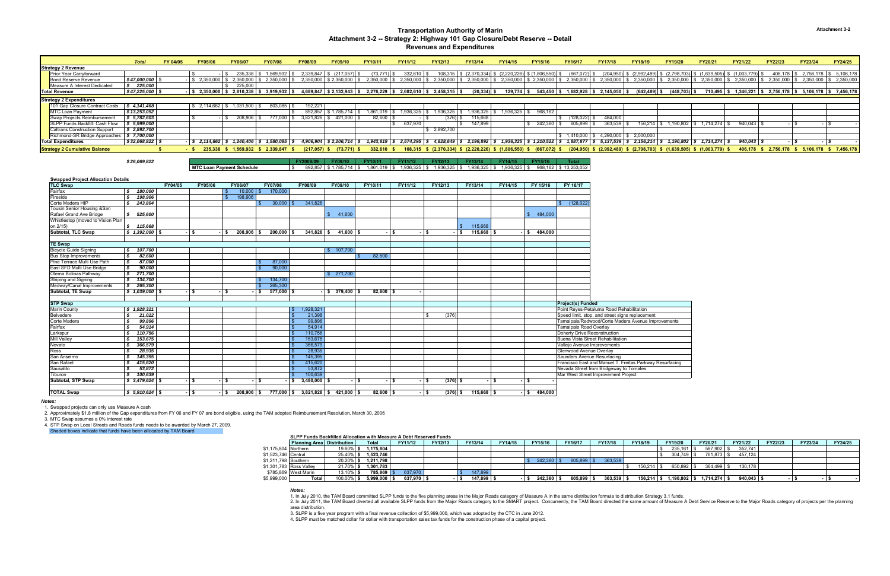# Transportation Authority of Marin

## Attachment 3-2 -- Strategy 2: Highway 101 Gap Closure/Debt Reserve -- Detail

### Revenues and Expenditures

| | Total | FY 04/05 | FY05/06 | FY06/07 | FY07/08 | FY08/09 | FY09/10 | FY10/11 | FY11/12 | FY12/13 | FY13/14 | FY14/15 | FY15/16 | FY16/17 | FY17/18 | FY18/19 | FY19/20 | FY20/21 | FY21/22 | FY22/23 | FY23/24 | FY24/25 |
|---|---|---|---|---|---|---|---|---|---|---|---|---|---|---|---|---|---|---|---|---|---|---|
| **Strategy 2 Revenue** | | | | | | | | | | | | | | | | | | | | | | |
| Prior Year Carryforward | | | $ - | $ 235,338 | $ 1,569,932 | $ 2,339,847 | $ (217,057) | $ (73,771) | $ 332,610 | $ 108,315 | $ (2,370,334) | $ (2,220,226) | $ (1,806,550) | $ (667,072) | $ (204,950) | $ (2,992,489) | $ (2,798,703) | $ (1,639,505) | $ (1,003,779) | $ 406,178 | $ 2,756,178 | $ 5,106,178 |
| Bond Reserve Revenue | $ 47,000,000 | $ - | $ 2,350,000 | $ 2,350,000 | $ 2,350,000 | $ 2,350,000 | $ 2,350,000 | $ 2,350,000 | $ 2,350,000 | $ 2,350,000 | $ 2,350,000 | $ 2,350,000 | $ 2,350,000 | $ 2,350,000 | $ 2,350,000 | $ 2,350,000 | $ 2,350,000 | $ 2,350,000 | $ 2,350,000 | $ 2,350,000 | $ 2,350,000 | $ 2,350,000 |
| Measure A Interest Dedicated | $ 225,000 | | | $ 225,000 | | | | | | | | | | | | | | | | | | |
| **Total Revenue** | $ 47,225,000 | $ - | $ 2,350,000 | $ 2,810,338 | $ 3,919,932 | $ 4,689,847 | $ 2,132,943 | $ 2,276,229 | $ 2,682,610 | $ 2,458,315 | $ (20,334) | $ 129,774 | $ 543,450 | $ 1,682,928 | $ 2,145,050 | $ (642,489) | $ (448,703) | $ 710,495 | $ 1,346,221 | $ 2,756,178 | $ 5,106,178 | $ 7,456,178 |
| **Strategy 2 Expenditures** | | | | | | | | | | | | | | | | | | | | | | |
| 101 Gap Closure Contract Costs | $ 4,141,468 | | $ 2,114,662 | $ 1,031,500 | $ 803,085 | $ 192,221 | | | | | | | | | | | | | | | | |
| MTC Loan Payment | $ 13,253,052 | | | | | $ 892,857 | $ 1,785,714 | $ 1,861,019 | $ 1,936,325 | $ 1,936,325 | $ 1,936,325 | $ 1,936,325 | $ 968,162 | | | | | | | | | |
| Swap Projects Reimbursement | $ 5,782,603 | | $ - | $ 208,906 | $ 777,000 | $ 3,821,826 | $ 421,000 | $ 82,600 | $ - | $ (376) | $ 115,668 | | | $ (128,022) | $ 484,000 | | | | | | | |
| SLPP Funds Backfill: Cash Flow | $ 5,999,000 | | | | | | | | $ 637,970 | | $ 147,899 | | $ 242,360 | $ 605,899 | $ 363,539 | $ 156,214 | $ 1,190,802 | $ 1,714,274 | $ 940,043 | $ - | $ - | $ - |
| Caltrans Construction Support | $ 2,892,700 | | | | | | | | | $ 2,892,700 | | | | | | | | | | | | |
| Richmond-SR Bridge Approaches | $ 7,700,000 | | | | | | | | | | | | | $ 1,410,000 | $ 4,290,000 | $ 2,000,000 | | | | | | |
| **Total Expenditures** | $ 32,068,822 | $ - | $ 2,114,662 | $ 1,240,406 | $ 1,580,085 | $ 4,906,904 | $ 2,206,714 | $ 1,943,619 | $ 2,574,295 | $ 4,828,649 | $ 2,199,892 | $ 1,936,325 | $ 1,210,522 | $ 1,887,877 | $ 5,137,539 | $ 2,156,214 | $ 1,190,802 | $ 1,714,274 | $ 940,043 | $ - | $ - | $ - |
| **Strategy 2 Cumulative Balance** | | $ - | $ 235,338 | $ 1,569,932 | $ 2,339,847 | $ (217,057) | $ (73,771) | $ 332,610 | $ 108,315 | $ (2,370,334) | $ (2,220,226) | $ (1,806,550) | $ (667,072) | $ (204,950) | $ (2,992,489) | $ (2,798,703) | $ (1,639,505) | $ (1,003,779) | $ 406,178 | $ 2,756,178 | $ 5,106,178 | $ 7,456,178 |

$ 26,069,822

| | FY2008/09 | FY09/10 | FY10/11 | FY11/12 | FY12/13 | FY13/14 | FY14/15 | FY15/16 | Total |
|---|---|---|---|---|---|---|---|---|---|
| MTC Loan Payment Schedule | $ 892,857 | $ 1,785,714 | $ 1,861,019 | $ 1,936,325 | $ 1,936,325 | $ 1,936,325 | $ 1,936,325 | $ 968,162 | $ 13,253,052 |

### Swapped Project Allocation Details

| TLC Swap | | FY04/05 | FY05/06 | FY06/07 | FY07/08 | FY08/09 | FY09/10 | FY10/11 | FY11/12 | FY12/13 | FY13/14 | FY14/15 | FY 15/16 | FY 16/17 |
|---|---|---|---|---|---|---|---|---|---|---|---|---|---|---|
| Fairfax | $ 180,000 | | | $ 10,000 | $ 170,000 | | | | | | | | | |
| Fireside | $ 198,906 | | | $ 198,906 | | | | | | | | | | |
| Corte Madera HIP | $ 243,804 | | | | $ 30,000 | $ 341,826 | | | | | | | | $ (128,022) |
| Tousin Senior Housing &San Rafael Grand Ave Bridge | $ 525,600 | | | | | | $ 41,600 | | | | | | $ 484,000 | |
| Whistlestop (moved to Vision Plan on 2/15) | $ 115,668 | | | | | | | | | | $ 115,668 | | | |
| **Subtotal, TLC Swap** | $ 1,392,000 | $ - | $ - | $ 208,906 | $ 200,000 | $ 341,826 | $ 41,600 | $ - | $ - | $ - | $ 115,668 | $ - | $ 484,000 | |
| **TE Swap** | | | | | | | | | | | | | | |
| Bicycle Guide Signing | $ 107,700 | | | | | | $ 107,700 | | | | | | | |
| Bus Stop Improvements | $ 82,600 | | | | | | | $ 82,600 | | | | | | |
| Pine Terrace Multi Use Path | $ 87,000 | | | | $ 87,000 | | | | | | | | | |
| East SFD Multi Use Bridge | $ 90,000 | | | | $ 90,000 | | | | | | | | | |
| Olema Bolinas Pathway | $ 271,700 | | | | | | $ 271,700 | | | | | | | |
| Striping and Signing | $ 134,700 | | | | $ 134,700 | | | | | | | | | |
| Medway/Canal Improvements | $ 265,300 | | | | $ 265,300 | | | | | | | | | |
| **Subtotal, TE Swap** | $ 1,039,000 | $ - | $ - | $ - | $ 577,000 | $ - | $ 379,400 | $ 82,600 | $ - | | | | | |
| **STP Swap** | | | | | | | | | | | | | | **Project(s) Funded** |
| Marin County | $ 1,928,321 | | | | | $ 1,928,321 | | | | | | | | Point Reyes-Petaluma Road Rehabilitation |
| Belvedere | $ 21,022 | | | | | $ 21,398 | | | | $ (376) | | | | Speed limit, stop, and street signs replacement |
| Corte Madera | $ 99,896 | | | | | $ 99,896 | | | | | | | | Tamalpais/Redwood/Corte Madera Avenue Improvements |
| Fairfax | $ 54,914 | | | | | $ 54,914 | | | | | | | | Tamalpais Road Overlay |
| Larkspur | $ 110,756 | | | | | $ 110,756 | | | | | | | | Doherty Drive Reconstruction |
| Mill Valley | $ 153,675 | | | | | $ 153,675 | | | | | | | | Buena Vista Street Rehabilitation |
| Novato | $ 366,579 | | | | | $ 366,579 | | | | | | | | Vallejo Avenue Improvements |
| Ross | $ 28,935 | | | | | $ 28,935 | | | | | | | | Glenwood Avenue Overlay |
| San Anselmo | $ 145,395 | | | | | $ 145,395 | | | | | | | | Saunders Avenue Resurfacing |
| San Rafael | $ 415,620 | | | | | $ 415,620 | | | | | | | | Francisco East and Manuel T. Freitas Parkway Resurfacing |
| Sausalito | $ 53,872 | | | | | $ 53,872 | | | | | | | | Nevada Street from Bridgeway to Tomales |
| Tiburon | $ 100,639 | | | | | $ 100,639 | | | | | | | | Mar West Street Improvement Project |
| **Subtotal, STP Swap** | $ 3,479,624 | $ - | $ - | $ - | $ - | $ 3,480,000 | $ - | $ - | $ - | $ (376) | $ - | $ - | $ - | |
| **TOTAL Swap** | $ 5,910,624 | $ - | $ - | $ 208,906 | $ 777,000 | $ 3,821,826 | $ 421,000 | $ 82,600 | $ - | $ (376) | $ 115,668 | $ - | $ 484,000 | |

*Notes:*

1. Swapped projects can only use Measure A cash
2. Approximately $1.8 million of the Gap expenditures from FY 06 and FY 07 are bond eligible, using the TAM adopted Reimbursement Resolution, March 30, 2006
3. MTC Swap assumes a 0% interest rate
4. STP Swap on Local Streets and Roads funds needs to be awarded by March 27, 2009.

Shaded boxes indicate that funds have been allocated by TAM Board

### SLPP Funds Backfilled Allocation with Measure A Debt Reserved Funds

| | Planning Area | Distribution | Total | FY11/12 | FY12/13 | FY13/14 | FY14/15 | FY15/16 | FY16/17 | FY17/18 | FY18/19 | FY19/20 | FY20/21 | FY21/22 | FY22/23 | FY23/24 | FY24/25 |
|---|---|---|---|---|---|---|---|---|---|---|---|---|---|---|---|---|---|
| $1,175,804 | Northern | 19.60% | $ 1,175,804 | | | | | | | | | $ 235,161 | $ 587,902 | $ 352,741 | | | |
| $1,523,746 | Central | 25.40% | $ 1,523,746 | | | | | | | | | $ 304,749 | $ 761,873 | $ 457,124 | | | |
| $1,211,798 | Southern | 20.20% | $ 1,211,798 | | | | | $ 242,360 | $ 605,899 | $ 363,539 | | | | | | | |
| $1,301,783 | Ross Valley | 21.70% | $ 1,301,783 | | | | | | | | $ 156,214 | $ 650,892 | $ 364,499 | $ 130,178 | | | |
| $785,869 | West Marin | 13.10% | $ 785,869 | $ 637,970 | | $ 147,899 | | | | | | | | | | | |
| $5,999,000 | **Total** | 100.00% | $ 5,999,000 | $ 637,970 | $ - | $ 147,899 | $ - | $ 242,360 | $ 605,899 | $ 363,539 | $ 156,214 | $ 1,190,802 | $ 1,714,274 | $ 940,043 | $ - | $ - | $ - |

*Notes:*

1. In July 2010, the TAM Board committed SLPP funds to the five planning areas in the Major Roads category of Measure A in the same distribution formula to distribution Strategy 3.1 funds.
2. In July 2011, the TAM Board diverted all available SLPP funds from the Major Roads category to the SMART project. Concurrently, the TAM Board directed the same amount of Measure A Debt Service Reserve to the Major Roads category of projects per the planning area distribution.
3. SLPP is a five year program with a final revenue collection of $5,999,000, which was adopted by the CTC in June 2012.
4. SLPP must be matched dollar for dollar with transportation sales tax funds for the construction phase of a capital project.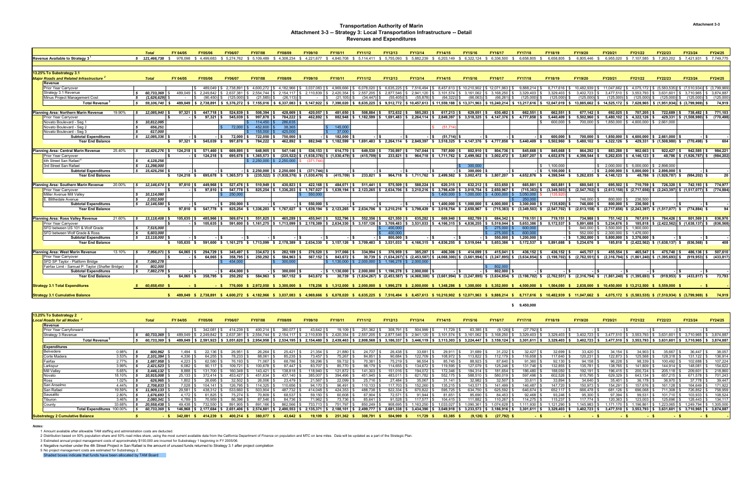# Transportation Authority of Marin

## Attachment 3-3 -- Strategy 3: Local Transportation Infrastructure -- Detail

### Revenues and Expenditures

| | Total | FY 04/05 | FY05/06 | FY06/07 | FY07/08 | FY08/09 | FY09/10 | FY10/11 | FY11/12 | FY12/13 | FY13/14 | FY14/15 | FY15/16 | FY16/17 | FY17/18 | FY18/19 | FY19/20 | FY20/21 | FY21/22 | FY22/23 | FY23/24 | FY24/25 |
|---|---|---|---|---|---|---|---|---|---|---|---|---|---|---|---|---|---|---|---|---|---|---|
| **Revenue Available to Strategy 3** [1] | $ 121,466,738 | $ 978,098 | $ 4,499,683 | $ 5,274,762 | $ 5,109,489 | $ 4,308,234 | $ 4,221,677 | $ 4,840,708 | $ 5,114,411 | $ 5,755,093 | $ 5,882,239 | $ 6,203,149 | $ 6,322,124 | $ 6,336,500 | $ 6,658,805 | $ 6,658,805 | $ 6,805,446 | $ 6,955,020 | $ 7,107,585 | $ 7,263,202 | $ 7,421,931 | $ 7,749,775 |

| 13.25% To Substrategy 3.1 | | | | | | | | | | | | | | | | | | | | | | |
|---|---|---|---|---|---|---|---|---|---|---|---|---|---|---|---|---|---|---|---|---|---|---|
| ***Major Roads and Related Infrastructure*** [2] | **Total** | **FY 04/05** | **FY05/06** | **FY06/07** | **FY07/08** | **FY08/09** | **FY09/10** | **FY10/11** | **FY11/12** | **FY12/13** | **FY13/14** | **FY14/15** | **FY15/16** | **FY16/17** | **FY17/18** | **FY18/19** | **FY19/20** | **FY20/21** | **FY21/22** | **FY22/23** | **FY23/24** | **FY24/25** |
| **Revenue** | | | | | | | | | | | | | | | | | | | | | | |
| Prior Year Carryover | | | $ 489,049 | $ 2,738,891 | $ 4,600,272 | $ 4,182,966 | $ 3,037,083 | $ 4,969,666 | $ 6,078,020 | $ 6,635,225 | $ 7,516,494 | $ 8,457,613 | $ 10,210,902 | $ 12,071,963 | $ 9,888,214 | $ 8,717,616 | $ 10,482,939 | $ 11,047,662 | $ 4,075,172 | $ (5,583,535) | $ (7,510,934) | $ (3,799,969) |
| Strategy 3.1 Revenue | $ 60,733,369 | $ 489,049 | $ 2,249,842 | $ 2,637,381 | $ 2,554,744 | $ 2,154,117 | $ 2,110,839 | $ 2,420,354 | $ 2,557,205 | $ 2,877,546 | $ 2,941,120 | $ 3,101,574 | $ 3,161,062 | $ 3,168,250 | $ 3,329,403 | $ 3,329,403 | $ 3,402,723 | $ 3,477,510 | $ 3,553,793 | $ 3,631,601 | $ 3,710,965 | $ 3,874,887 |
| Minus Project Management Cost | $ (1,626,629) | $ - | $ (90,450) | $ (125,000) | $ (21,585) | $ (26,113) | $ - | $ (21,105) | $ (34,447) | $ (55,405) | $ (55,878) | $ (64,322) | $ (66,063) | $ (66,261) | $ (125,000) | $ (125,000) | $ (125,000) | $ (125,000) | $ (125,000) | $ (125,000) | $ (125,000) | $ (125,000) |
| **Total Revenue** [3] | $ 59,106,740 | $ 489,049 | $ 2,738,891 | $ 5,376,272 | $ 7,155,016 | $ 6,337,083 | $ 5,147,922 | $ 7,390,020 | $ 8,635,225 | $ 9,512,772 | $ 10,457,613 | $ 11,559,188 | $ 13,371,963 | $ 15,240,214 | $ 13,217,616 | $ 12,047,019 | $ 13,885,662 | $ 14,525,172 | $ 7,628,965 | $ (1,951,934) | $ (3,799,969) | $ 74,919 |
| **Planning Area: Northern Marin Revenue** 19.90% | $ 12,085,040 | $ 97,321 | $ 447,718 | $ 524,839 | $ 508,394 | $ 428,669 | $ 420,057 | $ 481,650 | $ 508,884 | $ 572,632 | $ 585,283 | $ 617,213 | $ 629,051 | $ 630,482 | $ 662,551 | $ 662,551 | $ 677,142 | $ 692,025 | $ 707,205 | $ 722,689 | $ 738,482 | $ 771,103 |
| Prior Year Carryover | | $ - | $ 97,321 | $ 545,039 | $ 997,878 | $ 784,222 | $ 462,892 | $ 882,948 | $ 1,182,599 | $ 1,691,483 | $ 2,264,114 | $ 2,849,397 | $ 3,518,325 | $ 4,147,376 | $ 4,777,858 | $ 5,440,409 | $ 5,502,960 | $ 5,480,102 | $ 4,322,126 | $ 429,331 | $ (1,508,980) | $ (770,498) |
| Novato Boulevard - Seg 1 | $ 10,812,085 | | | | $ 114,450 | $ 286,635 | | | | | | | | | | $ 600,000 | $ 700,000 | $ 1,850,000 | $ 4,600,000 | $ 2,661,000 | | |
| Novato Boulevard - Seg 2 | $ 656,251 | | | $ 72,000 | $ 452,600 | $ 38,365 | | $ 145,000 | | | | $ (51,714) | | | | | | | | | | |
| Novato Boulevard - Seg 3 | $ 617,000 | | | | $ 155,000 | $ 425,000 | | $ 37,000 | | | | | | | | | | | | | | |
| **Subtotal Expenditures** | $ 12,085,356 | $ - | $ - | $ 72,000 | $ 722,050 | $ 750,000 | $ - | $ 182,000 | $ - | $ - | $ - | $ (51,714) | $ - | $ - | $ - | $ 600,000 | $ 700,000 | $ 1,850,000 | $ 4,600,000 | $ 2,661,000 | $ - | $ - |
| **Year End Balance** | | $ 97,321 | $ 545,039 | $ 997,878 | $ 784,222 | $ 462,892 | $ 882,948 | $ 1,182,599 | $ 1,691,483 | $ 2,264,114 | $ 2,849,397 | $ 3,518,325 | $ 4,147,376 | $ 4,777,858 | $ 5,440,409 | $ 5,502,960 | $ 5,480,102 | $ 4,322,126 | $ 429,331 | $ (1,508,980) | $ (770,498) | $ 604 |
| **Planning Area: Central Marin Revenue** 25.40% | $ 15,426,276 | $ 124,218 | $ 571,460 | $ 669,895 | $ 648,905 | $ 547,146 | $ 536,153 | $ 614,770 | $ 649,530 | $ 730,897 | $ 747,044 | $ 787,800 | $ 802,910 | $ 804,736 | $ 845,668 | $ 845,668 | $ 864,292 | $ 883,288 | $ 902,663 | $ 922,427 | $ 942,585 | $ 984,221 |
| Prior Year Carryover | | $ - | $ 124,218 | $ 695,678 | $ 1,365,573 | $ (235,522) | $ (1,938,376) | $ (1,030,479) | $ (415,709) | $ 233,821 | $ 964,718 | $ 1,711,762 | $ 2,499,562 | $ 3,002,472 | $ 3,807,207 | $ 4,652,876 | $ 4,398,544 | $ 5,262,835 | $ 4,146,123 | $ 48,786 | $ (1,926,787) | $ (984,202) |
| 4th Street San Rafael [4] | $ 4,128,256 | | | | $ 2,250,000 | $ 2,250,000 | $ (371,744) | | | | | | | | | | | | | | | |
| 3rd Street San Rafael | $ 11,298,000 | | | | | | | | | | | | $ 300,000 | | | $ 1,100,000 | | $ 2,000,000 | $ 5,000,000 | $ 2,898,000 | | |
| **Subtotal Expenditures** | $ 15,426,256 | $ - | $ - | $ - | $ 2,250,000 | $ 2,250,000 | $ (371,744) | $ - | $ - | $ - | $ - | $ - | $ 300,000 | $ - | $ - | $ 1,100,000 | $ - | $ 2,000,000 | $ 5,000,000 | $ 2,898,000 | $ - | $ - |
| **Year End Balance** | | $ 124,218 | $ 695,678 | $ 1,365,573 | $ (235,522) | $ (1,938,376) | $ (1,030,479) | $ (415,709) | $ 233,821 | $ 964,718 | $ 1,711,762 | $ 2,499,562 | $ 3,002,472 | $ 3,807,207 | $ 4,652,876 | $ 4,398,544 | $ 5,262,835 | $ 4,146,123 | $ 48,786 | $ (1,926,787) | $ (984,202) | $ 20 |
| **Planning Area: Southern Marin Revenue** 20.00% | $ 12,146,674 | $ 97,810 | $ 449,968 | $ 527,476 | $ 510,949 | $ 430,823 | $ 422,168 | $ 484,071 | $ 511,441 | $ 575,509 | $ 588,224 | $ 620,315 | $ 632,212 | $ 633,650 | $ 665,881 | $ 665,881 | $ 680,545 | $ 695,502 | $ 710,759 | $ 726,320 | $ 742,193 | $ 774,977 |
| Prior Year Carryover | | $ - | $ 97,810 | $ 547,778 | $ 825,254 | $ 1,336,203 | $ 1,767,027 | $ 1,639,194 | $ 2,123,265 | $ 2,634,706 | $ 3,210,216 | $ 3,798,439 | $ 3,018,754 | $ 2,650,967 | $ (715,383) | $ (3,349,503) | $ (2,547,702) | $ (2,613,158) | $ (2,717,656) | $ (2,243,397) | $ (1,517,077) | $ (774,884) |
| Miller Avenue Mill Valley | $ 10,114,080 | | | $ 250,000 | | | $ 550,000 | | | | | $ 1,400,000 | $ 1,000,000 | $ 4,000,000 | $ 3,050,000 | $ (135,920) | | | | | | |
| E. Blithedale Avenue | $ 2,032,500 | | | | | | | | | | | | | | $ 250,000 | | $ 746,000 | $ 800,000 | $ 236,500 | | | |
| **Subtotal Expenditures** | $ 12,146,580 | $ - | $ - | $ 250,000 | $ - | $ - | $ 550,000 | $ - | $ - | $ - | $ - | $ 1,400,000 | $ 1,000,000 | $ 4,000,000 | $ 3,300,000 | $ (135,920) | $ 746,000 | $ 800,000 | $ 236,500 | $ - | $ - | $ - |
| **Year End Balance** | | $ 97,810 | $ 547,778 | $ 825,254 | $ 1,336,203 | $ 1,767,027 | $ 1,639,194 | $ 2,123,265 | $ 2,634,706 | $ 3,210,216 | $ 3,798,439 | $ 3,018,754 | $ 2,650,967 | $ (715,383) | $ (3,349,503) | $ (2,547,702) | $ (2,613,158) | $ (2,717,656) | $ (2,243,397) | $ (1,517,077) | $ (774,884) | $ 94 |
| **Planning Area: Ross Valley Revenue** 21.60% | $ 13,118,408 | $ 105,635 | $ 485,966 | $ 569,674 | $ 551,825 | $ 465,289 | $ 455,941 | $ 522,796 | $ 552,356 | $ 621,550 | $ 635,282 | $ 669,940 | $ 682,789 | $ 684,342 | $ 719,151 | $ 719,151 | $ 734,988 | $ 751,142 | $ 767,619 | $ 784,426 | $ 801,569 | $ 836,976 |
| Prior Year Carryover | | $ - | $ 105,635 | $ 591,600 | $ 1,161,275 | $ 1,713,099 | $ 2,178,389 | $ 2,634,330 | $ 3,157,126 | $ 3,709,483 | $ 3,531,033 | $ 4,166,315 | $ 4,836,255 | $ 5,519,044 | $ 5,653,386 | $ 5,172,537 | $ 5,891,688 | $ 5,234,676 | $ 185,818 | $ (2,422,562) | $ (1,638,137) | $ (836,568) |
| SFD between US 101 & Wolf Grade | $ 7,515,000 | | | | | | | | | $ 400,000 | | | | $ 275,000 | $ 600,000 | | $ 840,000 | $ 3,500,000 | $ 1,900,000 | | | |
| SFD between Wolf Grade & Ross | $ 5,603,000 | | | | | | | | | $ 400,000 | | | | $ 275,000 | $ 600,000 | | $ 552,000 | $ 2,300,000 | $ 1,476,000 | | | |
| **Subtotal Expenditures** | $ 13,118,000 | $ - | $ - | $ - | $ - | $ - | $ - | $ - | $ - | $ 800,000 | $ - | $ - | $ - | $ 550,000 | $ 1,200,000 | $ - | $ 1,392,000 | $ 5,800,000 | $ 3,376,000 | $ - | $ - | $ - |
| **Year End Balance** | | $ 105,635 | $ 591,600 | $ 1,161,275 | $ 1,713,099 | $ 2,178,389 | $ 2,634,330 | $ 3,157,126 | $ 3,709,483 | $ 3,531,033 | $ 4,166,315 | $ 4,836,255 | $ 5,519,044 | $ 5,653,386 | $ 5,172,537 | $ 5,891,688 | $ 5,234,676 | $ 185,818 | $ (2,422,562) | $ (1,638,137) | $ (836,568) | $ 408 |
| **Planning Area: West Marin Revenue** 13.10% | $ 7,956,071 | $ 64,065 | $ 294,729 | $ 345,497 | $ 334,672 | $ 282,189 | $ 276,520 | $ 317,066 | $ 334,994 | $ 376,959 | $ 385,287 | $ 406,306 | $ 414,099 | $ 415,041 | $ 436,152 | $ 436,152 | $ 445,757 | $ 455,554 | $ 465,547 | $ 475,740 | $ 486,136 | $ 507,610 |
| Prior Year Carryover | | $ - | $ 64,065 | $ 358,795 | $ 250,292 | $ 584,963 | $ 567,152 | $ 843,672 | $ 30,739 | $ (1,634,267) | $ (2,453,587) | $ (4,068,300) | $ (3,661,994) | $ (3,247,895) | $ (3,634,854) | $ (3,198,702) | $ (2,762,551) | $ (2,316,794) | $ (1,861,240) | $ (1,395,693) | $ (919,953) | $ (433,817) |
| SFD SP Taylor - Platform Bridge | $ 7,080,278 | | | $ 454,000 | | $ 300,000 | | $ 1,130,000 | $ 2,000,000 | $ 1,196,278 | $ 2,000,000 | | | | | | | | | | | |
| Fairfax Limit - Samuel P. Taylor (Shafter Bridge) | $ 802,000 | | | | | | | | | | | | | $ 802,000 | | | | | | | | |
| **Subtotal Expenditures** | $ 7,882,278 | $ - | $ - | $ 454,000 | $ - | $ 300,000 | $ - | $ 1,130,000 | $ 2,000,000 | $ 1,196,278 | $ 2,000,000 | $ - | $ - | $ 802,000 | $ - | $ - | $ - | $ - | $ - | $ - | $ - | $ - |
| **Year End Balance** | | $ 64,065 | $ 358,795 | $ 250,292 | $ 584,963 | $ 567,152 | $ 843,672 | $ 30,739 | $ (1,634,267) | $ (2,453,587) | $ (4,068,300) | $ (3,661,994) | $ (3,247,895) | $ (3,634,854) | $ (3,198,702) | $ (2,762,551) | $ (2,316,794) | $ (1,861,240) | $ (1,395,693) | $ (919,953) | $ (433,817) | $ 73,793 |
| **Strategy 3.1 Total Expenditures** | $ 60,658,450 | $ - | $ - | $ 776,000 | $ 2,972,050 | $ 3,300,000 | $ 178,256 | $ 1,312,000 | $ 2,000,000 | $ 1,996,278 | $ 2,000,000 | $ 1,348,286 | $ 1,300,000 | $ 5,352,000 | $ 4,500,000 | $ 1,564,080 | $ 2,838,000 | $ 10,450,000 | $ 13,212,500 | $ 5,559,000 | $ - | $ - |
| **Strategy 3.1 Cumulative Balance** | | $ 489,049 | $ 2,738,891 | $ 4,600,272 | $ 4,182,966 | $ 3,037,083 | $ 4,969,666 | $ 6,078,020 | $ 6,635,225 | $ 7,516,494 | $ 8,457,613 | $ 10,210,902 | $ 12,071,963 | $ 9,888,214 | $ 8,717,616 | $ 10,482,939 | $ 11,047,662 | $ 4,075,172 | $ (5,583,535) | $ (7,510,934) | $ (3,799,969) | $ 74,919 |

$ 9,450,000

| 13.25% To Substrategy 3.2 | | | | | | | | | | | | | | | | | | | | | | |
|---|---|---|---|---|---|---|---|---|---|---|---|---|---|---|---|---|---|---|---|---|---|---|
| ***Local Roads for All Modes*** [2] | **Total** | **FY 04/05** | **FY05/06** | **FY06/07** | **FY07/08** | **FY08/09** | **FY09/10** | **FY10/11** | **FY11/12** | **FY12/13** | **FY13/14** | **FY14/15** | **FY15/16** | **FY16/17** | **FY17/18** | **FY18/19** | **FY19/20** | **FY20/21** | **FY21/22** | **FY22/23** | **FY23/24** | **FY24/25** |
| **Revenue** | | | | | | | | | | | | | | | | | | | | | | |
| Prior Year Carryforward | | | $ 342,081 | $ 414,239 | $ 400,214 | $ 380,077 | $ 43,642 | $ 19,109 | $ 251,362 | $ 308,791 | $ 504,999 | $ 11,729 | $ 63,385 | $ (9,126) | $ (27,792) | $ - | $ - | $ - | $ - | $ - | $ - | $ - |
| Strategy 3 Revenue | $ 60,733,369 | $ 489,049 | $ 2,249,842 | $ 2,637,381 | $ 2,554,744 | $ 2,154,117 | $ 2,110,839 | $ 2,420,354 | $ 2,557,205 | $ 2,877,546 | $ 2,941,120 | $ 3,101,574 | $ 3,161,062 | $ 3,168,250 | $ 3,329,403 | $ 3,329,403 | $ 3,402,723 | $ 3,477,510 | $ 3,553,793 | $ 3,631,601 | $ 3,710,965 | $ 3,874,887 |
| **Total Revenue** [5] | $ 60,733,369 | $ 489,049 | $ 2,591,923 | $ 3,051,620 | $ 2,954,958 | $ 2,534,195 | $ 2,154,480 | $ 2,439,463 | $ 2,808,568 | $ 3,186,337 | $ 3,446,119 | $ 3,113,303 | $ 3,224,447 | $ 3,159,124 | $ 3,301,611 | $ 3,329,403 | $ 3,402,723 | $ 3,477,510 | $ 3,553,793 | $ 3,631,601 | $ 3,710,965 | $ 3,874,887 |
| **Expenditures** | | | | | | | | | | | | | | | | | | | | | | |
| Belvedere 0.98% | $ 600,962 | $ 1,494 | $ 22,136 | $ 26,951 | $ 26,264 | $ 25,421 | $ 21,354 | $ 21,880 | $ 24,737 | $ 26,438 | $ 33,681 | $ 29,911 | $ 31,689 | $ 31,232 | $ 32,427 | $ 32,699 | $ 33,420 | $ 34,154 | $ 34,903 | $ 35,667 | $ 36,447 | $ 38,057 |
| Corte Madera 3.53% | $ 2,101,384 | $ 4,336 | $ 64,255 | $ 78,233 | $ 88,061 | $ 85,235 | $ 73,457 | $ 75,267 | $ 84,851 | $ 90,684 | $ 122,709 | $ 108,972 | $ 113,822 | $ 112,179 | $ 116,658 | $ 117,640 | $ 120,231 | $ 122,873 | $ 125,568 | $ 128,318 | $ 131,122 | $ 136,914 |
| Fairfax 2.77% | $ 1,687,958 | $ 4,223 | $ 62,580 | $ 76,193 | $ 71,067 | $ 68,786 | $ 58,296 | $ 59,732 | $ 70,381 | $ 75,219 | $ 96,554 | $ 85,745 | $ 88,923 | $ 87,640 | $ 91,360 | $ 92,130 | $ 94,158 | $ 96,228 | $ 98,339 | $ 100,492 | $ 102,688 | $ 107,224 |
| Larkspur 3.99% | $ 2,421,523 | $ 6,082 | $ 90,117 | $ 109,721 | $ 100,678 | $ 97,447 | $ 83,707 | $ 85,770 | $ 98,179 | $ 114,655 | $ 134,672 | $ 119,595 | $ 127,079 | $ 125,246 | $ 131,746 | $ 132,855 | $ 135,781 | $ 138,765 | $ 141,809 | $ 144,914 | $ 148,081 | $ 154,622 |
| Mill Valley 5.65% | $ 3,446,132 | $ 8,888 | $ 131,700 | $ 160,349 | $ 143,421 | $ 138,818 | $ 118,940 | $ 121,872 | $ 141,303 | $ 151,016 | $ 194,072 | $ 172,346 | $ 184,314 | $ 181,654 | $ 186,480 | $ 188,050 | $ 192,191 | $ 196,415 | $ 200,724 | $ 205,118 | $ 209,801 | $ 218,860 |
| Novato 18.10% | $ 10,915,008 | $ 25,133 | $ 372,414 | $ 453,427 | $ 451,634 | $ 437,140 | $ 385,007 | $ 394,496 | $ 451,945 | $ 483,011 | $ 621,782 | $ 552,175 | $ 588,510 | $ 580,019 | $ 597,496 | $ 602,526 | $ 615,795 | $ 629,329 | $ 643,134 | $ 657,215 | $ 671,578 | $ 701,243 |
| Ross 1.02% | $ 626,965 | $ 1,802 | $ 26,695 | $ 32,502 | $ 26,006 | $ 23,479 | $ 21,567 | $ 22,099 | $ 25,716 | $ 27,484 | $ 35,067 | $ 31,141 | $ 32,982 | $ 32,507 | $ 33,611 | $ 33,894 | $ 34,640 | $ 35,401 | $ 36,178 | $ 36,970 | $ 37,778 | $ 39,447 |
| San Anselmo 4.44% | $ 2,708,833 | $ 7,028 | $ 104,141 | $ 126,795 | $ 114,325 | $ 110,656 | $ 94,170 | $ 96,491 | $ 110,133 | $ 117,703 | $ 152,260 | $ 135,215 | $ 143,571 | $ 141,499 | $ 146,487 | $ 147,720 | $ 150,973 | $ 154,291 | $ 157,676 | $ 161,128 | $ 164,649 | $ 171,922 |
| San Rafael 19.59% | $ 11,909,133 | $ 29,581 | $ 438,312 | $ 533,660 | $ 503,904 | $ 487,732 | $ 414,048 | $ 424,353 | $ 488,738 | $ 522,334 | $ 670,822 | $ 595,725 | $ 634,750 | $ 625,592 | $ 646,674 | $ 652,117 | $ 666,478 | $ 681,126 | $ 696,068 | $ 711,308 | $ 726,852 | $ 758,959 |
| Sausalito 2.80% | $ 1,676,693 | $ 4,172 | $ 61,825 | $ 75,274 | $ 70,809 | $ 68,537 | $ 59,150 | $ 60,608 | $ 67,904 | $ 72,571 | $ 91,944 | $ 81,651 | $ 85,690 | $ 84,453 | $ 92,468 | $ 93,246 | $ 95,300 | $ 97,394 | $ 99,531 | $ 101,710 | $ 103,933 | $ 108,524 |
| Tiburon 3.46% | $ 2,080,341 | $ 4,789 | $ 70,959 | $ 86,396 | $ 87,546 | $ 84,736 | $ 71,962 | $ 73,736 | $ 85,641 | $ 91,528 | $ 117,577 | $ 104,415 | $ 111,882 | $ 110,267 | $ 114,275 | $ 115,237 | $ 117,774 | $ 120,363 | $ 123,003 | $ 125,696 | $ 128,443 | $ 134,117 |
| County 33.68% | $ 20,558,438 | $ 49,438 | $ 732,550 | $ 891,905 | $ 891,166 | $ 862,566 | $ 733,713 | $ 751,797 | $ 850,249 | $ 908,695 | $ 1,163,250 | $ 1,033,027 | $ 1,090,361 | $ 1,074,628 | $ 1,111,930 | $ 1,121,290 | $ 1,145,983 | $ 1,171,170 | $ 1,196,861 | $ 1,223,065 | $ 1,249,794 | $ 1,305,000 |
| **Total Expenditures** 100.00% | $ 60,733,369 | $ 146,968 | $ 2,177,684 | $ 2,651,406 | $ 2,574,881 | $ 2,490,553 | $ 2,135,371 | $ 2,188,101 | $ 2,499,777 | $ 2,681,338 | $ 3,434,390 | $ 3,049,918 | $ 3,233,573 | $ 3,186,916 | $ 3,301,611 | $ 3,329,403 | $ 3,402,723 | $ 3,477,510 | $ 3,553,793 | $ 3,631,601 | $ 3,710,965 | $ 3,874,887 |
| **Substrategy 3.2 Cumulative Balance** | $ - | $ 342,081 | $ 414,239 | $ 400,214 | $ 380,077 | $ 43,642 | $ 19,109 | $ 251,362 | $ 308,791 | $ 504,999 | $ 11,729 | $ 63,385 | $ (9,126) | $ (27,792) | $ - | $ - | $ - | $ - | $ - | $ - | $ - | $ - |

*Notes:*

1 Amount available after allowable TAM staffing and administration costs are deducted.

2 Distribution based on 50% population share and 50% road miles share, using the most current available data from the California Department of Finance on population and MTC on lane miles. Data will be updated as a part of the Strategic Plan.

3 Estimated annual project management costs of approximately $100,000 are incurred for Substrategy 1 beginning in FY 2005/06.

4 Negative number under the 4th Street Project in San Rafael is the amount of unused funds returned to Strategy 3.1 after project completion

5 No project management costs are estimated for Substrategy 2.

Shaded boxes indicate that funds have been allocated by TAM Board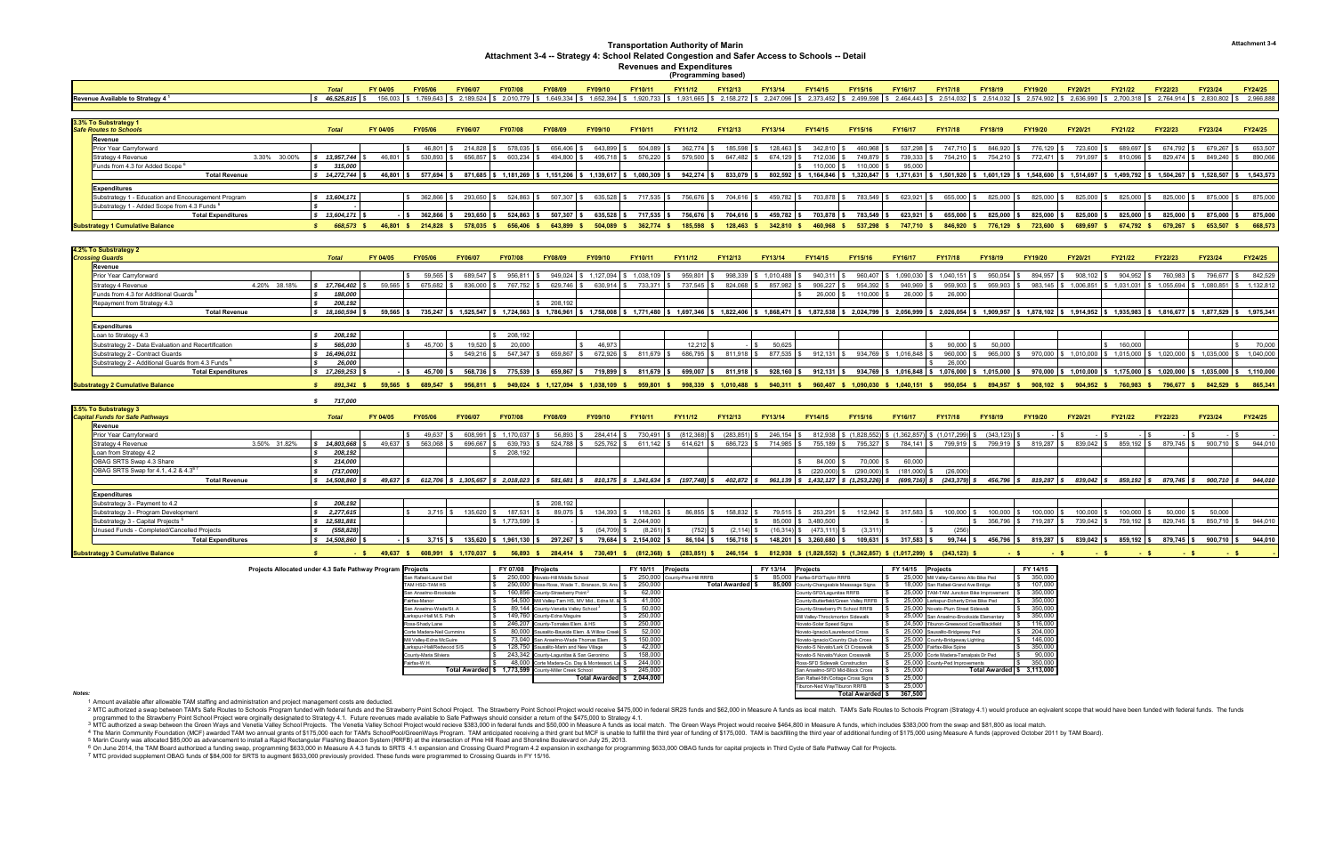# Transportation Authority of Marin

## Attachment 3-4 -- Strategy 4: School Related Congestion and Safer Access to Schools -- Detail

### Revenues and Expenditures

(Programming based)

Attachment 3-4

| | Total | FY 04/05 | FY05/06 | FY06/07 | FY07/08 | FY08/09 | FY09/10 | FY10/11 | FY11/12 | FY12/13 | FY13/14 | FY14/15 | FY15/16 | FY16/17 | FY17/18 | FY18/19 | FY19/20 | FY20/21 | FY21/22 | FY22/23 | FY23/24 | FY24/25 |
|---|---|---|---|---|---|---|---|---|---|---|---|---|---|---|---|---|---|---|---|---|---|---|
| **Revenue Available to Strategy 4** [1] | $ 46,525,815 | $ 156,003 | $ 1,769,643 | $ 2,189,524 | $ 2,010,779 | $ 1,649,334 | $ 1,652,394 | $ 1,920,733 | $ 1,931,665 | $ 2,158,272 | $ 2,247,096 | $ 2,373,452 | $ 2,499,598 | $ 2,464,443 | $ 2,514,032 | $ 2,514,032 | $ 2,574,902 | $ 2,636,990 | $ 2,700,318 | $ 2,764,914 | $ 2,830,802 | $ 2,966,888 |

| **3.3% To Substrategy 1** *Safe Routes to Schools* | Total | FY 04/05 | FY05/06 | FY06/07 | FY07/08 | FY08/09 | FY09/10 | FY10/11 | FY11/12 | FY12/13 | FY13/14 | FY14/15 | FY15/16 | FY16/17 | FY17/18 | FY18/19 | FY19/20 | FY20/21 | FY21/22 | FY22/23 | FY23/24 | FY24/25 |
|---|---|---|---|---|---|---|---|---|---|---|---|---|---|---|---|---|---|---|---|---|---|---|
| **Revenue** | | | | | | | | | | | | | | | | | | | | | | |
| Prior Year Carryforward | | | $ 46,801 | $ 214,828 | $ 578,035 | $ 656,406 | $ 643,899 | $ 504,089 | $ 362,774 | $ 185,598 | $ 128,463 | $ 342,810 | $ 460,968 | $ 537,298 | $ 747,710 | $ 846,920 | $ 776,129 | $ 723,600 | $ 689,697 | $ 674,792 | $ 679,267 | $ 653,507 |
| Strategy 4 Revenue 3.30% 30.00% | $ 13,957,744 | $ 46,801 | $ 530,893 | $ 656,857 | $ 603,234 | $ 494,800 | $ 495,718 | $ 576,220 | $ 579,500 | $ 647,482 | $ 674,129 | $ 712,036 | $ 749,879 | $ 739,333 | $ 754,210 | $ 754,210 | $ 772,471 | $ 791,097 | $ 810,096 | $ 829,474 | $ 849,240 | $ 890,066 |
| Funds from 4.3 for Added Scope [6] | $ 315,000 | | | | | | | | | | | $ 110,000 | $ 110,000 | $ 95,000 | | | | | | | | |
| **Total Revenue** | $ 14,272,744 | $ 46,801 | $ 577,694 | $ 871,685 | $ 1,181,269 | $ 1,151,206 | $ 1,139,617 | $ 1,080,309 | $ 942,274 | $ 833,079 | $ 802,592 | $ 1,164,846 | $ 1,320,847 | $ 1,371,631 | $ 1,501,920 | $ 1,601,129 | $ 1,548,600 | $ 1,514,697 | $ 1,499,792 | $ 1,504,267 | $ 1,528,507 | $ 1,543,573 |
| **Expenditures** | | | | | | | | | | | | | | | | | | | | | | |
| Substrategy 1 - Education and Encouragement Program | $ 13,604,171 | | $ 362,866 | $ 293,650 | $ 524,863 | $ 507,307 | $ 635,528 | $ 717,535 | $ 756,676 | $ 704,616 | $ 459,782 | $ 703,878 | $ 783,549 | $ 623,921 | $ 655,000 | $ 825,000 | $ 825,000 | $ 825,000 | $ 825,000 | $ 825,000 | $ 875,000 | $ 875,000 |
| Substrategy 1 - Added Scope from 4.3 Funds [6] | $ - | | | | | | | | | | | | | | | | | | | | | |
| **Total Expenditures** | $ 13,604,171 | $ - | $ 362,866 | $ 293,650 | $ 524,863 | $ 507,307 | $ 635,528 | $ 717,535 | $ 756,676 | $ 704,616 | $ 459,782 | $ 703,878 | $ 783,549 | $ 623,921 | $ 655,000 | $ 825,000 | $ 825,000 | $ 825,000 | $ 825,000 | $ 825,000 | $ 875,000 | $ 875,000 |
| **Substrategy 1 Cumulative Balance** | $ 668,573 | $ 46,801 | $ 214,828 | $ 578,035 | $ 656,406 | $ 643,899 | $ 504,089 | $ 362,774 | $ 185,598 | $ 128,463 | $ 342,810 | $ 460,968 | $ 537,298 | $ 747,710 | $ 846,920 | $ 776,129 | $ 723,600 | $ 689,697 | $ 674,792 | $ 679,267 | $ 653,507 | $ 668,573 |

| **4.2% To Substrategy 2** *Crossing Guards* | Total | FY 04/05 | FY05/06 | FY06/07 | FY07/08 | FY08/09 | FY09/10 | FY10/11 | FY11/12 | FY12/13 | FY13/14 | FY14/15 | FY15/16 | FY16/17 | FY17/18 | FY18/19 | FY19/20 | FY20/21 | FY21/22 | FY22/23 | FY23/24 | FY24/25 |
|---|---|---|---|---|---|---|---|---|---|---|---|---|---|---|---|---|---|---|---|---|---|---|
| **Revenue** | | | | | | | | | | | | | | | | | | | | | | |
| Prior Year Carryforward | | | $ 59,565 | $ 689,547 | $ 956,811 | $ 949,024 | $ 1,127,094 | $ 1,038,109 | $ 959,801 | $ 998,339 | $ 1,010,488 | $ 940,311 | $ 960,407 | $ 1,090,030 | $ 1,040,151 | $ 950,054 | $ 894,957 | $ 908,102 | $ 904,952 | $ 760,983 | $ 796,677 | $ 842,529 |
| Strategy 4 Revenue 4.20% 38.18% | $ 17,764,402 | $ 59,565 | $ 675,682 | $ 836,000 | $ 767,752 | $ 629,746 | $ 630,914 | $ 733,371 | $ 737,545 | $ 824,068 | $ 857,982 | $ 906,227 | $ 954,392 | $ 940,969 | $ 959,903 | $ 959,903 | $ 983,145 | $ 1,006,851 | $ 1,031,031 | $ 1,055,694 | $ 1,080,851 | $ 1,132,812 |
| Funds from 4.3 for Additional Guards [6] | $ 188,000 | | | | | | | | | | | $ 26,000 | $ 110,000 | $ 26,000 | $ 26,000 | | | | | | | |
| Repayment from Strategy 4.3 | $ 208,192 | | | | | $ 208,192 | | | | | | | | | | | | | | | | |
| **Total Revenue** | $ 18,160,594 | $ 59,565 | $ 735,247 | $ 1,525,547 | $ 1,724,563 | $ 1,786,961 | $ 1,758,008 | $ 1,771,480 | $ 1,697,346 | $ 1,822,406 | $ 1,868,471 | $ 1,872,538 | $ 2,024,799 | $ 2,056,999 | $ 2,026,054 | $ 1,909,957 | $ 1,878,102 | $ 1,914,952 | $ 1,935,983 | $ 1,816,677 | $ 1,877,529 | $ 1,975,341 |
| **Expenditures** | | | | | | | | | | | | | | | | | | | | | | |
| Loan to Strategy 4.3 | $ 208,192 | | | | $ 208,192 | | | | | | | | | | | | | | | | | |
| Substrategy 2 - Data Evaluation and Recertification | $ 565,030 | | $ 45,700 | $ 19,520 | $ 20,000 | | $ 46,973 | | $ 12,212 | $ - | $ 50,625 | | | | $ 90,000 | $ 50,000 | | | $ 160,000 | | | $ 70,000 |
| Substrategy 2 - Contract Guards | $ 16,496,031 | | | $ 549,216 | $ 547,347 | $ 659,867 | $ 672,926 | $ 811,679 | $ 686,795 | $ 811,918 | $ 877,535 | $ 912,131 | $ 934,769 | $ 1,016,848 | $ 960,000 | $ 965,000 | $ 970,000 | $ 1,010,000 | $ 1,015,000 | $ 1,020,000 | $ 1,035,000 | $ 1,040,000 |
| Substrategy 2 - Additional Guards from 4.3 Funds [6] | $ 26,000 | | | | | | | | | | | | | | $ 26,000 | | | | | | | |
| **Total Expenditures** | $ 17,269,253 | $ - | $ 45,700 | $ 568,736 | $ 775,539 | $ 659,867 | $ 719,899 | $ 811,679 | $ 699,007 | $ 811,918 | $ 928,160 | $ 912,131 | $ 934,769 | $ 1,016,848 | $ 1,076,000 | $ 1,015,000 | $ 970,000 | $ 1,010,000 | $ 1,175,000 | $ 1,020,000 | $ 1,035,000 | $ 1,110,000 |
| **Substrategy 2 Cumulative Balance** | $ 891,341 | $ 59,565 | $ 689,547 | $ 956,811 | $ 949,024 | $ 1,127,094 | $ 1,038,109 | $ 959,801 | $ 998,339 | $ 1,010,488 | $ 940,311 | $ 960,407 | $ 1,090,030 | $ 1,040,151 | $ 950,054 | $ 894,957 | $ 908,102 | $ 904,952 | $ 760,983 | $ 796,677 | $ 842,529 | $ 865,341 |

$ 717,000

| **3.5% To Substrategy 3** *Capital Funds for Safe Pathways* | Total | FY 04/05 | FY05/06 | FY06/07 | FY07/08 | FY08/09 | FY09/10 | FY10/11 | FY11/12 | FY12/13 | FY13/14 | FY14/15 | FY15/16 | FY16/17 | FY17/18 | FY18/19 | FY19/20 | FY20/21 | FY21/22 | FY22/23 | FY23/24 | FY24/25 |
|---|---|---|---|---|---|---|---|---|---|---|---|---|---|---|---|---|---|---|---|---|---|---|
| **Revenue** | | | | | | | | | | | | | | | | | | | | | | |
| Prior Year Carryforward | | | $ 49,637 | $ 608,991 | $ 1,170,037 | $ 56,893 | $ 284,414 | $ 730,491 | $ (812,368) | $ (283,851) | $ 246,154 | $ 812,938 | $ (1,828,552) | $ (1,362,857) | $ (1,017,299) | $ (343,123) | $ - | $ - | $ - | $ - | $ - | $ - |
| Strategy 4 Revenue 3.50% 31.82% | $ 14,803,668 | $ 49,637 | $ 563,068 | $ 696,667 | $ 639,793 | $ 524,788 | $ 525,762 | $ 611,142 | $ 614,621 | $ 686,723 | $ 714,985 | $ 755,189 | $ 795,327 | $ 784,141 | $ 799,919 | $ 799,919 | $ 819,287 | $ 839,042 | $ 859,192 | $ 879,745 | $ 900,710 | $ 944,010 |
| Loan from Strategy 4.2 | $ 208,192 | | | | $ 208,192 | | | | | | | | | | | | | | | | | |
| OBAG SRTS Swap 4.3 Share | $ 214,000 | | | | | | | | | | | $ 84,000 | $ 70,000 | $ 60,000 | | | | | | | | |
| OBAG SRTS Swap for 4.1, 4.2 & 4.3 [6] [7] | $ (717,000) | | | | | | | | | | | $ (220,000) | $ (290,000) | $ (181,000) | $ (26,000) | | | | | | | |
| **Total Revenue** | $ 14,508,860 | $ 49,637 | $ 612,706 | $ 1,305,657 | $ 2,018,023 | $ 581,681 | $ 810,175 | $ 1,341,634 | $ (197,748) | $ 402,872 | $ 961,139 | $ 1,432,127 | $ (1,253,226) | $ (699,716) | $ (243,379) | $ 456,796 | $ 819,287 | $ 839,042 | $ 859,192 | $ 879,745 | $ 900,710 | $ 944,010 |
| **Expenditures** | | | | | | | | | | | | | | | | | | | | | | |
| Substrategy 3 - Payment to 4.2 | $ 208,192 | | | | | $ 208,192 | | | | | | | | | | | | | | | | |
| Substrategy 3 - Program Development | $ 2,277,615 | | $ 3,715 | $ 135,620 | $ 187,531 | $ 89,075 | $ 134,393 | $ 118,263 | $ 86,855 | $ 158,832 | $ 79,515 | $ 253,291 | $ 112,942 | $ 317,583 | $ 100,000 | $ 100,000 | $ 100,000 | $ 100,000 | $ 100,000 | $ 50,000 | $ 50,000 | |
| Substrategy 3 - Capital Projects [5] | $ 12,581,881 | | | | $ 1,773,599 | $ - | | $ 2,044,000 | $ - | | $ 85,000 | $ 3,480,500 | $ - | | $ - | $ 356,796 | $ 719,287 | $ 739,042 | $ 759,192 | $ 829,745 | $ 850,710 | $ 944,010 |
| Unused Funds - Completed/Cancelled Projects | $ (558,828) | | | | | $ - | $ (54,709) | $ (8,261) | $ (752) | $ (2,114) | $ (16,314) | $ (473,111) | $ (3,311) | | $ (256) | | | | | | | |
| **Total Expenditures** | $ 14,508,860 | $ - | $ 3,715 | $ 135,620 | $ 1,961,130 | $ 297,267 | $ 79,684 | $ 2,154,002 | $ 86,104 | $ 156,718 | $ 148,201 | $ 3,260,680 | $ 109,631 | $ 317,583 | $ 99,744 | $ 456,796 | $ 819,287 | $ 839,042 | $ 859,192 | $ 879,745 | $ 900,710 | $ 944,010 |
| **Substrategy 3 Cumulative Balance** | $ - | $ 49,637 | $ 608,991 | $ 1,170,037 | $ 56,893 | $ 284,414 | $ 730,491 | $ (812,368) | $ (283,851) | $ 246,154 | $ 812,938 | $ (1,828,552) | $ (1,362,857) | $ (1,017,299) | $ (343,123) | $ - | $ - | $ - | $ - | $ - | $ - | $ - |

**Projects Allocated under 4.3 Safe Pathway Program**

| Projects | FY 07/08 | Projects | FY 10/11 | Projects | FY 13/14 | Projects | FY 14/15 | Projects | FY 14/15 |
|---|---|---|---|---|---|---|---|---|---|
| San Rafael-Laurel Dell | $ 250,000 | Novato-Hill Middle School | $ 250,000 | County-Pine Hill RRFB | $ 85,000 | Fairfax-SFD/Taylor RRFB | $ 25,000 | Mill Valley-Camino Alto Bike Ped | $ 350,000 |
| TAM HSD-TAM HS | $ 250,000 | Ross-Ross, Wade T., Brandon, St. Ans | $ 250,000 | Total Awarded | $ 85,000 | County-Changeable Message Signs | $ 18,000 | San Rafael-Grand Ave Bridge | $ 107,000 |
| San Anselmo-Brookside | $ 160,896 | County-Strawberry Point [1] | $ 62,000 | | | County-SFD/Lagunitas RRFB | $ 25,000 | TAM-TAM Junction Bike Improvement | $ 350,000 |
| Fairfax-Manor | $ 54,500 | Mill Valley-Tam HS, MV Mid., Edna M. & S | $ 41,000 | | | County-Butterfield/Green Valley RRFB | $ 25,000 | Larkspur-Doherty Drive Bike Ped | $ 350,000 |
| San Anselmo-Wade/St. A | $ 89,144 | County-Venetia Valley School [1] | $ 50,000 | | | County-Strawberry Pt School RRFB | $ 25,000 | Novato-Plum Street Sidewalk | $ 350,000 |
| Larkspur-Hall M.S. Path | $ 149,760 | County-Edna Maguire | $ 250,000 | | | Mill Valley-Throckmorton Sidewalk | $ 25,000 | San Anselmo-Brookside Elementary | $ 350,000 |
| Ross-Shady Lane | $ 246,207 | County-Tomales Elem. & HS | $ 250,000 | | | Novato-Solar Speed Signs | $ 24,500 | Tiburon-Greenwood Cove/Blackfield | $ 116,000 |
| Corte Madera-Neil Cummins | $ 80,000 | Sausalito-Bayside Elem. & Willow Creek | $ 52,000 | | | Novato-Ignacio/Laurelwood Cross | $ 25,000 | Sausalito-Bridgeway Ped | $ 204,000 |
| Mill Valley-Edna McGuire | $ 73,040 | San Anselmo-Wade Thomas Elem. | $ 150,000 | | | Novato-Ignacio/Country Club Cross | $ 25,000 | County-Bridgeway Lighting | $ 146,000 |
| Larkspur-Hall/Redwood S/S | $ 128,750 | Sausalito-Marin and New Village | $ 42,000 | | | Novato-S Novato/Lark Ct Crosswalk | $ 25,000 | Fairfax-Bike Spine | $ 350,000 |
| County-Maria Shriers | $ 243,342 | County-Lagunitas & San Geronimo | $ 158,000 | | | Novato-S Novato/Yukon Crosswalk | $ 25,000 | Corte Madera-Tamalpais Dr Ped | $ 90,000 |
| Fairfax-W.H. | $ 48,000 | Corte Madera-Cor. Day & Montessori, La | $ 244,000 | | | Ross-SFD Sidewalk Construction | $ 25,000 | County-Ped Improvements | $ 350,000 |
| Total Awarded | $ 1,773,599 | County-Miller Creek School | $ 245,000 | | | San Anselmo-SFD Mid-Block Cross | $ 25,000 | Total Awarded | $ 3,113,000 |
| | | Total Awarded | $ 2,044,000 | | | San Rafael-5th/Cottage Cross Signs | $ 25,000 | | |
| | | | | | | Tiburon-Ned Way/Tiburon RRFB | $ 25,000 | | |
| | | | | | | Total Awarded | $ 367,500 | | |

*Notes:*

[1] Amount available after allowable TAM staffing and administration and project management costs are deducted.

[2] MTC authorized a swap between TAM's Safe Routes to Schools Program funded with federal funds and the Strawberry Point School Project. The Strawberry Point School Project would receive $475,000 in federal SR2S funds and $62,000 in Measure A funds as local match. TAM's Safe Routes to Schools Program (Strategy 4.1) would produce an equivalent scope that would have been funded with federal funds. The funds programmed to the Strawberry Point School Project were originally designated to Strategy 4.1. Future revenues made available to Safe Pathways should consider a return of the $475,000 to Strategy 4.1.

[3] MTC authorized a swap between the Green Ways and Venetia Valley School Projects. The Venetia Valley School Project would receive $383,000 in federal funds and $50,000 in Measure A funds as local match. The Green Ways Project would receive $464,800 in Measure A funds, which includes $383,000 from the swap and $81,800 as local match.

[4] The Marin Community Foundation (MCF) awarded TAM two annual grants of $175,000 each for TAM's SchoolPool/GreenWays Program. TAM anticipated receiving a third grant but MCF is unable to fulfill the third year of funding of $175,000. TAM is backfilling the third year of additional funding of $175,000 using Measure A funds (approved October 2011 by TAM Board).

[5] Marin County was allocated $85,000 as advancement to install a Rapid Rectangular Flashing Beacon System (RRFB) at the intersection of Pine Hill Road and Shoreline Boulevard on July 25, 2013.

[6] On June 2014, the TAM Board authorized a funding swap, programming $633,000 in Measure A 4.3 funds to SRTS 4.1 expansion and Crossing Guard Program 4.2 expansion in exchange for programming $633,000 OBAG funds for capital projects in Third Cycle of Safe Pathway Call for Projects.

[7] MTC provided supplement OBAG funds of $84,000 for SRTS to augment $633,000 previously provided. These funds were programmed to Crossing Guards in FY 15/16.